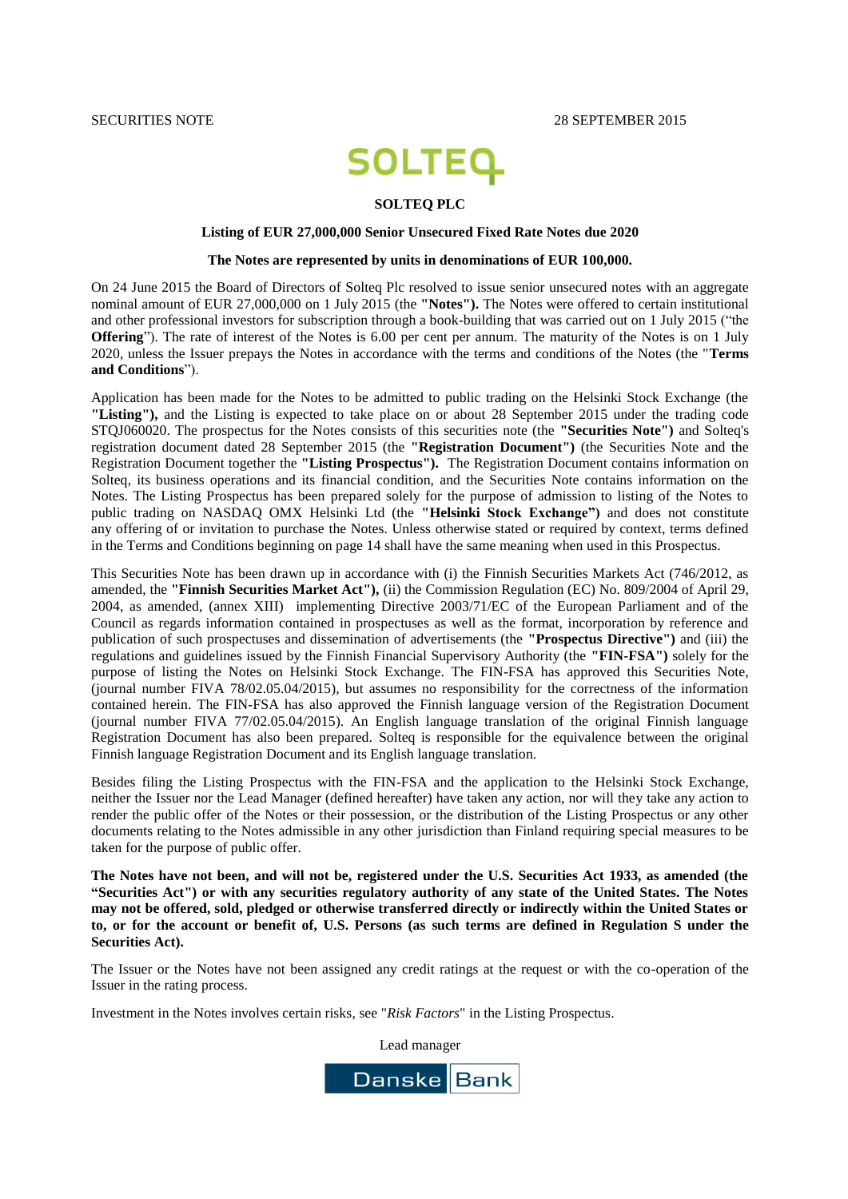SECURITIES NOTE 28 SEPTEMBER 2015

SOLTEQ

**SOLTEQ PLC**

**Listing of EUR 27,000,000 Senior Unsecured Fixed Rate Notes due 2020**

**The Notes are represented by units in denominations of EUR 100,000.**

On 24 June 2015 the Board of Directors of Solteq Plc resolved to issue senior unsecured notes with an aggregate nominal amount of EUR 27,000,000 on 1 July 2015 (the **"Notes").** The Notes were offered to certain institutional and other professional investors for subscription through a book-building that was carried out on 1 July 2015 ("the **Offering**"). The rate of interest of the Notes is 6.00 per cent per annum. The maturity of the Notes is on 1 July 2020, unless the Issuer prepays the Notes in accordance with the terms and conditions of the Notes (the "**Terms and Conditions**").

Application has been made for the Notes to be admitted to public trading on the Helsinki Stock Exchange (the **"Listing"),** and the Listing is expected to take place on or about 28 September 2015 under the trading code STQJ060020. The prospectus for the Notes consists of this securities note (the **"Securities Note")** and Solteq's registration document dated 28 September 2015 (the **"Registration Document")** (the Securities Note and the Registration Document together the **"Listing Prospectus").** The Registration Document contains information on Solteq, its business operations and its financial condition, and the Securities Note contains information on the Notes. The Listing Prospectus has been prepared solely for the purpose of admission to listing of the Notes to public trading on NASDAQ OMX Helsinki Ltd (the **"Helsinki Stock Exchange")** and does not constitute any offering of or invitation to purchase the Notes. Unless otherwise stated or required by context, terms defined in the Terms and Conditions beginning on page 14 shall have the same meaning when used in this Prospectus.

This Securities Note has been drawn up in accordance with (i) the Finnish Securities Markets Act (746/2012, as amended, the **"Finnish Securities Market Act"),** (ii) the Commission Regulation (EC) No. 809/2004 of April 29, 2004, as amended, (annex XIII) implementing Directive 2003/71/EC of the European Parliament and of the Council as regards information contained in prospectuses as well as the format, incorporation by reference and publication of such prospectuses and dissemination of advertisements (the **"Prospectus Directive")** and (iii) the regulations and guidelines issued by the Finnish Financial Supervisory Authority (the **"FIN-FSA")** solely for the purpose of listing the Notes on Helsinki Stock Exchange. The FIN-FSA has approved this Securities Note, (journal number FIVA 78/02.05.04/2015), but assumes no responsibility for the correctness of the information contained herein. The FIN-FSA has also approved the Finnish language version of the Registration Document (journal number FIVA 77/02.05.04/2015). An English language translation of the original Finnish language Registration Document has also been prepared. Solteq is responsible for the equivalence between the original Finnish language Registration Document and its English language translation.

Besides filing the Listing Prospectus with the FIN-FSA and the application to the Helsinki Stock Exchange, neither the Issuer nor the Lead Manager (defined hereafter) have taken any action, nor will they take any action to render the public offer of the Notes or their possession, or the distribution of the Listing Prospectus or any other documents relating to the Notes admissible in any other jurisdiction than Finland requiring special measures to be taken for the purpose of public offer.

**The Notes have not been, and will not be, registered under the U.S. Securities Act 1933, as amended (the "Securities Act") or with any securities regulatory authority of any state of the United States. The Notes may not be offered, sold, pledged or otherwise transferred directly or indirectly within the United States or to, or for the account or benefit of, U.S. Persons (as such terms are defined in Regulation S under the Securities Act).**

The Issuer or the Notes have not been assigned any credit ratings at the request or with the co-operation of the Issuer in the rating process.

Investment in the Notes involves certain risks, see "*Risk Factors*" in the Listing Prospectus.

Lead manager

Danske Bank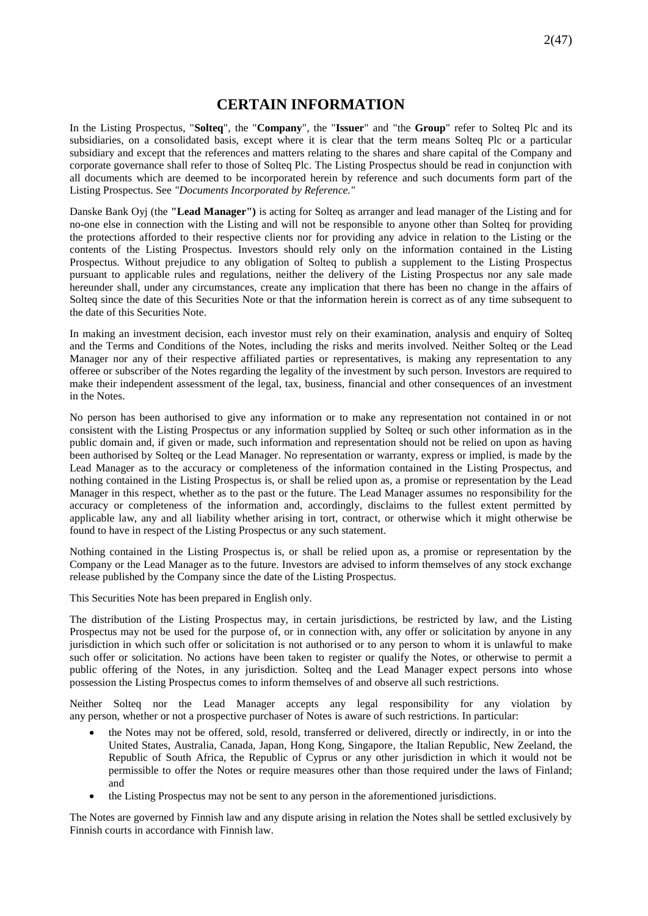# CERTAIN INFORMATION

In the Listing Prospectus, "**Solteq**", the "**Company**", the "**Issuer**" and "the **Group**" refer to Solteq Plc and its subsidiaries, on a consolidated basis, except where it is clear that the term means Solteq Plc or a particular subsidiary and except that the references and matters relating to the shares and share capital of the Company and corporate governance shall refer to those of Solteq Plc. The Listing Prospectus should be read in conjunction with all documents which are deemed to be incorporated herein by reference and such documents form part of the Listing Prospectus. See *"Documents Incorporated by Reference."*

Danske Bank Oyj (the **"Lead Manager")** is acting for Solteq as arranger and lead manager of the Listing and for no-one else in connection with the Listing and will not be responsible to anyone other than Solteq for providing the protections afforded to their respective clients nor for providing any advice in relation to the Listing or the contents of the Listing Prospectus. Investors should rely only on the information contained in the Listing Prospectus. Without prejudice to any obligation of Solteq to publish a supplement to the Listing Prospectus pursuant to applicable rules and regulations, neither the delivery of the Listing Prospectus nor any sale made hereunder shall, under any circumstances, create any implication that there has been no change in the affairs of Solteq since the date of this Securities Note or that the information herein is correct as of any time subsequent to the date of this Securities Note.

In making an investment decision, each investor must rely on their examination, analysis and enquiry of Solteq and the Terms and Conditions of the Notes, including the risks and merits involved. Neither Solteq or the Lead Manager nor any of their respective affiliated parties or representatives, is making any representation to any offeree or subscriber of the Notes regarding the legality of the investment by such person. Investors are required to make their independent assessment of the legal, tax, business, financial and other consequences of an investment in the Notes.

No person has been authorised to give any information or to make any representation not contained in or not consistent with the Listing Prospectus or any information supplied by Solteq or such other information as in the public domain and, if given or made, such information and representation should not be relied on upon as having been authorised by Solteq or the Lead Manager. No representation or warranty, express or implied, is made by the Lead Manager as to the accuracy or completeness of the information contained in the Listing Prospectus, and nothing contained in the Listing Prospectus is, or shall be relied upon as, a promise or representation by the Lead Manager in this respect, whether as to the past or the future. The Lead Manager assumes no responsibility for the accuracy or completeness of the information and, accordingly, disclaims to the fullest extent permitted by applicable law, any and all liability whether arising in tort, contract, or otherwise which it might otherwise be found to have in respect of the Listing Prospectus or any such statement.

Nothing contained in the Listing Prospectus is, or shall be relied upon as, a promise or representation by the Company or the Lead Manager as to the future. Investors are advised to inform themselves of any stock exchange release published by the Company since the date of the Listing Prospectus.

This Securities Note has been prepared in English only.

The distribution of the Listing Prospectus may, in certain jurisdictions, be restricted by law, and the Listing Prospectus may not be used for the purpose of, or in connection with, any offer or solicitation by anyone in any jurisdiction in which such offer or solicitation is not authorised or to any person to whom it is unlawful to make such offer or solicitation. No actions have been taken to register or qualify the Notes, or otherwise to permit a public offering of the Notes, in any jurisdiction. Solteq and the Lead Manager expect persons into whose possession the Listing Prospectus comes to inform themselves of and observe all such restrictions.

Neither Solteq nor the Lead Manager accepts any legal responsibility for any violation by any person, whether or not a prospective purchaser of Notes is aware of such restrictions. In particular:

- the Notes may not be offered, sold, resold, transferred or delivered, directly or indirectly, in or into the United States, Australia, Canada, Japan, Hong Kong, Singapore, the Italian Republic, New Zeeland, the Republic of South Africa, the Republic of Cyprus or any other jurisdiction in which it would not be permissible to offer the Notes or require measures other than those required under the laws of Finland; and
- the Listing Prospectus may not be sent to any person in the aforementioned jurisdictions.

The Notes are governed by Finnish law and any dispute arising in relation the Notes shall be settled exclusively by Finnish courts in accordance with Finnish law.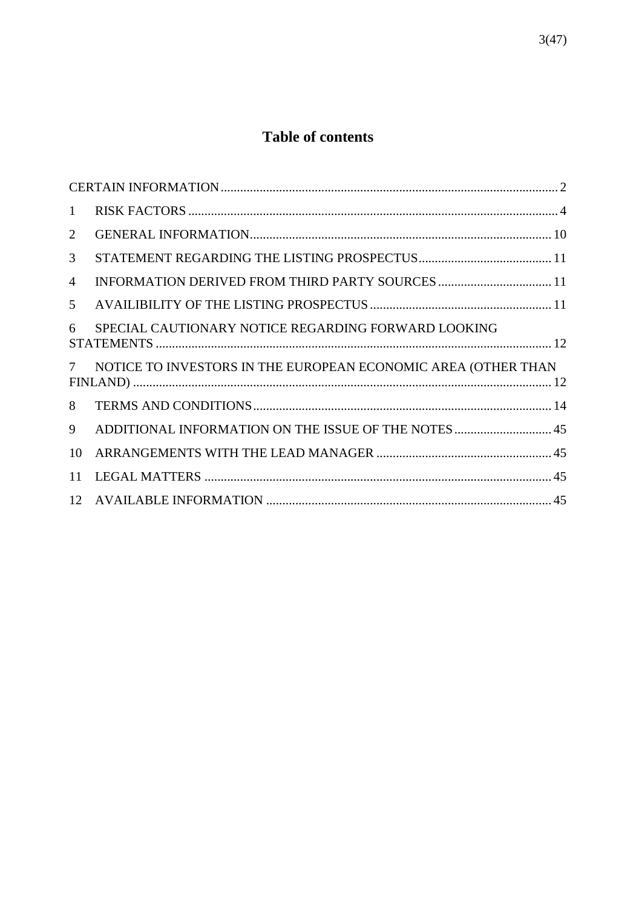# Table of contents

| | | |
|---|---|---|
| | CERTAIN INFORMATION | 2 |
| 1 | RISK FACTORS | 4 |
| 2 | GENERAL INFORMATION | 10 |
| 3 | STATEMENT REGARDING THE LISTING PROSPECTUS | 11 |
| 4 | INFORMATION DERIVED FROM THIRD PARTY SOURCES | 11 |
| 5 | AVAILIBILITY OF THE LISTING PROSPECTUS | 11 |
| 6 | SPECIAL CAUTIONARY NOTICE REGARDING FORWARD LOOKING STATEMENTS | 12 |
| 7 | NOTICE TO INVESTORS IN THE EUROPEAN ECONOMIC AREA (OTHER THAN FINLAND) | 12 |
| 8 | TERMS AND CONDITIONS | 14 |
| 9 | ADDITIONAL INFORMATION ON THE ISSUE OF THE NOTES | 45 |
| 10 | ARRANGEMENTS WITH THE LEAD MANAGER | 45 |
| 11 | LEGAL MATTERS | 45 |
| 12 | AVAILABLE INFORMATION | 45 |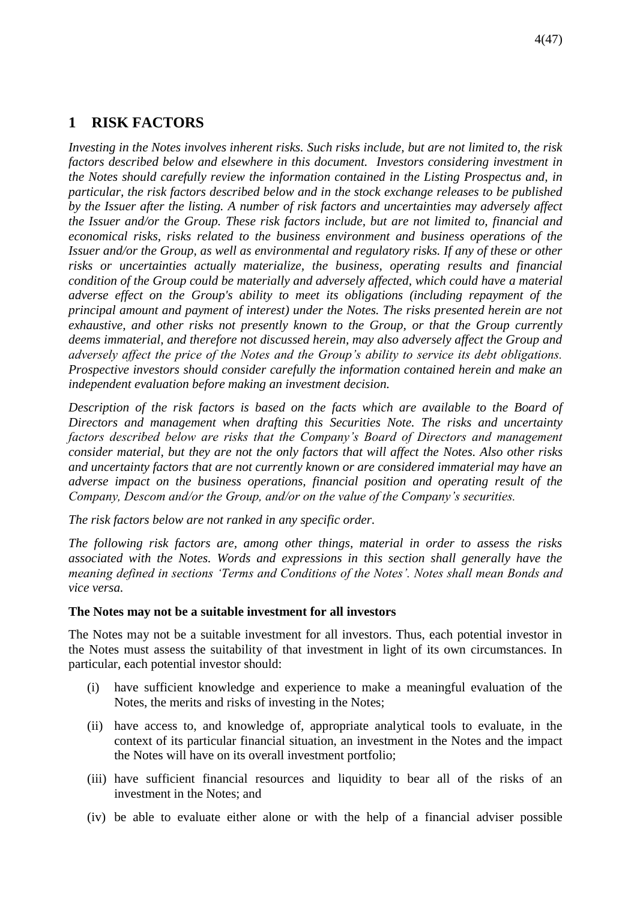# 1 RISK FACTORS

*Investing in the Notes involves inherent risks. Such risks include, but are not limited to, the risk factors described below and elsewhere in this document. Investors considering investment in the Notes should carefully review the information contained in the Listing Prospectus and, in particular, the risk factors described below and in the stock exchange releases to be published by the Issuer after the listing. A number of risk factors and uncertainties may adversely affect the Issuer and/or the Group. These risk factors include, but are not limited to, financial and economical risks, risks related to the business environment and business operations of the Issuer and/or the Group, as well as environmental and regulatory risks. If any of these or other risks or uncertainties actually materialize, the business, operating results and financial condition of the Group could be materially and adversely affected, which could have a material adverse effect on the Group's ability to meet its obligations (including repayment of the principal amount and payment of interest) under the Notes. The risks presented herein are not exhaustive, and other risks not presently known to the Group, or that the Group currently deems immaterial, and therefore not discussed herein, may also adversely affect the Group and adversely affect the price of the Notes and the Group's ability to service its debt obligations. Prospective investors should consider carefully the information contained herein and make an independent evaluation before making an investment decision.*

*Description of the risk factors is based on the facts which are available to the Board of Directors and management when drafting this Securities Note. The risks and uncertainty factors described below are risks that the Company's Board of Directors and management consider material, but they are not the only factors that will affect the Notes. Also other risks and uncertainty factors that are not currently known or are considered immaterial may have an adverse impact on the business operations, financial position and operating result of the Company, Descom and/or the Group, and/or on the value of the Company's securities.*

*The risk factors below are not ranked in any specific order.*

*The following risk factors are, among other things, material in order to assess the risks associated with the Notes. Words and expressions in this section shall generally have the meaning defined in sections 'Terms and Conditions of the Notes'. Notes shall mean Bonds and vice versa.*

**The Notes may not be a suitable investment for all investors**

The Notes may not be a suitable investment for all investors. Thus, each potential investor in the Notes must assess the suitability of that investment in light of its own circumstances. In particular, each potential investor should:

(i) have sufficient knowledge and experience to make a meaningful evaluation of the Notes, the merits and risks of investing in the Notes;

(ii) have access to, and knowledge of, appropriate analytical tools to evaluate, in the context of its particular financial situation, an investment in the Notes and the impact the Notes will have on its overall investment portfolio;

(iii) have sufficient financial resources and liquidity to bear all of the risks of an investment in the Notes; and

(iv) be able to evaluate either alone or with the help of a financial adviser possible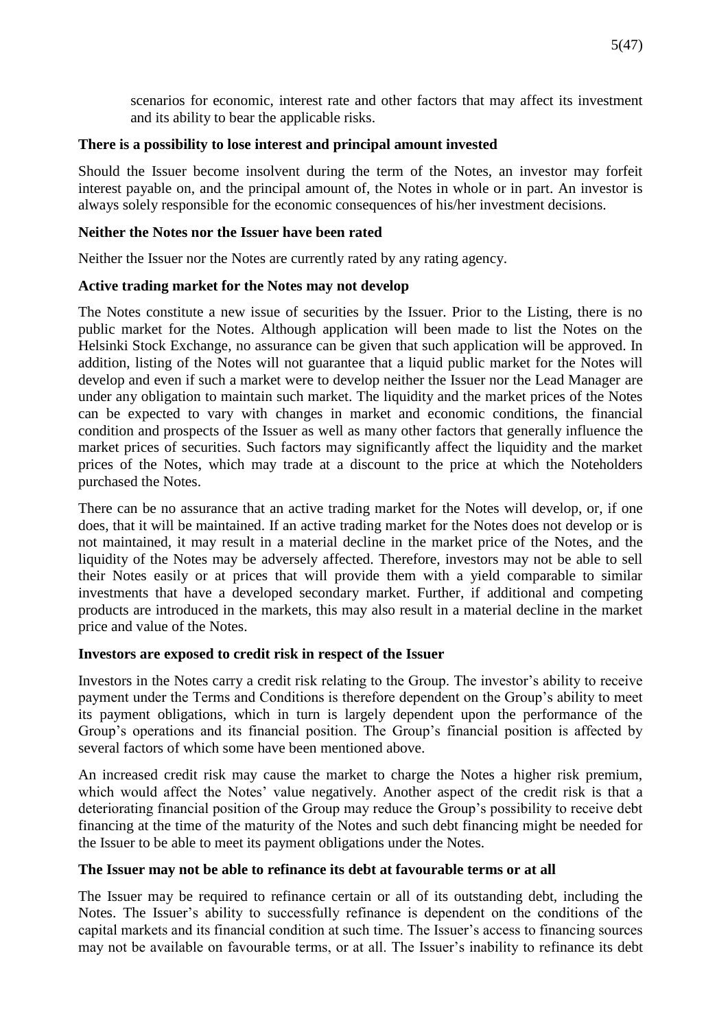scenarios for economic, interest rate and other factors that may affect its investment and its ability to bear the applicable risks.

**There is a possibility to lose interest and principal amount invested**

Should the Issuer become insolvent during the term of the Notes, an investor may forfeit interest payable on, and the principal amount of, the Notes in whole or in part. An investor is always solely responsible for the economic consequences of his/her investment decisions.

**Neither the Notes nor the Issuer have been rated**

Neither the Issuer nor the Notes are currently rated by any rating agency.

**Active trading market for the Notes may not develop**

The Notes constitute a new issue of securities by the Issuer. Prior to the Listing, there is no public market for the Notes. Although application will been made to list the Notes on the Helsinki Stock Exchange, no assurance can be given that such application will be approved. In addition, listing of the Notes will not guarantee that a liquid public market for the Notes will develop and even if such a market were to develop neither the Issuer nor the Lead Manager are under any obligation to maintain such market. The liquidity and the market prices of the Notes can be expected to vary with changes in market and economic conditions, the financial condition and prospects of the Issuer as well as many other factors that generally influence the market prices of securities. Such factors may significantly affect the liquidity and the market prices of the Notes, which may trade at a discount to the price at which the Noteholders purchased the Notes.

There can be no assurance that an active trading market for the Notes will develop, or, if one does, that it will be maintained. If an active trading market for the Notes does not develop or is not maintained, it may result in a material decline in the market price of the Notes, and the liquidity of the Notes may be adversely affected. Therefore, investors may not be able to sell their Notes easily or at prices that will provide them with a yield comparable to similar investments that have a developed secondary market. Further, if additional and competing products are introduced in the markets, this may also result in a material decline in the market price and value of the Notes.

**Investors are exposed to credit risk in respect of the Issuer**

Investors in the Notes carry a credit risk relating to the Group. The investor's ability to receive payment under the Terms and Conditions is therefore dependent on the Group's ability to meet its payment obligations, which in turn is largely dependent upon the performance of the Group's operations and its financial position. The Group's financial position is affected by several factors of which some have been mentioned above.

An increased credit risk may cause the market to charge the Notes a higher risk premium, which would affect the Notes' value negatively. Another aspect of the credit risk is that a deteriorating financial position of the Group may reduce the Group's possibility to receive debt financing at the time of the maturity of the Notes and such debt financing might be needed for the Issuer to be able to meet its payment obligations under the Notes.

**The Issuer may not be able to refinance its debt at favourable terms or at all**

The Issuer may be required to refinance certain or all of its outstanding debt, including the Notes. The Issuer's ability to successfully refinance is dependent on the conditions of the capital markets and its financial condition at such time. The Issuer's access to financing sources may not be available on favourable terms, or at all. The Issuer's inability to refinance its debt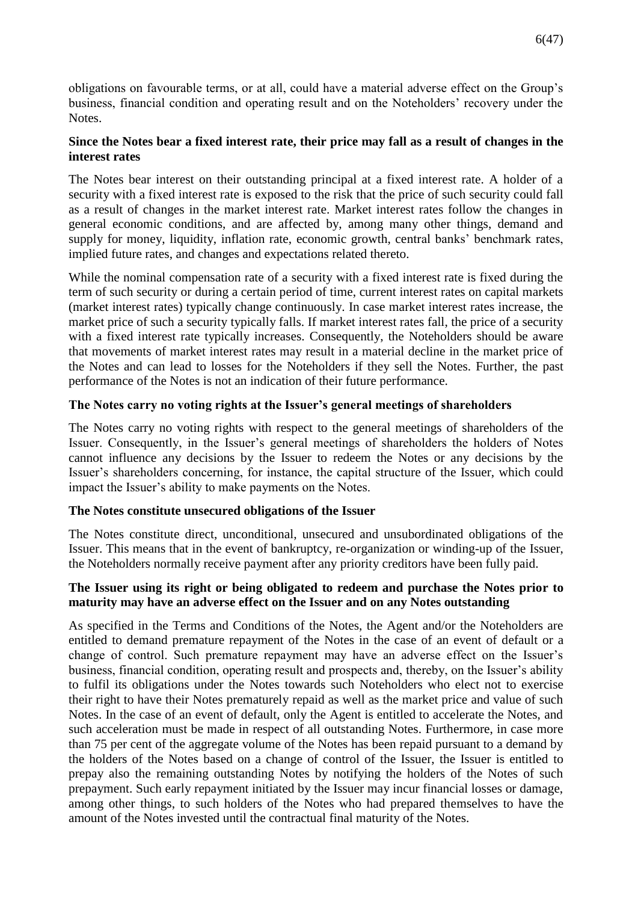obligations on favourable terms, or at all, could have a material adverse effect on the Group's business, financial condition and operating result and on the Noteholders' recovery under the Notes.

### Since the Notes bear a fixed interest rate, their price may fall as a result of changes in the interest rates

The Notes bear interest on their outstanding principal at a fixed interest rate. A holder of a security with a fixed interest rate is exposed to the risk that the price of such security could fall as a result of changes in the market interest rate. Market interest rates follow the changes in general economic conditions, and are affected by, among many other things, demand and supply for money, liquidity, inflation rate, economic growth, central banks' benchmark rates, implied future rates, and changes and expectations related thereto.

While the nominal compensation rate of a security with a fixed interest rate is fixed during the term of such security or during a certain period of time, current interest rates on capital markets (market interest rates) typically change continuously. In case market interest rates increase, the market price of such a security typically falls. If market interest rates fall, the price of a security with a fixed interest rate typically increases. Consequently, the Noteholders should be aware that movements of market interest rates may result in a material decline in the market price of the Notes and can lead to losses for the Noteholders if they sell the Notes. Further, the past performance of the Notes is not an indication of their future performance.

### The Notes carry no voting rights at the Issuer's general meetings of shareholders

The Notes carry no voting rights with respect to the general meetings of shareholders of the Issuer. Consequently, in the Issuer's general meetings of shareholders the holders of Notes cannot influence any decisions by the Issuer to redeem the Notes or any decisions by the Issuer's shareholders concerning, for instance, the capital structure of the Issuer, which could impact the Issuer's ability to make payments on the Notes.

### The Notes constitute unsecured obligations of the Issuer

The Notes constitute direct, unconditional, unsecured and unsubordinated obligations of the Issuer. This means that in the event of bankruptcy, re-organization or winding-up of the Issuer, the Noteholders normally receive payment after any priority creditors have been fully paid.

### The Issuer using its right or being obligated to redeem and purchase the Notes prior to maturity may have an adverse effect on the Issuer and on any Notes outstanding

As specified in the Terms and Conditions of the Notes, the Agent and/or the Noteholders are entitled to demand premature repayment of the Notes in the case of an event of default or a change of control. Such premature repayment may have an adverse effect on the Issuer's business, financial condition, operating result and prospects and, thereby, on the Issuer's ability to fulfil its obligations under the Notes towards such Noteholders who elect not to exercise their right to have their Notes prematurely repaid as well as the market price and value of such Notes. In the case of an event of default, only the Agent is entitled to accelerate the Notes, and such acceleration must be made in respect of all outstanding Notes. Furthermore, in case more than 75 per cent of the aggregate volume of the Notes has been repaid pursuant to a demand by the holders of the Notes based on a change of control of the Issuer, the Issuer is entitled to prepay also the remaining outstanding Notes by notifying the holders of the Notes of such prepayment. Such early repayment initiated by the Issuer may incur financial losses or damage, among other things, to such holders of the Notes who had prepared themselves to have the amount of the Notes invested until the contractual final maturity of the Notes.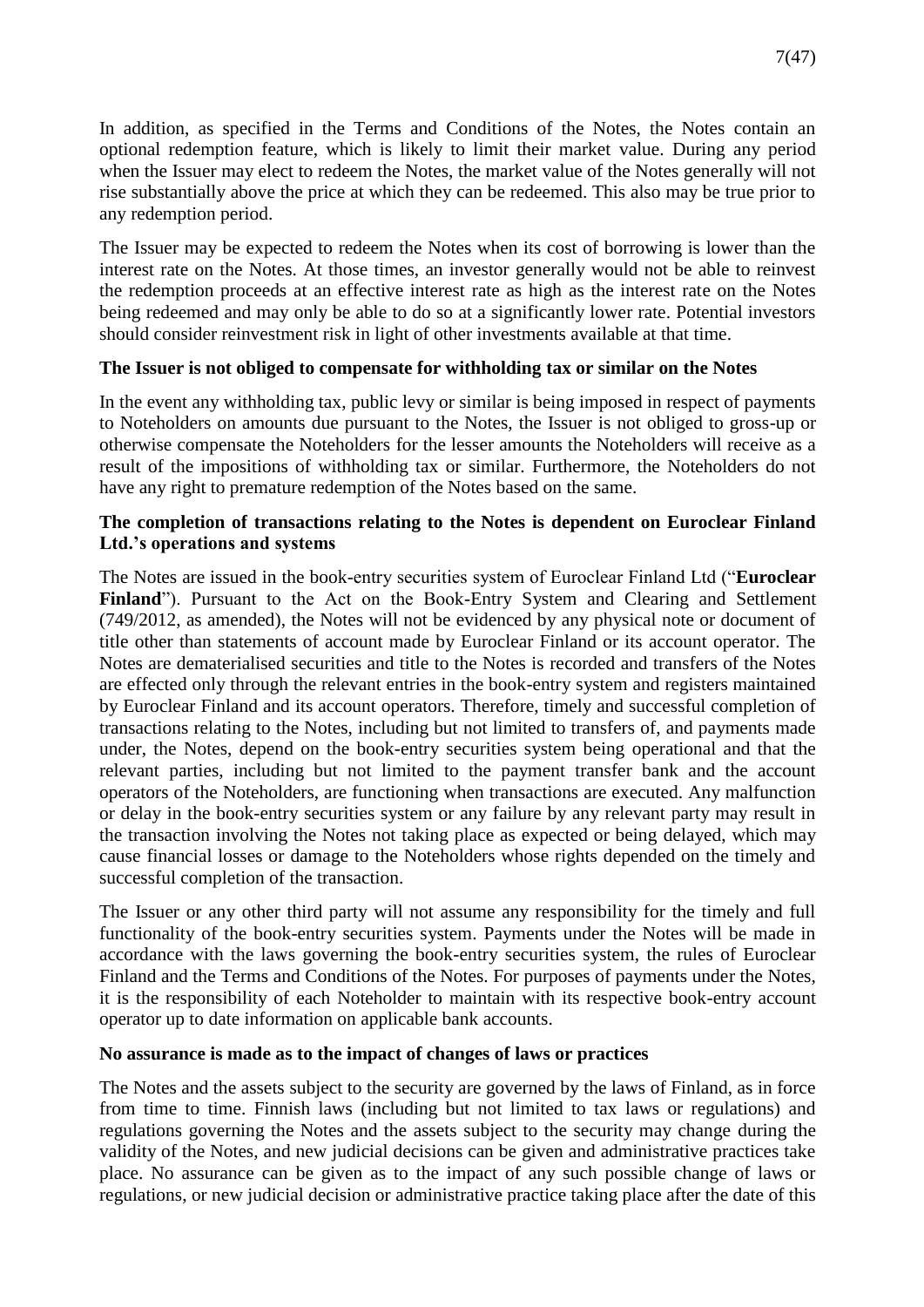In addition, as specified in the Terms and Conditions of the Notes, the Notes contain an optional redemption feature, which is likely to limit their market value. During any period when the Issuer may elect to redeem the Notes, the market value of the Notes generally will not rise substantially above the price at which they can be redeemed. This also may be true prior to any redemption period.

The Issuer may be expected to redeem the Notes when its cost of borrowing is lower than the interest rate on the Notes. At those times, an investor generally would not be able to reinvest the redemption proceeds at an effective interest rate as high as the interest rate on the Notes being redeemed and may only be able to do so at a significantly lower rate. Potential investors should consider reinvestment risk in light of other investments available at that time.

**The Issuer is not obliged to compensate for withholding tax or similar on the Notes**

In the event any withholding tax, public levy or similar is being imposed in respect of payments to Noteholders on amounts due pursuant to the Notes, the Issuer is not obliged to gross-up or otherwise compensate the Noteholders for the lesser amounts the Noteholders will receive as a result of the impositions of withholding tax or similar. Furthermore, the Noteholders do not have any right to premature redemption of the Notes based on the same.

**The completion of transactions relating to the Notes is dependent on Euroclear Finland Ltd.'s operations and systems**

The Notes are issued in the book-entry securities system of Euroclear Finland Ltd ("**Euroclear Finland**"). Pursuant to the Act on the Book-Entry System and Clearing and Settlement (749/2012, as amended), the Notes will not be evidenced by any physical note or document of title other than statements of account made by Euroclear Finland or its account operator. The Notes are dematerialised securities and title to the Notes is recorded and transfers of the Notes are effected only through the relevant entries in the book-entry system and registers maintained by Euroclear Finland and its account operators. Therefore, timely and successful completion of transactions relating to the Notes, including but not limited to transfers of, and payments made under, the Notes, depend on the book-entry securities system being operational and that the relevant parties, including but not limited to the payment transfer bank and the account operators of the Noteholders, are functioning when transactions are executed. Any malfunction or delay in the book-entry securities system or any failure by any relevant party may result in the transaction involving the Notes not taking place as expected or being delayed, which may cause financial losses or damage to the Noteholders whose rights depended on the timely and successful completion of the transaction.

The Issuer or any other third party will not assume any responsibility for the timely and full functionality of the book-entry securities system. Payments under the Notes will be made in accordance with the laws governing the book-entry securities system, the rules of Euroclear Finland and the Terms and Conditions of the Notes. For purposes of payments under the Notes, it is the responsibility of each Noteholder to maintain with its respective book-entry account operator up to date information on applicable bank accounts.

**No assurance is made as to the impact of changes of laws or practices**

The Notes and the assets subject to the security are governed by the laws of Finland, as in force from time to time. Finnish laws (including but not limited to tax laws or regulations) and regulations governing the Notes and the assets subject to the security may change during the validity of the Notes, and new judicial decisions can be given and administrative practices take place. No assurance can be given as to the impact of any such possible change of laws or regulations, or new judicial decision or administrative practice taking place after the date of this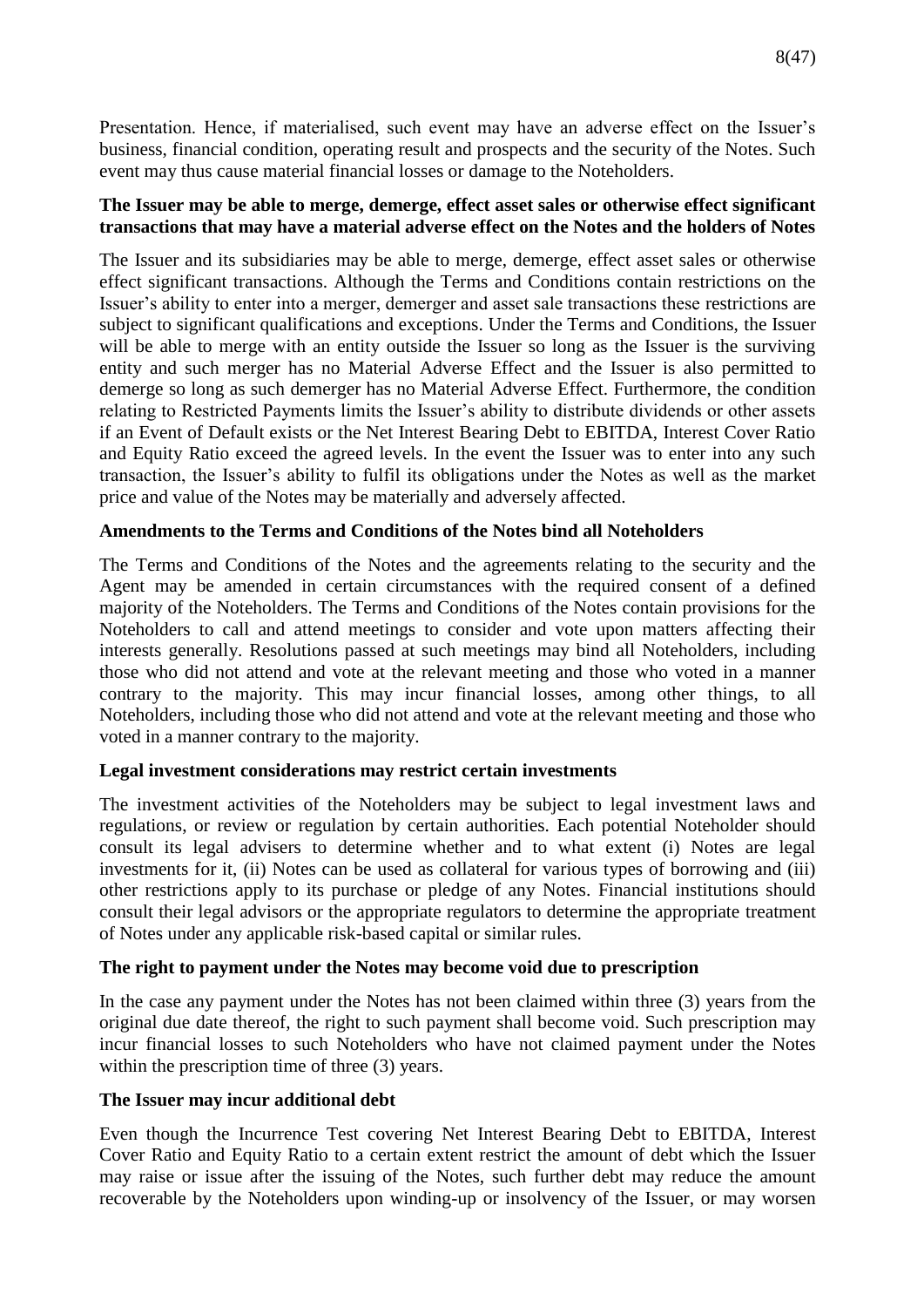Presentation. Hence, if materialised, such event may have an adverse effect on the Issuer's business, financial condition, operating result and prospects and the security of the Notes. Such event may thus cause material financial losses or damage to the Noteholders.

**The Issuer may be able to merge, demerge, effect asset sales or otherwise effect significant transactions that may have a material adverse effect on the Notes and the holders of Notes**

The Issuer and its subsidiaries may be able to merge, demerge, effect asset sales or otherwise effect significant transactions. Although the Terms and Conditions contain restrictions on the Issuer's ability to enter into a merger, demerger and asset sale transactions these restrictions are subject to significant qualifications and exceptions. Under the Terms and Conditions, the Issuer will be able to merge with an entity outside the Issuer so long as the Issuer is the surviving entity and such merger has no Material Adverse Effect and the Issuer is also permitted to demerge so long as such demerger has no Material Adverse Effect. Furthermore, the condition relating to Restricted Payments limits the Issuer's ability to distribute dividends or other assets if an Event of Default exists or the Net Interest Bearing Debt to EBITDA, Interest Cover Ratio and Equity Ratio exceed the agreed levels. In the event the Issuer was to enter into any such transaction, the Issuer's ability to fulfil its obligations under the Notes as well as the market price and value of the Notes may be materially and adversely affected.

**Amendments to the Terms and Conditions of the Notes bind all Noteholders**

The Terms and Conditions of the Notes and the agreements relating to the security and the Agent may be amended in certain circumstances with the required consent of a defined majority of the Noteholders. The Terms and Conditions of the Notes contain provisions for the Noteholders to call and attend meetings to consider and vote upon matters affecting their interests generally. Resolutions passed at such meetings may bind all Noteholders, including those who did not attend and vote at the relevant meeting and those who voted in a manner contrary to the majority. This may incur financial losses, among other things, to all Noteholders, including those who did not attend and vote at the relevant meeting and those who voted in a manner contrary to the majority.

**Legal investment considerations may restrict certain investments**

The investment activities of the Noteholders may be subject to legal investment laws and regulations, or review or regulation by certain authorities. Each potential Noteholder should consult its legal advisers to determine whether and to what extent (i) Notes are legal investments for it, (ii) Notes can be used as collateral for various types of borrowing and (iii) other restrictions apply to its purchase or pledge of any Notes. Financial institutions should consult their legal advisors or the appropriate regulators to determine the appropriate treatment of Notes under any applicable risk-based capital or similar rules.

**The right to payment under the Notes may become void due to prescription**

In the case any payment under the Notes has not been claimed within three (3) years from the original due date thereof, the right to such payment shall become void. Such prescription may incur financial losses to such Noteholders who have not claimed payment under the Notes within the prescription time of three (3) years.

**The Issuer may incur additional debt**

Even though the Incurrence Test covering Net Interest Bearing Debt to EBITDA, Interest Cover Ratio and Equity Ratio to a certain extent restrict the amount of debt which the Issuer may raise or issue after the issuing of the Notes, such further debt may reduce the amount recoverable by the Noteholders upon winding-up or insolvency of the Issuer, or may worsen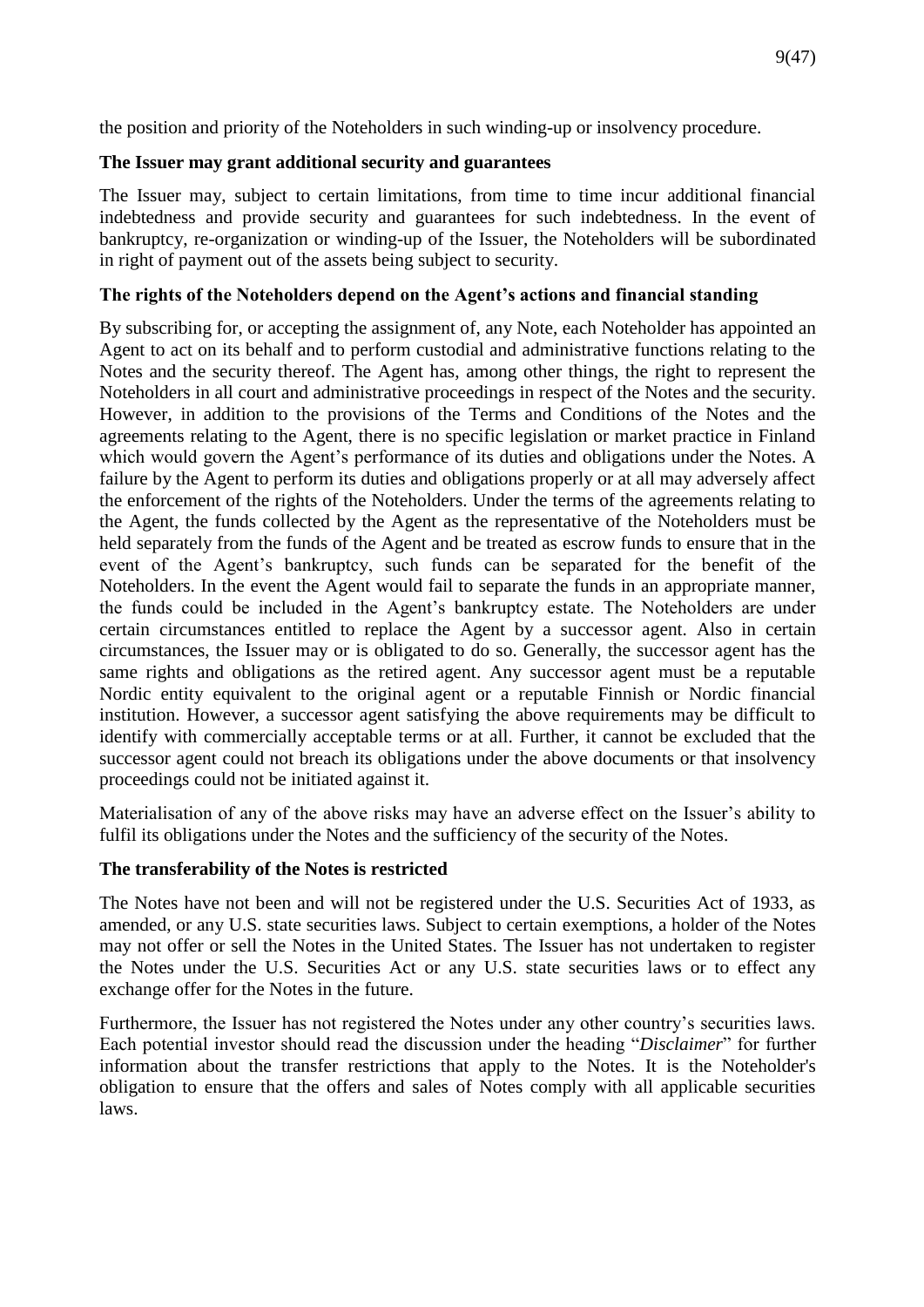the position and priority of the Noteholders in such winding-up or insolvency procedure.

### The Issuer may grant additional security and guarantees

The Issuer may, subject to certain limitations, from time to time incur additional financial indebtedness and provide security and guarantees for such indebtedness. In the event of bankruptcy, re-organization or winding-up of the Issuer, the Noteholders will be subordinated in right of payment out of the assets being subject to security.

### The rights of the Noteholders depend on the Agent's actions and financial standing

By subscribing for, or accepting the assignment of, any Note, each Noteholder has appointed an Agent to act on its behalf and to perform custodial and administrative functions relating to the Notes and the security thereof. The Agent has, among other things, the right to represent the Noteholders in all court and administrative proceedings in respect of the Notes and the security. However, in addition to the provisions of the Terms and Conditions of the Notes and the agreements relating to the Agent, there is no specific legislation or market practice in Finland which would govern the Agent's performance of its duties and obligations under the Notes. A failure by the Agent to perform its duties and obligations properly or at all may adversely affect the enforcement of the rights of the Noteholders. Under the terms of the agreements relating to the Agent, the funds collected by the Agent as the representative of the Noteholders must be held separately from the funds of the Agent and be treated as escrow funds to ensure that in the event of the Agent's bankruptcy, such funds can be separated for the benefit of the Noteholders. In the event the Agent would fail to separate the funds in an appropriate manner, the funds could be included in the Agent's bankruptcy estate. The Noteholders are under certain circumstances entitled to replace the Agent by a successor agent. Also in certain circumstances, the Issuer may or is obligated to do so. Generally, the successor agent has the same rights and obligations as the retired agent. Any successor agent must be a reputable Nordic entity equivalent to the original agent or a reputable Finnish or Nordic financial institution. However, a successor agent satisfying the above requirements may be difficult to identify with commercially acceptable terms or at all. Further, it cannot be excluded that the successor agent could not breach its obligations under the above documents or that insolvency proceedings could not be initiated against it.

Materialisation of any of the above risks may have an adverse effect on the Issuer's ability to fulfil its obligations under the Notes and the sufficiency of the security of the Notes.

### The transferability of the Notes is restricted

The Notes have not been and will not be registered under the U.S. Securities Act of 1933, as amended, or any U.S. state securities laws. Subject to certain exemptions, a holder of the Notes may not offer or sell the Notes in the United States. The Issuer has not undertaken to register the Notes under the U.S. Securities Act or any U.S. state securities laws or to effect any exchange offer for the Notes in the future.

Furthermore, the Issuer has not registered the Notes under any other country's securities laws. Each potential investor should read the discussion under the heading "*Disclaimer*" for further information about the transfer restrictions that apply to the Notes. It is the Noteholder's obligation to ensure that the offers and sales of Notes comply with all applicable securities laws.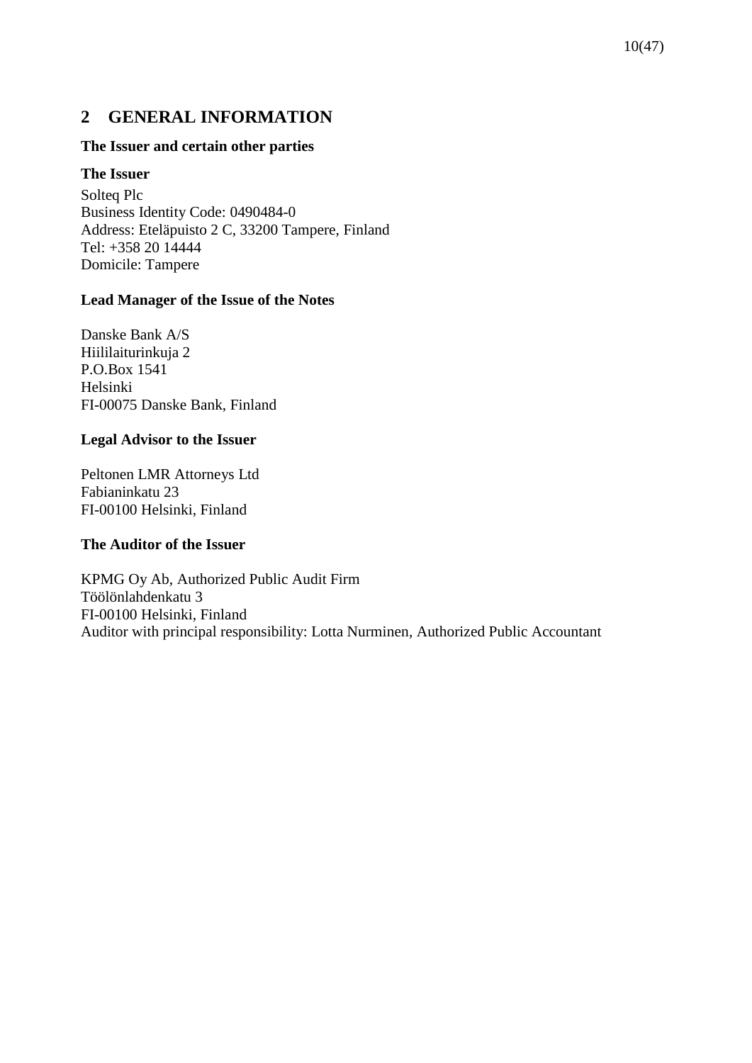# 2 GENERAL INFORMATION

**The Issuer and certain other parties**

**The Issuer**

Solteq Plc
Business Identity Code: 0490484-0
Address: Eteläpuisto 2 C, 33200 Tampere, Finland
Tel: +358 20 14444
Domicile: Tampere

**Lead Manager of the Issue of the Notes**

Danske Bank A/S
Hiililaiturinkuja 2
P.O.Box 1541
Helsinki
FI-00075 Danske Bank, Finland

**Legal Advisor to the Issuer**

Peltonen LMR Attorneys Ltd
Fabianinkatu 23
FI-00100 Helsinki, Finland

**The Auditor of the Issuer**

KPMG Oy Ab, Authorized Public Audit Firm
Töölönlahdenkatu 3
FI-00100 Helsinki, Finland
Auditor with principal responsibility: Lotta Nurminen, Authorized Public Accountant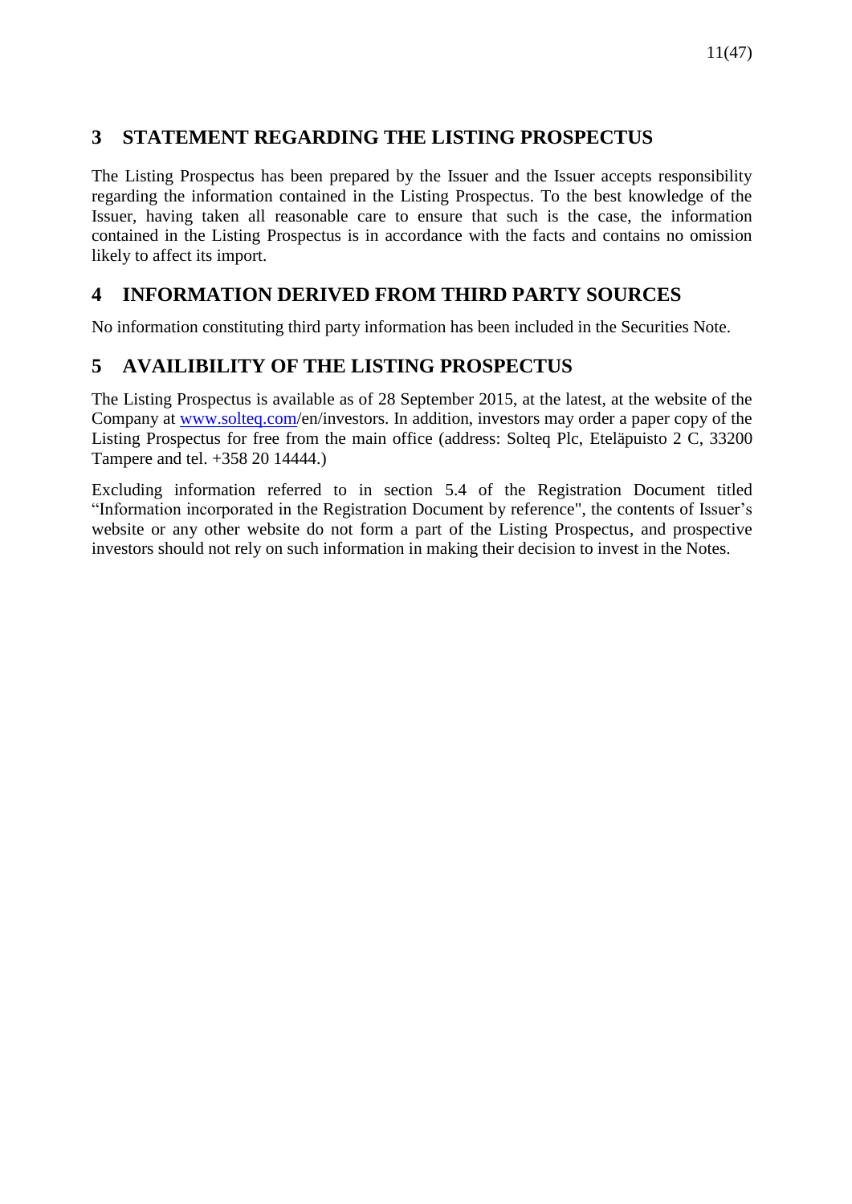## 3 STATEMENT REGARDING THE LISTING PROSPECTUS

The Listing Prospectus has been prepared by the Issuer and the Issuer accepts responsibility regarding the information contained in the Listing Prospectus. To the best knowledge of the Issuer, having taken all reasonable care to ensure that such is the case, the information contained in the Listing Prospectus is in accordance with the facts and contains no omission likely to affect its import.

## 4 INFORMATION DERIVED FROM THIRD PARTY SOURCES

No information constituting third party information has been included in the Securities Note.

## 5 AVAILIBILITY OF THE LISTING PROSPECTUS

The Listing Prospectus is available as of 28 September 2015, at the latest, at the website of the Company at www.solteq.com/en/investors. In addition, investors may order a paper copy of the Listing Prospectus for free from the main office (address: Solteq Plc, Eteläpuisto 2 C, 33200 Tampere and tel. +358 20 14444.)

Excluding information referred to in section 5.4 of the Registration Document titled "Information incorporated in the Registration Document by reference", the contents of Issuer's website or any other website do not form a part of the Listing Prospectus, and prospective investors should not rely on such information in making their decision to invest in the Notes.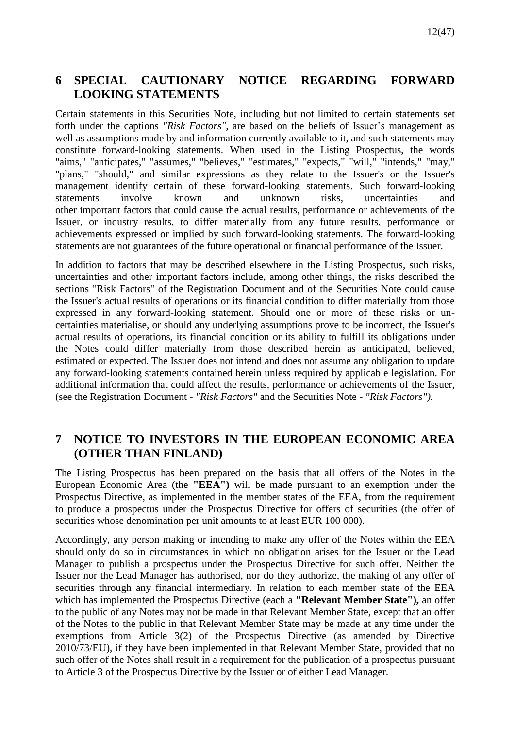## 6 SPECIAL CAUTIONARY NOTICE REGARDING FORWARD LOOKING STATEMENTS

Certain statements in this Securities Note, including but not limited to certain statements set forth under the captions *"Risk Factors",* are based on the beliefs of Issuer's management as well as assumptions made by and information currently available to it, and such statements may constitute forward-looking statements. When used in the Listing Prospectus, the words "aims," "anticipates," "assumes," "believes," "estimates," "expects," "will," "intends," "may," "plans," "should," and similar expressions as they relate to the Issuer's or the Issuer's management identify certain of these forward-looking statements. Such forward-looking statements involve known and unknown risks, uncertainties and other important factors that could cause the actual results, performance or achievements of the Issuer, or industry results, to differ materially from any future results, performance or achievements expressed or implied by such forward-looking statements. The forward-looking statements are not guarantees of the future operational or financial performance of the Issuer.

In addition to factors that may be described elsewhere in the Listing Prospectus, such risks, uncertainties and other important factors include, among other things, the risks described the sections "Risk Factors" of the Registration Document and of the Securities Note could cause the Issuer's actual results of operations or its financial condition to differ materially from those expressed in any forward-looking statement. Should one or more of these risks or uncertainties materialise, or should any underlying assumptions prove to be incorrect, the Issuer's actual results of operations, its financial condition or its ability to fulfill its obligations under the Notes could differ materially from those described herein as anticipated, believed, estimated or expected. The Issuer does not intend and does not assume any obligation to update any forward-looking statements contained herein unless required by applicable legislation. For additional information that could affect the results, performance or achievements of the Issuer, (see the Registration Document - *"Risk Factors"* and the Securities Note - *"Risk Factors").*

## 7 NOTICE TO INVESTORS IN THE EUROPEAN ECONOMIC AREA (OTHER THAN FINLAND)

The Listing Prospectus has been prepared on the basis that all offers of the Notes in the European Economic Area (the **"EEA")** will be made pursuant to an exemption under the Prospectus Directive, as implemented in the member states of the EEA, from the requirement to produce a prospectus under the Prospectus Directive for offers of securities (the offer of securities whose denomination per unit amounts to at least EUR 100 000).

Accordingly, any person making or intending to make any offer of the Notes within the EEA should only do so in circumstances in which no obligation arises for the Issuer or the Lead Manager to publish a prospectus under the Prospectus Directive for such offer. Neither the Issuer nor the Lead Manager has authorised, nor do they authorize, the making of any offer of securities through any financial intermediary. In relation to each member state of the EEA which has implemented the Prospectus Directive (each a **"Relevant Member State"),** an offer to the public of any Notes may not be made in that Relevant Member State, except that an offer of the Notes to the public in that Relevant Member State may be made at any time under the exemptions from Article 3(2) of the Prospectus Directive (as amended by Directive 2010/73/EU), if they have been implemented in that Relevant Member State, provided that no such offer of the Notes shall result in a requirement for the publication of a prospectus pursuant to Article 3 of the Prospectus Directive by the Issuer or of either Lead Manager.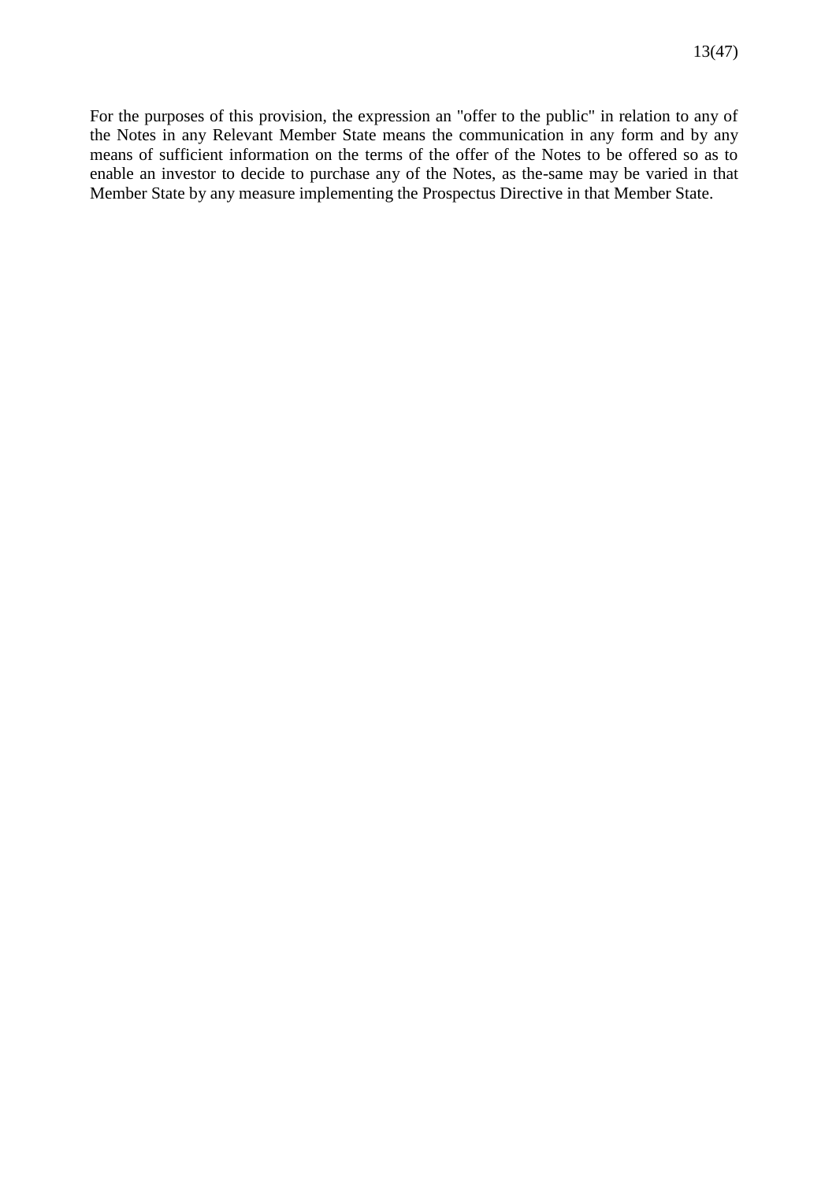For the purposes of this provision, the expression an "offer to the public" in relation to any of the Notes in any Relevant Member State means the communication in any form and by any means of sufficient information on the terms of the offer of the Notes to be offered so as to enable an investor to decide to purchase any of the Notes, as the-same may be varied in that Member State by any measure implementing the Prospectus Directive in that Member State.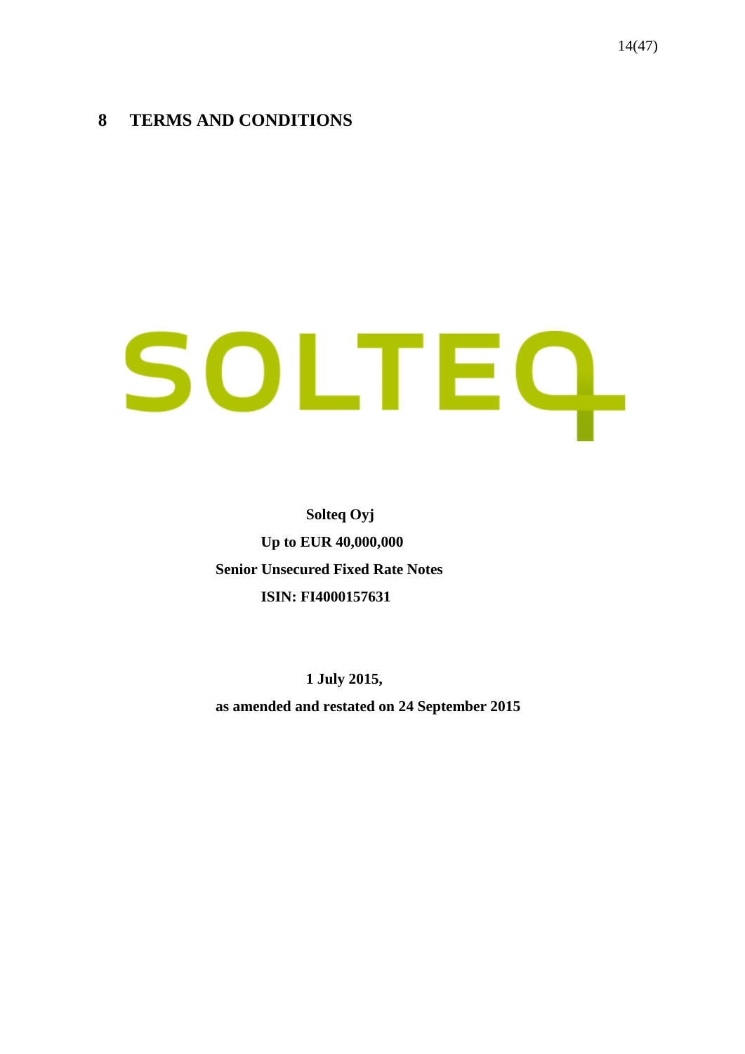# 8 TERMS AND CONDITIONS

SOLTEQ

**Solteq Oyj**

**Up to EUR 40,000,000**

**Senior Unsecured Fixed Rate Notes**

**ISIN: FI4000157631**

**1 July 2015,**

**as amended and restated on 24 September 2015**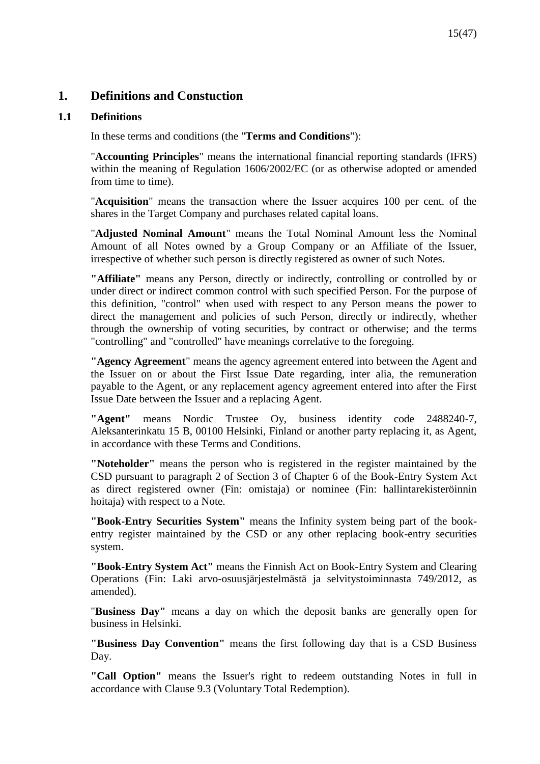# 1. Definitions and Constuction

## 1.1 Definitions

In these terms and conditions (the "**Terms and Conditions**"):

"**Accounting Principles**" means the international financial reporting standards (IFRS) within the meaning of Regulation 1606/2002/EC (or as otherwise adopted or amended from time to time).

"**Acquisition**" means the transaction where the Issuer acquires 100 per cent. of the shares in the Target Company and purchases related capital loans.

"**Adjusted Nominal Amount**" means the Total Nominal Amount less the Nominal Amount of all Notes owned by a Group Company or an Affiliate of the Issuer, irrespective of whether such person is directly registered as owner of such Notes.

**"Affiliate"** means any Person, directly or indirectly, controlling or controlled by or under direct or indirect common control with such specified Person. For the purpose of this definition, "control" when used with respect to any Person means the power to direct the management and policies of such Person, directly or indirectly, whether through the ownership of voting securities, by contract or otherwise; and the terms "controlling" and "controlled" have meanings correlative to the foregoing.

**"Agency Agreement**" means the agency agreement entered into between the Agent and the Issuer on or about the First Issue Date regarding, inter alia, the remuneration payable to the Agent, or any replacement agency agreement entered into after the First Issue Date between the Issuer and a replacing Agent.

**"Agent"** means Nordic Trustee Oy, business identity code 2488240-7, Aleksanterinkatu 15 B, 00100 Helsinki, Finland or another party replacing it, as Agent, in accordance with these Terms and Conditions.

**"Noteholder"** means the person who is registered in the register maintained by the CSD pursuant to paragraph 2 of Section 3 of Chapter 6 of the Book-Entry System Act as direct registered owner (Fin: omistaja) or nominee (Fin: hallintarekisteröinnin hoitaja) with respect to a Note.

**"Book-Entry Securities System"** means the Infinity system being part of the book-entry register maintained by the CSD or any other replacing book-entry securities system.

**"Book-Entry System Act"** means the Finnish Act on Book-Entry System and Clearing Operations (Fin: Laki arvo-osuusjärjestelmästä ja selvitystoiminnasta 749/2012, as amended).

"**Business Day"** means a day on which the deposit banks are generally open for business in Helsinki.

**"Business Day Convention"** means the first following day that is a CSD Business Day.

**"Call Option"** means the Issuer's right to redeem outstanding Notes in full in accordance with Clause 9.3 (Voluntary Total Redemption).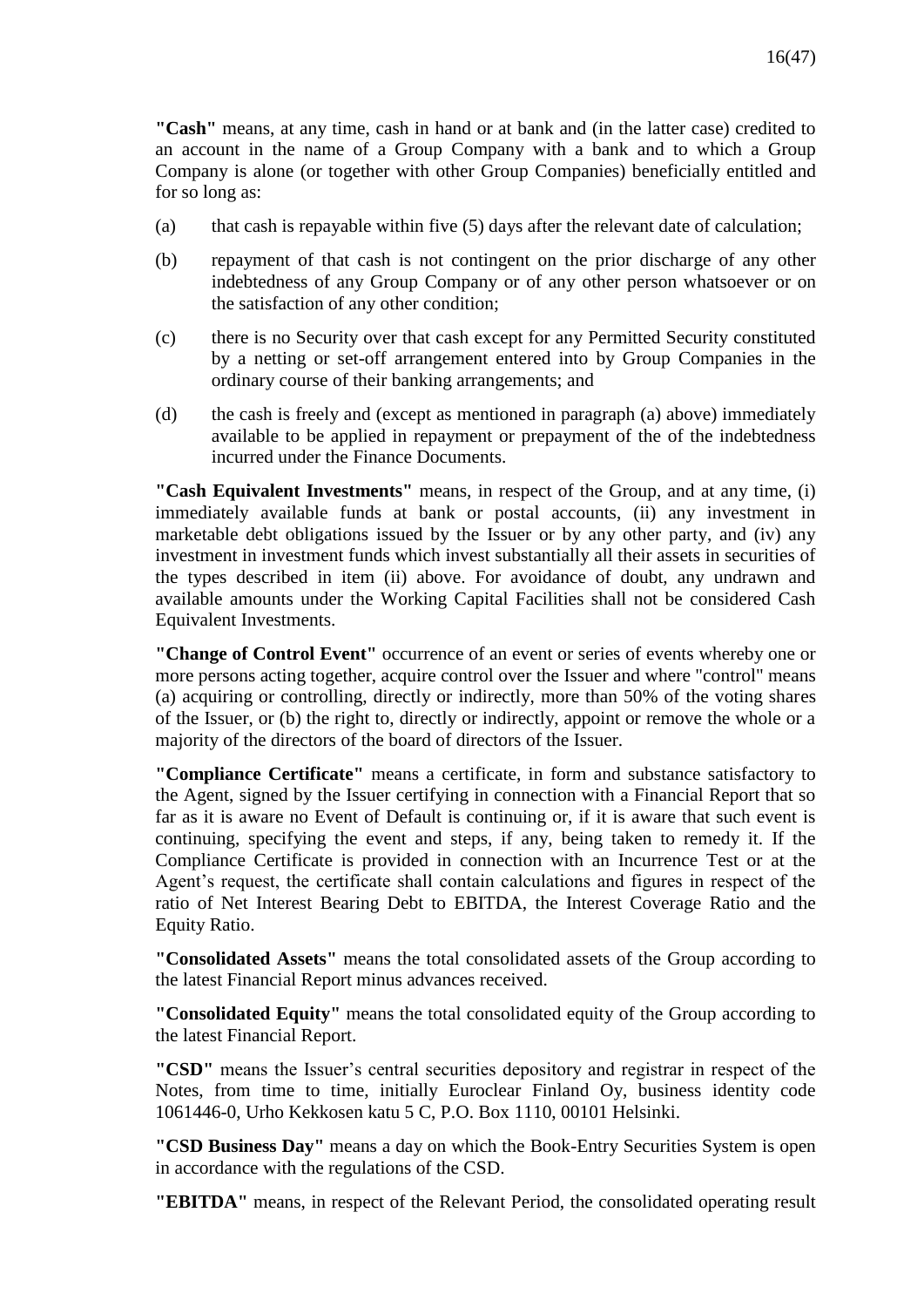**"Cash"** means, at any time, cash in hand or at bank and (in the latter case) credited to an account in the name of a Group Company with a bank and to which a Group Company is alone (or together with other Group Companies) beneficially entitled and for so long as:

(a) that cash is repayable within five (5) days after the relevant date of calculation;

(b) repayment of that cash is not contingent on the prior discharge of any other indebtedness of any Group Company or of any other person whatsoever or on the satisfaction of any other condition;

(c) there is no Security over that cash except for any Permitted Security constituted by a netting or set-off arrangement entered into by Group Companies in the ordinary course of their banking arrangements; and

(d) the cash is freely and (except as mentioned in paragraph (a) above) immediately available to be applied in repayment or prepayment of the of the indebtedness incurred under the Finance Documents.

**"Cash Equivalent Investments"** means, in respect of the Group, and at any time, (i) immediately available funds at bank or postal accounts, (ii) any investment in marketable debt obligations issued by the Issuer or by any other party, and (iv) any investment in investment funds which invest substantially all their assets in securities of the types described in item (ii) above. For avoidance of doubt, any undrawn and available amounts under the Working Capital Facilities shall not be considered Cash Equivalent Investments.

**"Change of Control Event"** occurrence of an event or series of events whereby one or more persons acting together, acquire control over the Issuer and where "control" means (a) acquiring or controlling, directly or indirectly, more than 50% of the voting shares of the Issuer, or (b) the right to, directly or indirectly, appoint or remove the whole or a majority of the directors of the board of directors of the Issuer.

**"Compliance Certificate"** means a certificate, in form and substance satisfactory to the Agent, signed by the Issuer certifying in connection with a Financial Report that so far as it is aware no Event of Default is continuing or, if it is aware that such event is continuing, specifying the event and steps, if any, being taken to remedy it. If the Compliance Certificate is provided in connection with an Incurrence Test or at the Agent's request, the certificate shall contain calculations and figures in respect of the ratio of Net Interest Bearing Debt to EBITDA, the Interest Coverage Ratio and the Equity Ratio.

**"Consolidated Assets"** means the total consolidated assets of the Group according to the latest Financial Report minus advances received.

**"Consolidated Equity"** means the total consolidated equity of the Group according to the latest Financial Report.

**"CSD"** means the Issuer's central securities depository and registrar in respect of the Notes, from time to time, initially Euroclear Finland Oy, business identity code 1061446-0, Urho Kekkosen katu 5 C, P.O. Box 1110, 00101 Helsinki.

**"CSD Business Day"** means a day on which the Book-Entry Securities System is open in accordance with the regulations of the CSD.

**"EBITDA"** means, in respect of the Relevant Period, the consolidated operating result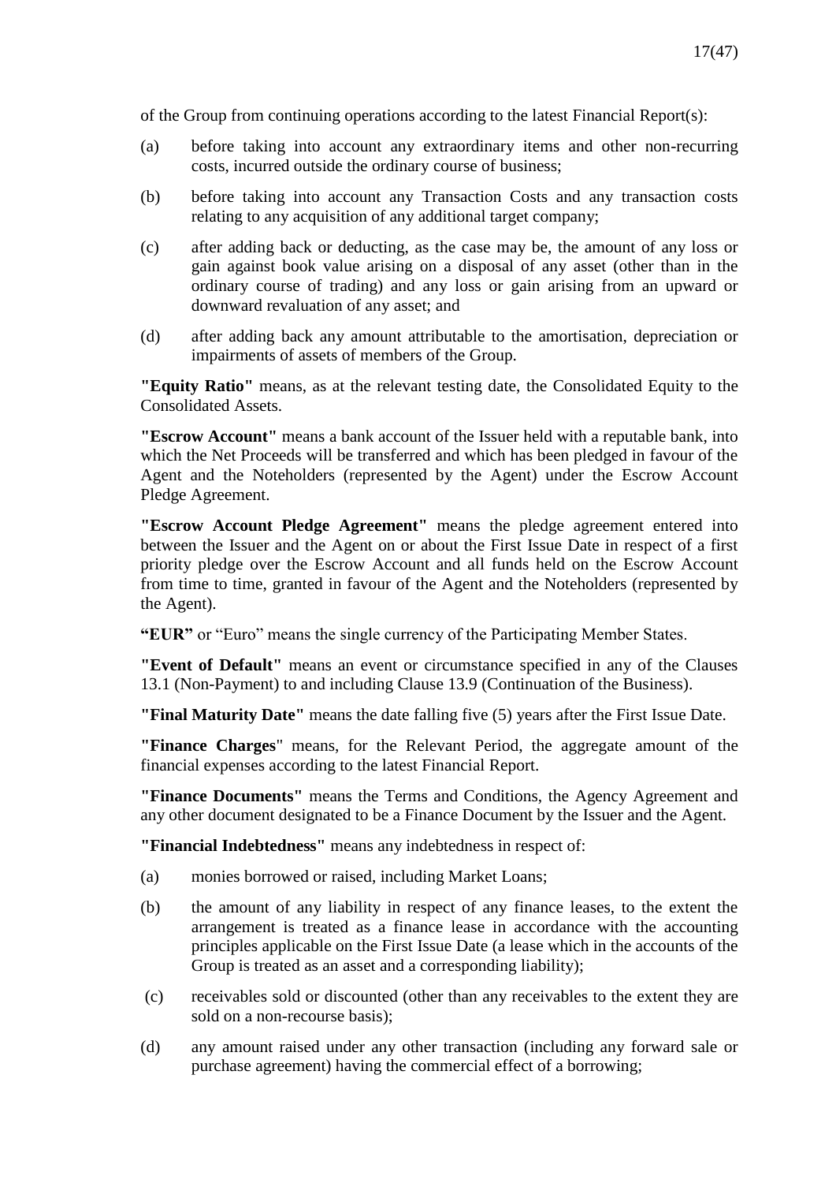of the Group from continuing operations according to the latest Financial Report(s):

(a) before taking into account any extraordinary items and other non-recurring costs, incurred outside the ordinary course of business;

(b) before taking into account any Transaction Costs and any transaction costs relating to any acquisition of any additional target company;

(c) after adding back or deducting, as the case may be, the amount of any loss or gain against book value arising on a disposal of any asset (other than in the ordinary course of trading) and any loss or gain arising from an upward or downward revaluation of any asset; and

(d) after adding back any amount attributable to the amortisation, depreciation or impairments of assets of members of the Group.

**"Equity Ratio"** means, as at the relevant testing date, the Consolidated Equity to the Consolidated Assets.

**"Escrow Account"** means a bank account of the Issuer held with a reputable bank, into which the Net Proceeds will be transferred and which has been pledged in favour of the Agent and the Noteholders (represented by the Agent) under the Escrow Account Pledge Agreement.

**"Escrow Account Pledge Agreement"** means the pledge agreement entered into between the Issuer and the Agent on or about the First Issue Date in respect of a first priority pledge over the Escrow Account and all funds held on the Escrow Account from time to time, granted in favour of the Agent and the Noteholders (represented by the Agent).

**"EUR"** or "Euro" means the single currency of the Participating Member States.

**"Event of Default"** means an event or circumstance specified in any of the Clauses 13.1 (Non-Payment) to and including Clause 13.9 (Continuation of the Business).

**"Final Maturity Date"** means the date falling five (5) years after the First Issue Date.

**"Finance Charges"** means, for the Relevant Period, the aggregate amount of the financial expenses according to the latest Financial Report.

**"Finance Documents"** means the Terms and Conditions, the Agency Agreement and any other document designated to be a Finance Document by the Issuer and the Agent.

**"Financial Indebtedness"** means any indebtedness in respect of:

(a) monies borrowed or raised, including Market Loans;

(b) the amount of any liability in respect of any finance leases, to the extent the arrangement is treated as a finance lease in accordance with the accounting principles applicable on the First Issue Date (a lease which in the accounts of the Group is treated as an asset and a corresponding liability);

(c) receivables sold or discounted (other than any receivables to the extent they are sold on a non-recourse basis);

(d) any amount raised under any other transaction (including any forward sale or purchase agreement) having the commercial effect of a borrowing;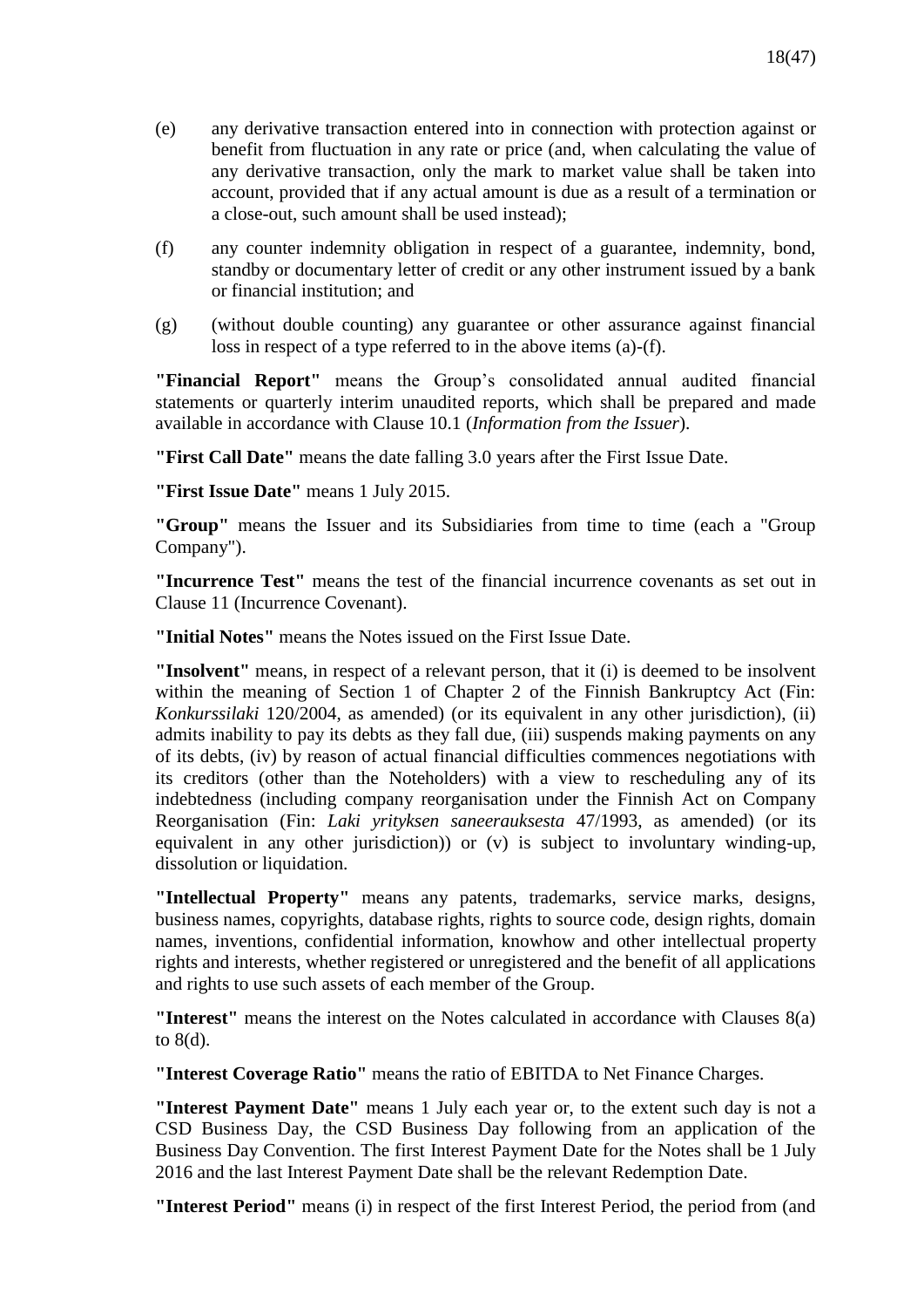(e) any derivative transaction entered into in connection with protection against or benefit from fluctuation in any rate or price (and, when calculating the value of any derivative transaction, only the mark to market value shall be taken into account, provided that if any actual amount is due as a result of a termination or a close-out, such amount shall be used instead);

(f) any counter indemnity obligation in respect of a guarantee, indemnity, bond, standby or documentary letter of credit or any other instrument issued by a bank or financial institution; and

(g) (without double counting) any guarantee or other assurance against financial loss in respect of a type referred to in the above items (a)-(f).

**"Financial Report"** means the Group's consolidated annual audited financial statements or quarterly interim unaudited reports, which shall be prepared and made available in accordance with Clause 10.1 (*Information from the Issuer*).

**"First Call Date"** means the date falling 3.0 years after the First Issue Date.

**"First Issue Date"** means 1 July 2015.

**"Group"** means the Issuer and its Subsidiaries from time to time (each a "Group Company").

**"Incurrence Test"** means the test of the financial incurrence covenants as set out in Clause 11 (Incurrence Covenant).

**"Initial Notes"** means the Notes issued on the First Issue Date.

**"Insolvent"** means, in respect of a relevant person, that it (i) is deemed to be insolvent within the meaning of Section 1 of Chapter 2 of the Finnish Bankruptcy Act (Fin: *Konkurssilaki* 120/2004, as amended) (or its equivalent in any other jurisdiction), (ii) admits inability to pay its debts as they fall due, (iii) suspends making payments on any of its debts, (iv) by reason of actual financial difficulties commences negotiations with its creditors (other than the Noteholders) with a view to rescheduling any of its indebtedness (including company reorganisation under the Finnish Act on Company Reorganisation (Fin: *Laki yrityksen saneerauksesta* 47/1993, as amended) (or its equivalent in any other jurisdiction)) or (v) is subject to involuntary winding-up, dissolution or liquidation.

**"Intellectual Property"** means any patents, trademarks, service marks, designs, business names, copyrights, database rights, rights to source code, design rights, domain names, inventions, confidential information, knowhow and other intellectual property rights and interests, whether registered or unregistered and the benefit of all applications and rights to use such assets of each member of the Group.

**"Interest"** means the interest on the Notes calculated in accordance with Clauses 8(a) to 8(d).

**"Interest Coverage Ratio"** means the ratio of EBITDA to Net Finance Charges.

**"Interest Payment Date"** means 1 July each year or, to the extent such day is not a CSD Business Day, the CSD Business Day following from an application of the Business Day Convention. The first Interest Payment Date for the Notes shall be 1 July 2016 and the last Interest Payment Date shall be the relevant Redemption Date.

**"Interest Period"** means (i) in respect of the first Interest Period, the period from (and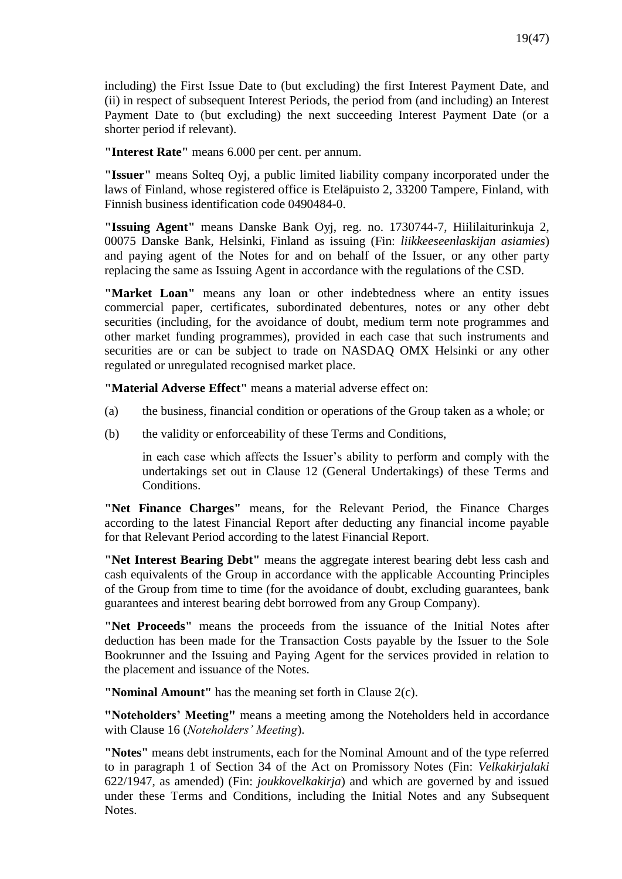including) the First Issue Date to (but excluding) the first Interest Payment Date, and (ii) in respect of subsequent Interest Periods, the period from (and including) an Interest Payment Date to (but excluding) the next succeeding Interest Payment Date (or a shorter period if relevant).

**"Interest Rate"** means 6.000 per cent. per annum.

**"Issuer"** means Solteq Oyj, a public limited liability company incorporated under the laws of Finland, whose registered office is Eteläpuisto 2, 33200 Tampere, Finland, with Finnish business identification code 0490484-0.

**"Issuing Agent"** means Danske Bank Oyj, reg. no. 1730744-7, Hiililaiturinkuja 2, 00075 Danske Bank, Helsinki, Finland as issuing (Fin: *liikkeeseenlaskijan asiamies*) and paying agent of the Notes for and on behalf of the Issuer, or any other party replacing the same as Issuing Agent in accordance with the regulations of the CSD.

**"Market Loan"** means any loan or other indebtedness where an entity issues commercial paper, certificates, subordinated debentures, notes or any other debt securities (including, for the avoidance of doubt, medium term note programmes and other market funding programmes), provided in each case that such instruments and securities are or can be subject to trade on NASDAQ OMX Helsinki or any other regulated or unregulated recognised market place.

**"Material Adverse Effect"** means a material adverse effect on:

(a) the business, financial condition or operations of the Group taken as a whole; or

(b) the validity or enforceability of these Terms and Conditions,

in each case which affects the Issuer's ability to perform and comply with the undertakings set out in Clause 12 (General Undertakings) of these Terms and Conditions.

**"Net Finance Charges"** means, for the Relevant Period, the Finance Charges according to the latest Financial Report after deducting any financial income payable for that Relevant Period according to the latest Financial Report.

**"Net Interest Bearing Debt"** means the aggregate interest bearing debt less cash and cash equivalents of the Group in accordance with the applicable Accounting Principles of the Group from time to time (for the avoidance of doubt, excluding guarantees, bank guarantees and interest bearing debt borrowed from any Group Company).

**"Net Proceeds"** means the proceeds from the issuance of the Initial Notes after deduction has been made for the Transaction Costs payable by the Issuer to the Sole Bookrunner and the Issuing and Paying Agent for the services provided in relation to the placement and issuance of the Notes.

**"Nominal Amount"** has the meaning set forth in Clause 2(c).

**"Noteholders' Meeting"** means a meeting among the Noteholders held in accordance with Clause 16 (*Noteholders' Meeting*).

**"Notes"** means debt instruments, each for the Nominal Amount and of the type referred to in paragraph 1 of Section 34 of the Act on Promissory Notes (Fin: *Velkakirjalaki* 622/1947, as amended) (Fin: *joukkovelkakirja*) and which are governed by and issued under these Terms and Conditions, including the Initial Notes and any Subsequent Notes.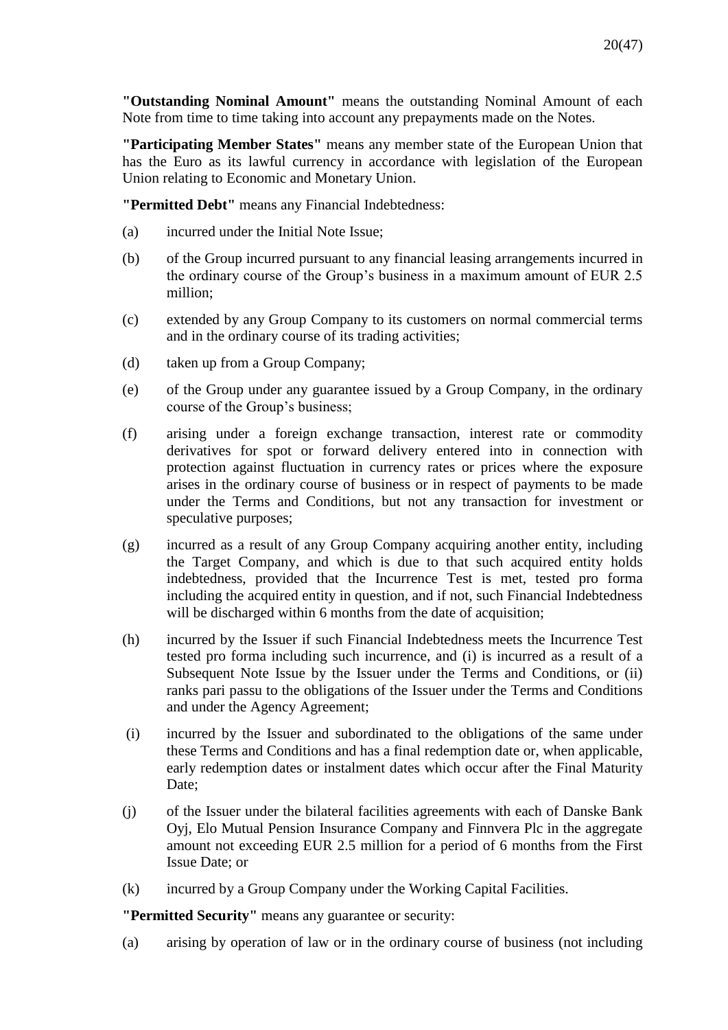**"Outstanding Nominal Amount"** means the outstanding Nominal Amount of each Note from time to time taking into account any prepayments made on the Notes.

**"Participating Member States"** means any member state of the European Union that has the Euro as its lawful currency in accordance with legislation of the European Union relating to Economic and Monetary Union.

**"Permitted Debt"** means any Financial Indebtedness:

(a) incurred under the Initial Note Issue;

(b) of the Group incurred pursuant to any financial leasing arrangements incurred in the ordinary course of the Group's business in a maximum amount of EUR 2.5 million;

(c) extended by any Group Company to its customers on normal commercial terms and in the ordinary course of its trading activities;

(d) taken up from a Group Company;

(e) of the Group under any guarantee issued by a Group Company, in the ordinary course of the Group's business;

(f) arising under a foreign exchange transaction, interest rate or commodity derivatives for spot or forward delivery entered into in connection with protection against fluctuation in currency rates or prices where the exposure arises in the ordinary course of business or in respect of payments to be made under the Terms and Conditions, but not any transaction for investment or speculative purposes;

(g) incurred as a result of any Group Company acquiring another entity, including the Target Company, and which is due to that such acquired entity holds indebtedness, provided that the Incurrence Test is met, tested pro forma including the acquired entity in question, and if not, such Financial Indebtedness will be discharged within 6 months from the date of acquisition;

(h) incurred by the Issuer if such Financial Indebtedness meets the Incurrence Test tested pro forma including such incurrence, and (i) is incurred as a result of a Subsequent Note Issue by the Issuer under the Terms and Conditions, or (ii) ranks pari passu to the obligations of the Issuer under the Terms and Conditions and under the Agency Agreement;

(i) incurred by the Issuer and subordinated to the obligations of the same under these Terms and Conditions and has a final redemption date or, when applicable, early redemption dates or instalment dates which occur after the Final Maturity Date;

(j) of the Issuer under the bilateral facilities agreements with each of Danske Bank Oyj, Elo Mutual Pension Insurance Company and Finnvera Plc in the aggregate amount not exceeding EUR 2.5 million for a period of 6 months from the First Issue Date; or

(k) incurred by a Group Company under the Working Capital Facilities.

**"Permitted Security"** means any guarantee or security:

(a) arising by operation of law or in the ordinary course of business (not including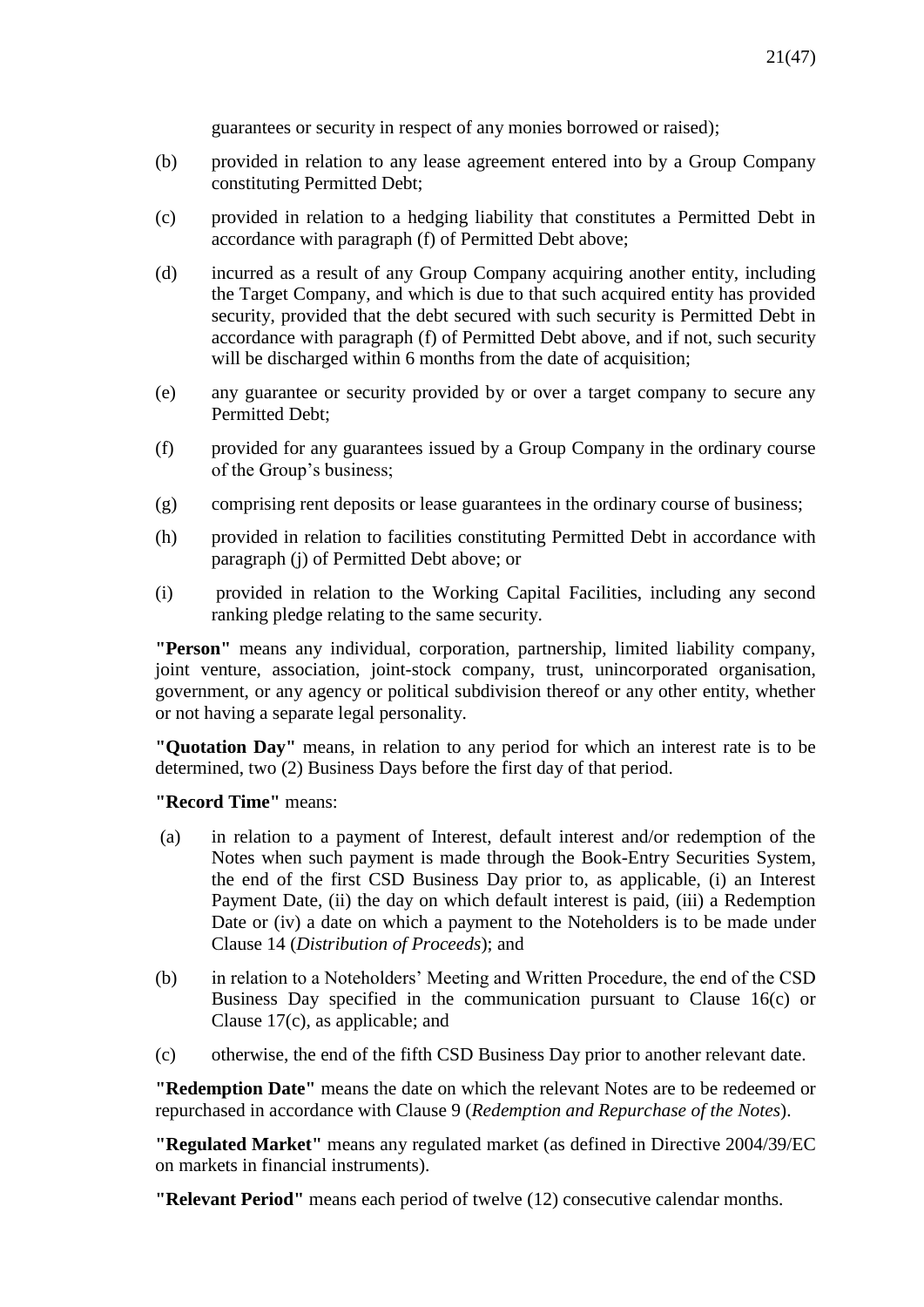guarantees or security in respect of any monies borrowed or raised);

(b) provided in relation to any lease agreement entered into by a Group Company constituting Permitted Debt;

(c) provided in relation to a hedging liability that constitutes a Permitted Debt in accordance with paragraph (f) of Permitted Debt above;

(d) incurred as a result of any Group Company acquiring another entity, including the Target Company, and which is due to that such acquired entity has provided security, provided that the debt secured with such security is Permitted Debt in accordance with paragraph (f) of Permitted Debt above, and if not, such security will be discharged within 6 months from the date of acquisition;

(e) any guarantee or security provided by or over a target company to secure any Permitted Debt;

(f) provided for any guarantees issued by a Group Company in the ordinary course of the Group's business;

(g) comprising rent deposits or lease guarantees in the ordinary course of business;

(h) provided in relation to facilities constituting Permitted Debt in accordance with paragraph (j) of Permitted Debt above; or

(i) provided in relation to the Working Capital Facilities, including any second ranking pledge relating to the same security.

**"Person"** means any individual, corporation, partnership, limited liability company, joint venture, association, joint-stock company, trust, unincorporated organisation, government, or any agency or political subdivision thereof or any other entity, whether or not having a separate legal personality.

**"Quotation Day"** means, in relation to any period for which an interest rate is to be determined, two (2) Business Days before the first day of that period.

**"Record Time"** means:

(a) in relation to a payment of Interest, default interest and/or redemption of the Notes when such payment is made through the Book-Entry Securities System, the end of the first CSD Business Day prior to, as applicable, (i) an Interest Payment Date, (ii) the day on which default interest is paid, (iii) a Redemption Date or (iv) a date on which a payment to the Noteholders is to be made under Clause 14 (*Distribution of Proceeds*); and

(b) in relation to a Noteholders' Meeting and Written Procedure, the end of the CSD Business Day specified in the communication pursuant to Clause 16(c) or Clause 17(c), as applicable; and

(c) otherwise, the end of the fifth CSD Business Day prior to another relevant date.

**"Redemption Date"** means the date on which the relevant Notes are to be redeemed or repurchased in accordance with Clause 9 (*Redemption and Repurchase of the Notes*).

**"Regulated Market"** means any regulated market (as defined in Directive 2004/39/EC on markets in financial instruments).

**"Relevant Period"** means each period of twelve (12) consecutive calendar months.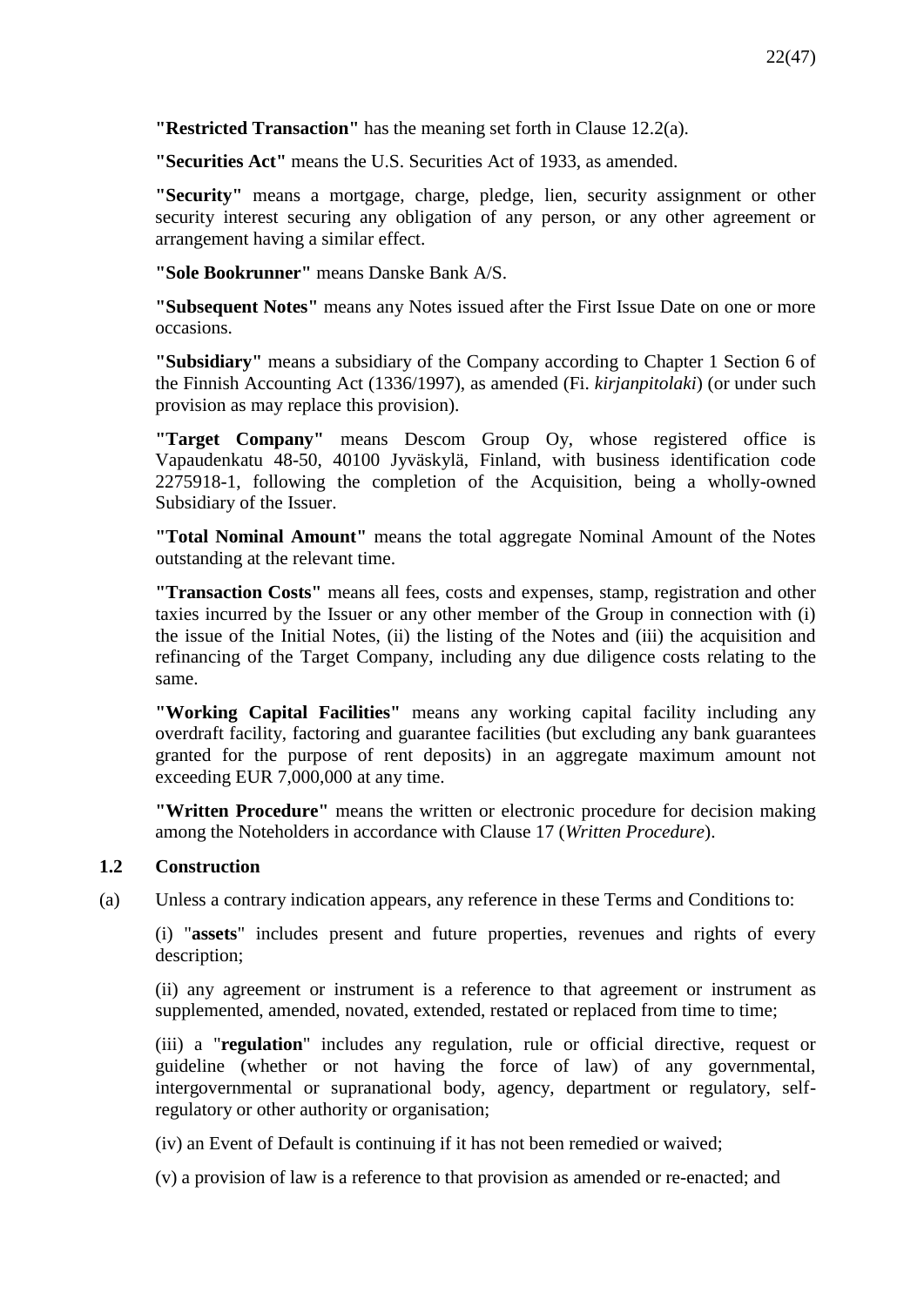**"Restricted Transaction"** has the meaning set forth in Clause 12.2(a).

**"Securities Act"** means the U.S. Securities Act of 1933, as amended.

**"Security"** means a mortgage, charge, pledge, lien, security assignment or other security interest securing any obligation of any person, or any other agreement or arrangement having a similar effect.

**"Sole Bookrunner"** means Danske Bank A/S.

**"Subsequent Notes"** means any Notes issued after the First Issue Date on one or more occasions.

**"Subsidiary"** means a subsidiary of the Company according to Chapter 1 Section 6 of the Finnish Accounting Act (1336/1997), as amended (Fi. *kirjanpitolaki*) (or under such provision as may replace this provision).

**"Target Company"** means Descom Group Oy, whose registered office is Vapaudenkatu 48-50, 40100 Jyväskylä, Finland, with business identification code 2275918-1, following the completion of the Acquisition, being a wholly-owned Subsidiary of the Issuer.

**"Total Nominal Amount"** means the total aggregate Nominal Amount of the Notes outstanding at the relevant time.

**"Transaction Costs"** means all fees, costs and expenses, stamp, registration and other taxies incurred by the Issuer or any other member of the Group in connection with (i) the issue of the Initial Notes, (ii) the listing of the Notes and (iii) the acquisition and refinancing of the Target Company, including any due diligence costs relating to the same.

**"Working Capital Facilities"** means any working capital facility including any overdraft facility, factoring and guarantee facilities (but excluding any bank guarantees granted for the purpose of rent deposits) in an aggregate maximum amount not exceeding EUR 7,000,000 at any time.

**"Written Procedure"** means the written or electronic procedure for decision making among the Noteholders in accordance with Clause 17 (*Written Procedure*).

### 1.2 Construction

(a) Unless a contrary indication appears, any reference in these Terms and Conditions to:

(i) "**assets**" includes present and future properties, revenues and rights of every description;

(ii) any agreement or instrument is a reference to that agreement or instrument as supplemented, amended, novated, extended, restated or replaced from time to time;

(iii) a "**regulation**" includes any regulation, rule or official directive, request or guideline (whether or not having the force of law) of any governmental, intergovernmental or supranational body, agency, department or regulatory, self-regulatory or other authority or organisation;

(iv) an Event of Default is continuing if it has not been remedied or waived;

(v) a provision of law is a reference to that provision as amended or re-enacted; and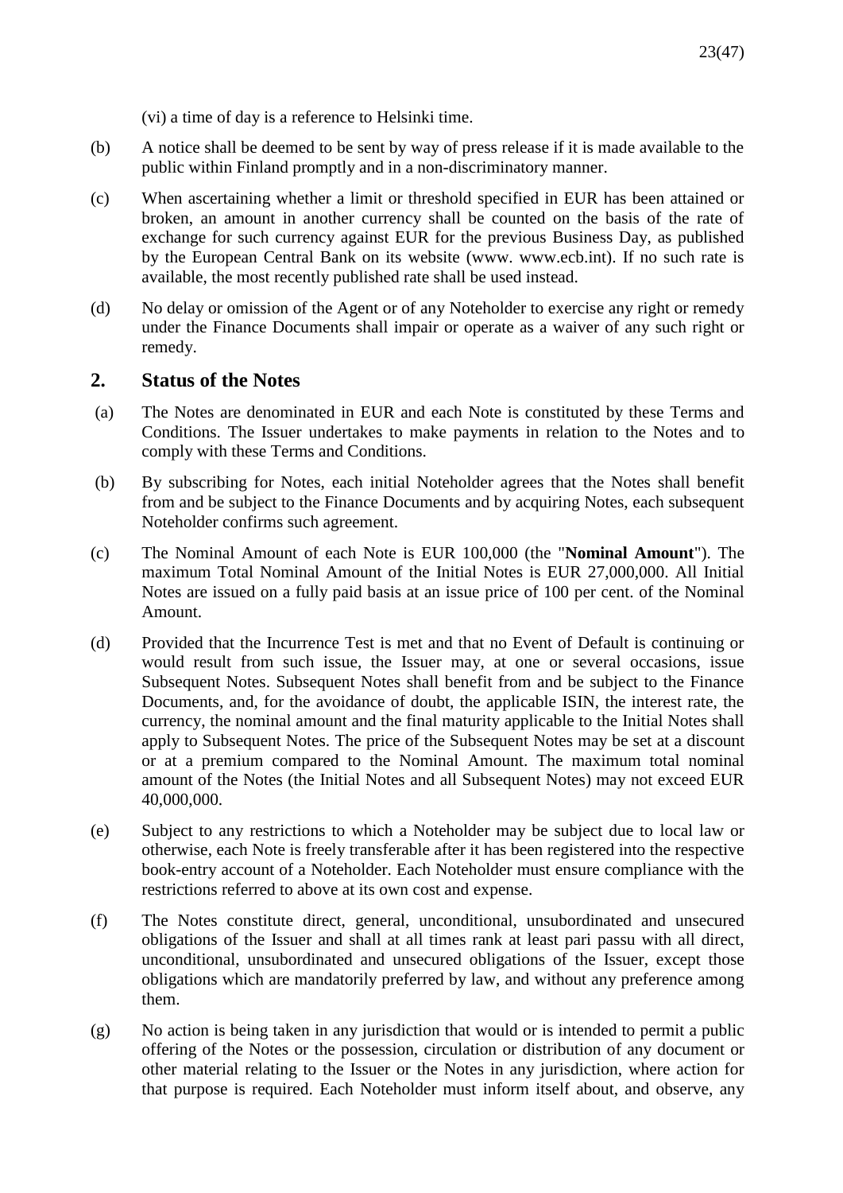(vi) a time of day is a reference to Helsinki time.

(b) A notice shall be deemed to be sent by way of press release if it is made available to the public within Finland promptly and in a non-discriminatory manner.

(c) When ascertaining whether a limit or threshold specified in EUR has been attained or broken, an amount in another currency shall be counted on the basis of the rate of exchange for such currency against EUR for the previous Business Day, as published by the European Central Bank on its website (www. www.ecb.int). If no such rate is available, the most recently published rate shall be used instead.

(d) No delay or omission of the Agent or of any Noteholder to exercise any right or remedy under the Finance Documents shall impair or operate as a waiver of any such right or remedy.

## 2. Status of the Notes

(a) The Notes are denominated in EUR and each Note is constituted by these Terms and Conditions. The Issuer undertakes to make payments in relation to the Notes and to comply with these Terms and Conditions.

(b) By subscribing for Notes, each initial Noteholder agrees that the Notes shall benefit from and be subject to the Finance Documents and by acquiring Notes, each subsequent Noteholder confirms such agreement.

(c) The Nominal Amount of each Note is EUR 100,000 (the "**Nominal Amount**"). The maximum Total Nominal Amount of the Initial Notes is EUR 27,000,000. All Initial Notes are issued on a fully paid basis at an issue price of 100 per cent. of the Nominal Amount.

(d) Provided that the Incurrence Test is met and that no Event of Default is continuing or would result from such issue, the Issuer may, at one or several occasions, issue Subsequent Notes. Subsequent Notes shall benefit from and be subject to the Finance Documents, and, for the avoidance of doubt, the applicable ISIN, the interest rate, the currency, the nominal amount and the final maturity applicable to the Initial Notes shall apply to Subsequent Notes. The price of the Subsequent Notes may be set at a discount or at a premium compared to the Nominal Amount. The maximum total nominal amount of the Notes (the Initial Notes and all Subsequent Notes) may not exceed EUR 40,000,000.

(e) Subject to any restrictions to which a Noteholder may be subject due to local law or otherwise, each Note is freely transferable after it has been registered into the respective book-entry account of a Noteholder. Each Noteholder must ensure compliance with the restrictions referred to above at its own cost and expense.

(f) The Notes constitute direct, general, unconditional, unsubordinated and unsecured obligations of the Issuer and shall at all times rank at least pari passu with all direct, unconditional, unsubordinated and unsecured obligations of the Issuer, except those obligations which are mandatorily preferred by law, and without any preference among them.

(g) No action is being taken in any jurisdiction that would or is intended to permit a public offering of the Notes or the possession, circulation or distribution of any document or other material relating to the Issuer or the Notes in any jurisdiction, where action for that purpose is required. Each Noteholder must inform itself about, and observe, any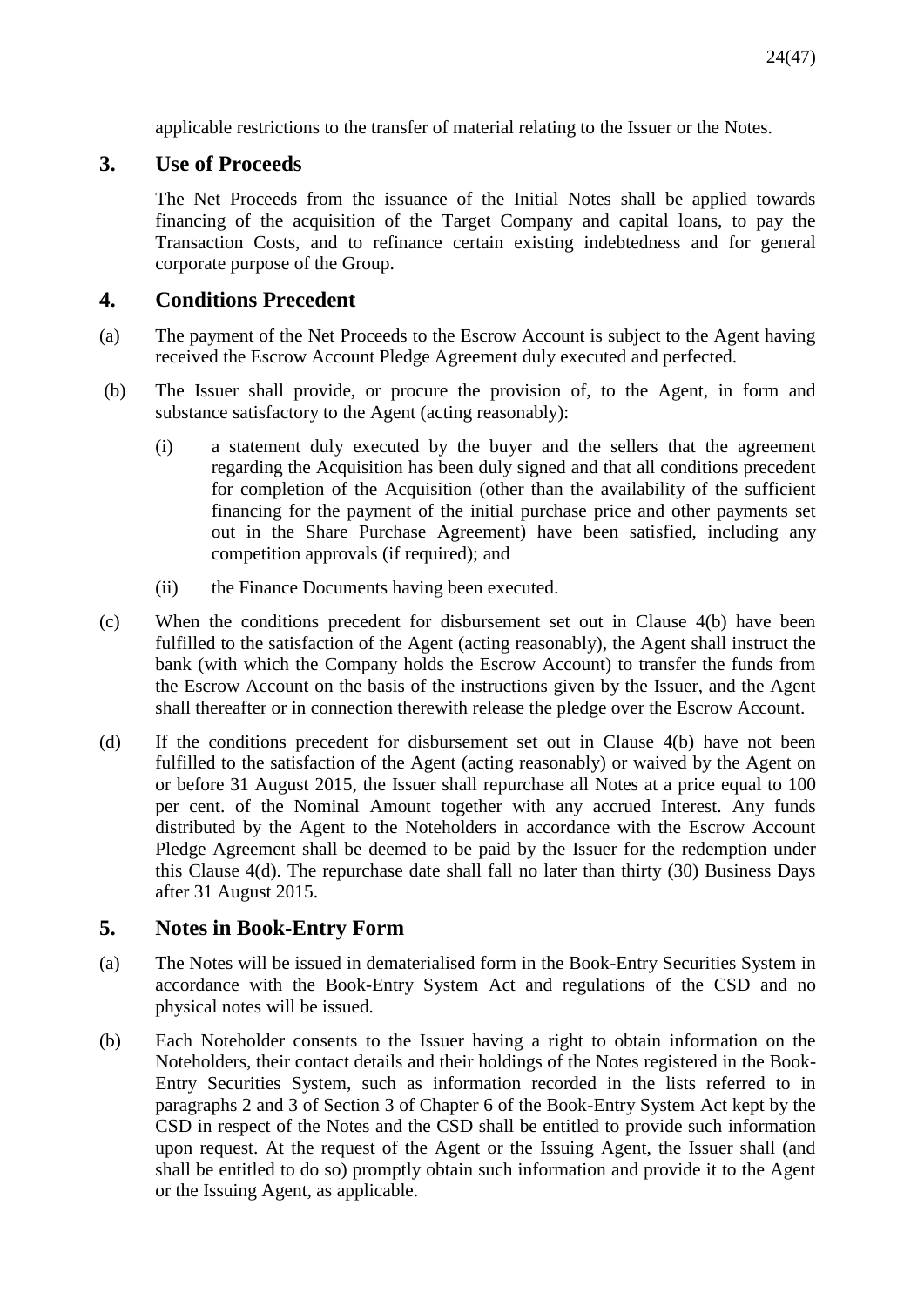applicable restrictions to the transfer of material relating to the Issuer or the Notes.

## 3. Use of Proceeds

The Net Proceeds from the issuance of the Initial Notes shall be applied towards financing of the acquisition of the Target Company and capital loans, to pay the Transaction Costs, and to refinance certain existing indebtedness and for general corporate purpose of the Group.

## 4. Conditions Precedent

(a) The payment of the Net Proceeds to the Escrow Account is subject to the Agent having received the Escrow Account Pledge Agreement duly executed and perfected.

(b) The Issuer shall provide, or procure the provision of, to the Agent, in form and substance satisfactory to the Agent (acting reasonably):

  (i) a statement duly executed by the buyer and the sellers that the agreement regarding the Acquisition has been duly signed and that all conditions precedent for completion of the Acquisition (other than the availability of the sufficient financing for the payment of the initial purchase price and other payments set out in the Share Purchase Agreement) have been satisfied, including any competition approvals (if required); and

  (ii) the Finance Documents having been executed.

(c) When the conditions precedent for disbursement set out in Clause 4(b) have been fulfilled to the satisfaction of the Agent (acting reasonably), the Agent shall instruct the bank (with which the Company holds the Escrow Account) to transfer the funds from the Escrow Account on the basis of the instructions given by the Issuer, and the Agent shall thereafter or in connection therewith release the pledge over the Escrow Account.

(d) If the conditions precedent for disbursement set out in Clause 4(b) have not been fulfilled to the satisfaction of the Agent (acting reasonably) or waived by the Agent on or before 31 August 2015, the Issuer shall repurchase all Notes at a price equal to 100 per cent. of the Nominal Amount together with any accrued Interest. Any funds distributed by the Agent to the Noteholders in accordance with the Escrow Account Pledge Agreement shall be deemed to be paid by the Issuer for the redemption under this Clause 4(d). The repurchase date shall fall no later than thirty (30) Business Days after 31 August 2015.

## 5. Notes in Book-Entry Form

(a) The Notes will be issued in dematerialised form in the Book-Entry Securities System in accordance with the Book-Entry System Act and regulations of the CSD and no physical notes will be issued.

(b) Each Noteholder consents to the Issuer having a right to obtain information on the Noteholders, their contact details and their holdings of the Notes registered in the Book-Entry Securities System, such as information recorded in the lists referred to in paragraphs 2 and 3 of Section 3 of Chapter 6 of the Book-Entry System Act kept by the CSD in respect of the Notes and the CSD shall be entitled to provide such information upon request. At the request of the Agent or the Issuing Agent, the Issuer shall (and shall be entitled to do so) promptly obtain such information and provide it to the Agent or the Issuing Agent, as applicable.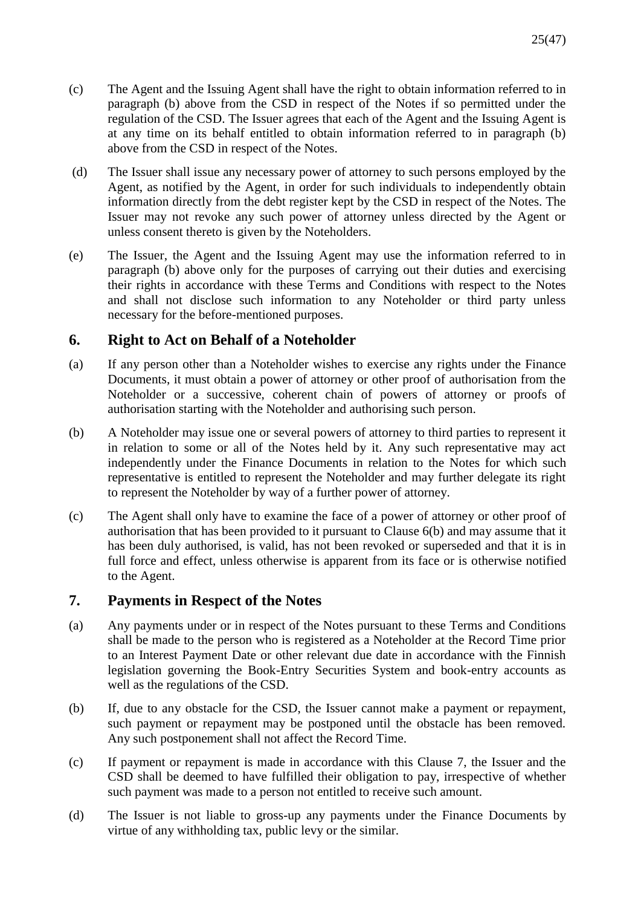(c) The Agent and the Issuing Agent shall have the right to obtain information referred to in paragraph (b) above from the CSD in respect of the Notes if so permitted under the regulation of the CSD. The Issuer agrees that each of the Agent and the Issuing Agent is at any time on its behalf entitled to obtain information referred to in paragraph (b) above from the CSD in respect of the Notes.

(d) The Issuer shall issue any necessary power of attorney to such persons employed by the Agent, as notified by the Agent, in order for such individuals to independently obtain information directly from the debt register kept by the CSD in respect of the Notes. The Issuer may not revoke any such power of attorney unless directed by the Agent or unless consent thereto is given by the Noteholders.

(e) The Issuer, the Agent and the Issuing Agent may use the information referred to in paragraph (b) above only for the purposes of carrying out their duties and exercising their rights in accordance with these Terms and Conditions with respect to the Notes and shall not disclose such information to any Noteholder or third party unless necessary for the before-mentioned purposes.

## 6. Right to Act on Behalf of a Noteholder

(a) If any person other than a Noteholder wishes to exercise any rights under the Finance Documents, it must obtain a power of attorney or other proof of authorisation from the Noteholder or a successive, coherent chain of powers of attorney or proofs of authorisation starting with the Noteholder and authorising such person.

(b) A Noteholder may issue one or several powers of attorney to third parties to represent it in relation to some or all of the Notes held by it. Any such representative may act independently under the Finance Documents in relation to the Notes for which such representative is entitled to represent the Noteholder and may further delegate its right to represent the Noteholder by way of a further power of attorney.

(c) The Agent shall only have to examine the face of a power of attorney or other proof of authorisation that has been provided to it pursuant to Clause 6(b) and may assume that it has been duly authorised, is valid, has not been revoked or superseded and that it is in full force and effect, unless otherwise is apparent from its face or is otherwise notified to the Agent.

## 7. Payments in Respect of the Notes

(a) Any payments under or in respect of the Notes pursuant to these Terms and Conditions shall be made to the person who is registered as a Noteholder at the Record Time prior to an Interest Payment Date or other relevant due date in accordance with the Finnish legislation governing the Book-Entry Securities System and book-entry accounts as well as the regulations of the CSD.

(b) If, due to any obstacle for the CSD, the Issuer cannot make a payment or repayment, such payment or repayment may be postponed until the obstacle has been removed. Any such postponement shall not affect the Record Time.

(c) If payment or repayment is made in accordance with this Clause 7, the Issuer and the CSD shall be deemed to have fulfilled their obligation to pay, irrespective of whether such payment was made to a person not entitled to receive such amount.

(d) The Issuer is not liable to gross-up any payments under the Finance Documents by virtue of any withholding tax, public levy or the similar.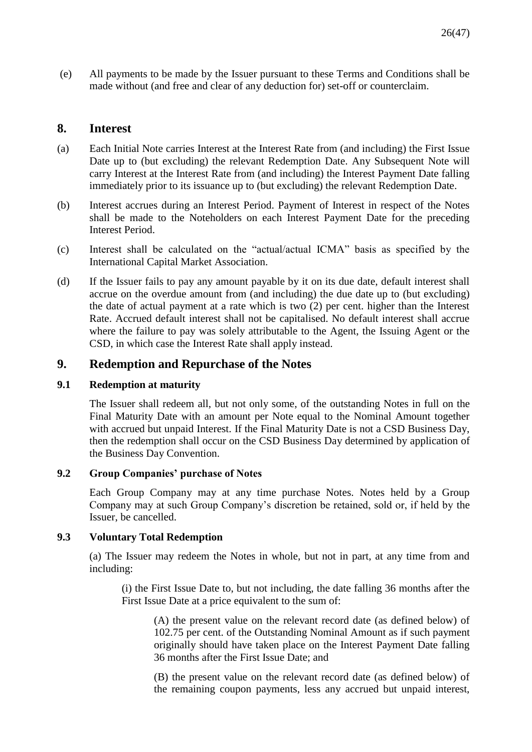(e) All payments to be made by the Issuer pursuant to these Terms and Conditions shall be made without (and free and clear of any deduction for) set-off or counterclaim.

## 8. Interest

(a) Each Initial Note carries Interest at the Interest Rate from (and including) the First Issue Date up to (but excluding) the relevant Redemption Date. Any Subsequent Note will carry Interest at the Interest Rate from (and including) the Interest Payment Date falling immediately prior to its issuance up to (but excluding) the relevant Redemption Date.

(b) Interest accrues during an Interest Period. Payment of Interest in respect of the Notes shall be made to the Noteholders on each Interest Payment Date for the preceding Interest Period.

(c) Interest shall be calculated on the "actual/actual ICMA" basis as specified by the International Capital Market Association.

(d) If the Issuer fails to pay any amount payable by it on its due date, default interest shall accrue on the overdue amount from (and including) the due date up to (but excluding) the date of actual payment at a rate which is two (2) per cent. higher than the Interest Rate. Accrued default interest shall not be capitalised. No default interest shall accrue where the failure to pay was solely attributable to the Agent, the Issuing Agent or the CSD, in which case the Interest Rate shall apply instead.

## 9. Redemption and Repurchase of the Notes

### 9.1 Redemption at maturity

The Issuer shall redeem all, but not only some, of the outstanding Notes in full on the Final Maturity Date with an amount per Note equal to the Nominal Amount together with accrued but unpaid Interest. If the Final Maturity Date is not a CSD Business Day, then the redemption shall occur on the CSD Business Day determined by application of the Business Day Convention.

### 9.2 Group Companies' purchase of Notes

Each Group Company may at any time purchase Notes. Notes held by a Group Company may at such Group Company's discretion be retained, sold or, if held by the Issuer, be cancelled.

### 9.3 Voluntary Total Redemption

(a) The Issuer may redeem the Notes in whole, but not in part, at any time from and including:

(i) the First Issue Date to, but not including, the date falling 36 months after the First Issue Date at a price equivalent to the sum of:

(A) the present value on the relevant record date (as defined below) of 102.75 per cent. of the Outstanding Nominal Amount as if such payment originally should have taken place on the Interest Payment Date falling 36 months after the First Issue Date; and

(B) the present value on the relevant record date (as defined below) of the remaining coupon payments, less any accrued but unpaid interest,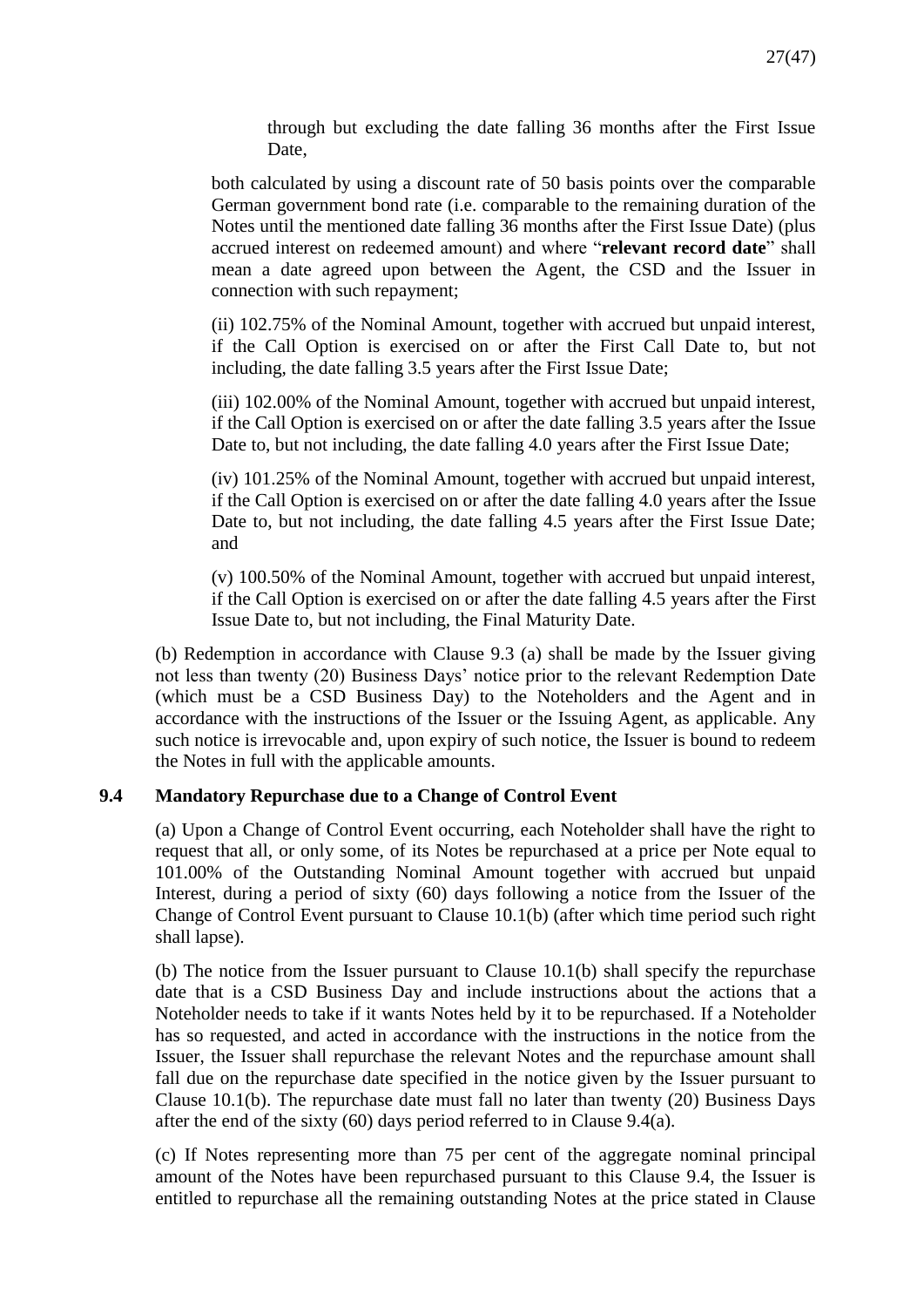through but excluding the date falling 36 months after the First Issue Date,

both calculated by using a discount rate of 50 basis points over the comparable German government bond rate (i.e. comparable to the remaining duration of the Notes until the mentioned date falling 36 months after the First Issue Date) (plus accrued interest on redeemed amount) and where "**relevant record date**" shall mean a date agreed upon between the Agent, the CSD and the Issuer in connection with such repayment;

(ii) 102.75% of the Nominal Amount, together with accrued but unpaid interest, if the Call Option is exercised on or after the First Call Date to, but not including, the date falling 3.5 years after the First Issue Date;

(iii) 102.00% of the Nominal Amount, together with accrued but unpaid interest, if the Call Option is exercised on or after the date falling 3.5 years after the Issue Date to, but not including, the date falling 4.0 years after the First Issue Date;

(iv) 101.25% of the Nominal Amount, together with accrued but unpaid interest, if the Call Option is exercised on or after the date falling 4.0 years after the Issue Date to, but not including, the date falling 4.5 years after the First Issue Date; and

(v) 100.50% of the Nominal Amount, together with accrued but unpaid interest, if the Call Option is exercised on or after the date falling 4.5 years after the First Issue Date to, but not including, the Final Maturity Date.

(b) Redemption in accordance with Clause 9.3 (a) shall be made by the Issuer giving not less than twenty (20) Business Days' notice prior to the relevant Redemption Date (which must be a CSD Business Day) to the Noteholders and the Agent and in accordance with the instructions of the Issuer or the Issuing Agent, as applicable. Any such notice is irrevocable and, upon expiry of such notice, the Issuer is bound to redeem the Notes in full with the applicable amounts.

### 9.4 Mandatory Repurchase due to a Change of Control Event

(a) Upon a Change of Control Event occurring, each Noteholder shall have the right to request that all, or only some, of its Notes be repurchased at a price per Note equal to 101.00% of the Outstanding Nominal Amount together with accrued but unpaid Interest, during a period of sixty (60) days following a notice from the Issuer of the Change of Control Event pursuant to Clause 10.1(b) (after which time period such right shall lapse).

(b) The notice from the Issuer pursuant to Clause 10.1(b) shall specify the repurchase date that is a CSD Business Day and include instructions about the actions that a Noteholder needs to take if it wants Notes held by it to be repurchased. If a Noteholder has so requested, and acted in accordance with the instructions in the notice from the Issuer, the Issuer shall repurchase the relevant Notes and the repurchase amount shall fall due on the repurchase date specified in the notice given by the Issuer pursuant to Clause 10.1(b). The repurchase date must fall no later than twenty (20) Business Days after the end of the sixty (60) days period referred to in Clause 9.4(a).

(c) If Notes representing more than 75 per cent of the aggregate nominal principal amount of the Notes have been repurchased pursuant to this Clause 9.4, the Issuer is entitled to repurchase all the remaining outstanding Notes at the price stated in Clause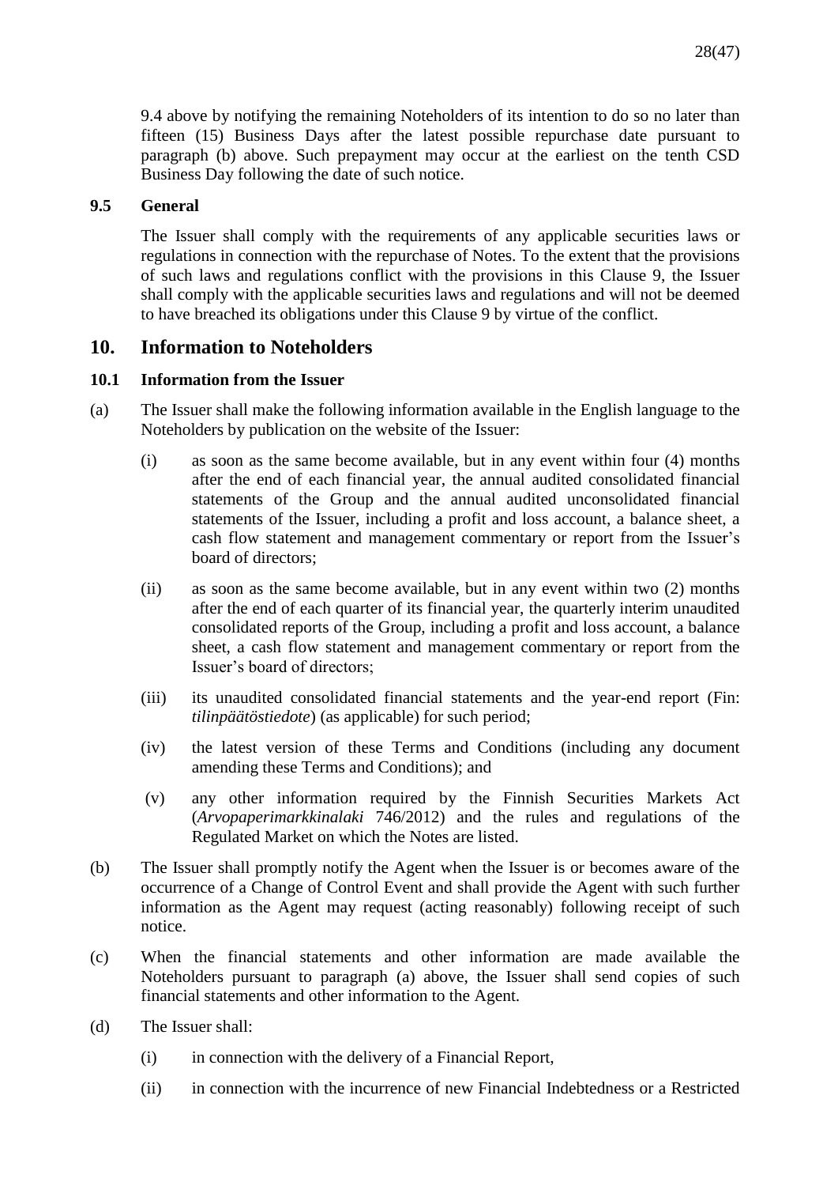9.4 above by notifying the remaining Noteholders of its intention to do so no later than fifteen (15) Business Days after the latest possible repurchase date pursuant to paragraph (b) above. Such prepayment may occur at the earliest on the tenth CSD Business Day following the date of such notice.

**9.5 General**

The Issuer shall comply with the requirements of any applicable securities laws or regulations in connection with the repurchase of Notes. To the extent that the provisions of such laws and regulations conflict with the provisions in this Clause 9, the Issuer shall comply with the applicable securities laws and regulations and will not be deemed to have breached its obligations under this Clause 9 by virtue of the conflict.

## 10. Information to Noteholders

**10.1 Information from the Issuer**

(a) The Issuer shall make the following information available in the English language to the Noteholders by publication on the website of the Issuer:

(i) as soon as the same become available, but in any event within four (4) months after the end of each financial year, the annual audited consolidated financial statements of the Group and the annual audited unconsolidated financial statements of the Issuer, including a profit and loss account, a balance sheet, a cash flow statement and management commentary or report from the Issuer's board of directors;

(ii) as soon as the same become available, but in any event within two (2) months after the end of each quarter of its financial year, the quarterly interim unaudited consolidated reports of the Group, including a profit and loss account, a balance sheet, a cash flow statement and management commentary or report from the Issuer's board of directors;

(iii) its unaudited consolidated financial statements and the year-end report (Fin: *tilinpäätöstiedote*) (as applicable) for such period;

(iv) the latest version of these Terms and Conditions (including any document amending these Terms and Conditions); and

(v) any other information required by the Finnish Securities Markets Act (*Arvopaperimarkkinalaki* 746/2012) and the rules and regulations of the Regulated Market on which the Notes are listed.

(b) The Issuer shall promptly notify the Agent when the Issuer is or becomes aware of the occurrence of a Change of Control Event and shall provide the Agent with such further information as the Agent may request (acting reasonably) following receipt of such notice.

(c) When the financial statements and other information are made available the Noteholders pursuant to paragraph (a) above, the Issuer shall send copies of such financial statements and other information to the Agent.

(d) The Issuer shall:

(i) in connection with the delivery of a Financial Report,

(ii) in connection with the incurrence of new Financial Indebtedness or a Restricted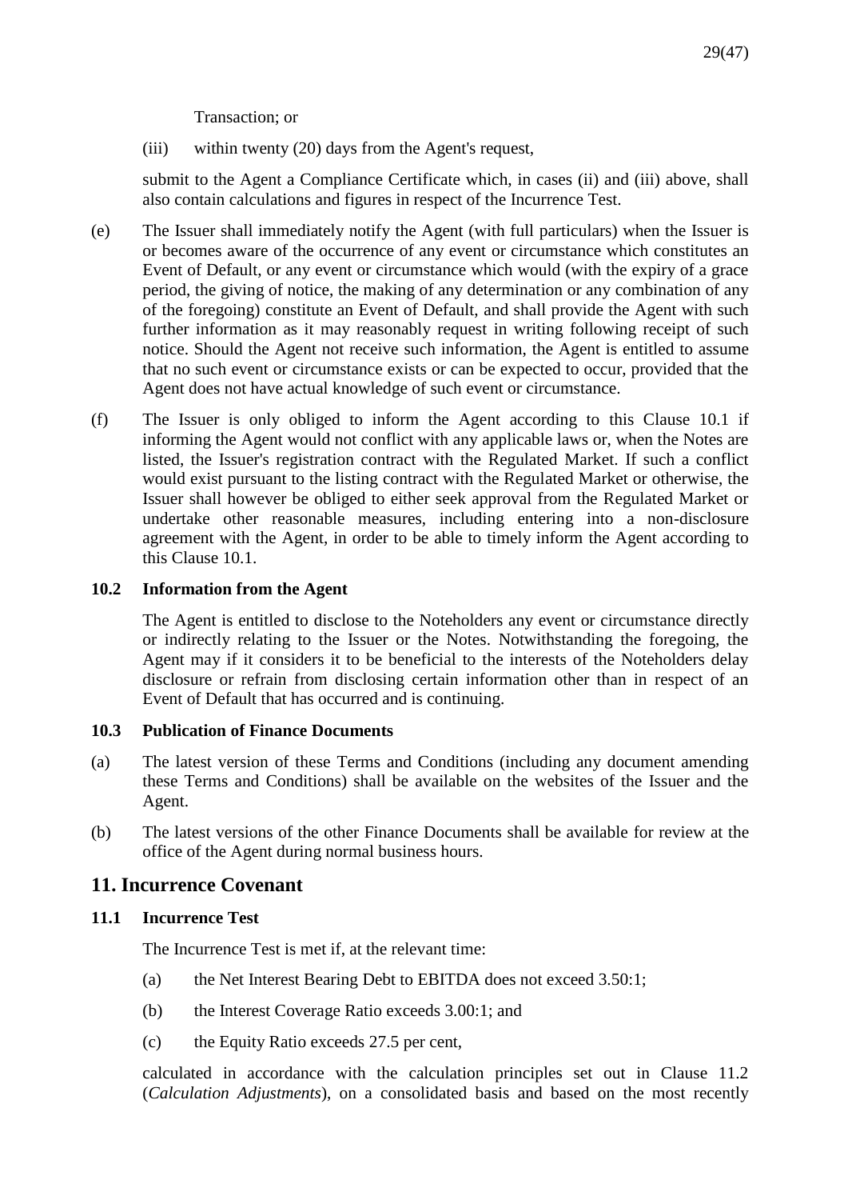Transaction; or

(iii) within twenty (20) days from the Agent's request,

submit to the Agent a Compliance Certificate which, in cases (ii) and (iii) above, shall also contain calculations and figures in respect of the Incurrence Test.

(e) The Issuer shall immediately notify the Agent (with full particulars) when the Issuer is or becomes aware of the occurrence of any event or circumstance which constitutes an Event of Default, or any event or circumstance which would (with the expiry of a grace period, the giving of notice, the making of any determination or any combination of any of the foregoing) constitute an Event of Default, and shall provide the Agent with such further information as it may reasonably request in writing following receipt of such notice. Should the Agent not receive such information, the Agent is entitled to assume that no such event or circumstance exists or can be expected to occur, provided that the Agent does not have actual knowledge of such event or circumstance.

(f) The Issuer is only obliged to inform the Agent according to this Clause 10.1 if informing the Agent would not conflict with any applicable laws or, when the Notes are listed, the Issuer's registration contract with the Regulated Market. If such a conflict would exist pursuant to the listing contract with the Regulated Market or otherwise, the Issuer shall however be obliged to either seek approval from the Regulated Market or undertake other reasonable measures, including entering into a non-disclosure agreement with the Agent, in order to be able to timely inform the Agent according to this Clause 10.1.

### 10.2 Information from the Agent

The Agent is entitled to disclose to the Noteholders any event or circumstance directly or indirectly relating to the Issuer or the Notes. Notwithstanding the foregoing, the Agent may if it considers it to be beneficial to the interests of the Noteholders delay disclosure or refrain from disclosing certain information other than in respect of an Event of Default that has occurred and is continuing.

### 10.3 Publication of Finance Documents

(a) The latest version of these Terms and Conditions (including any document amending these Terms and Conditions) shall be available on the websites of the Issuer and the Agent.

(b) The latest versions of the other Finance Documents shall be available for review at the office of the Agent during normal business hours.

## 11. Incurrence Covenant

### 11.1 Incurrence Test

The Incurrence Test is met if, at the relevant time:

(a) the Net Interest Bearing Debt to EBITDA does not exceed 3.50:1;

(b) the Interest Coverage Ratio exceeds 3.00:1; and

(c) the Equity Ratio exceeds 27.5 per cent,

calculated in accordance with the calculation principles set out in Clause 11.2 (*Calculation Adjustments*), on a consolidated basis and based on the most recently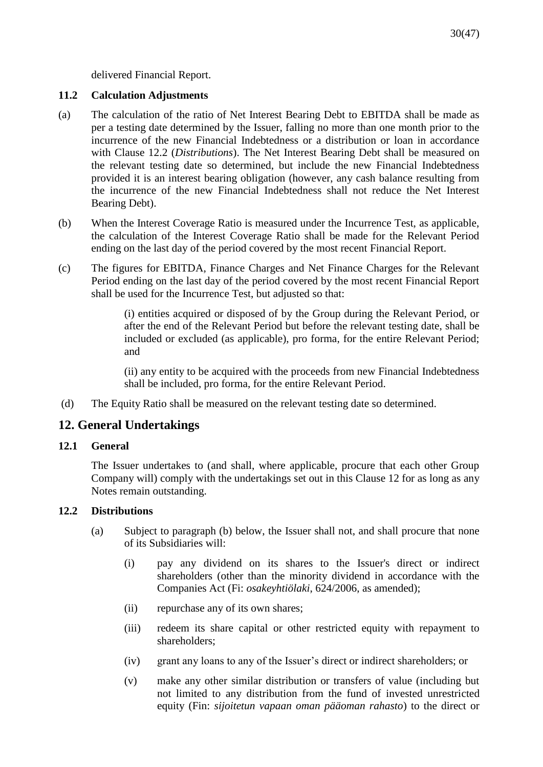delivered Financial Report.

### 11.2 Calculation Adjustments

(a) The calculation of the ratio of Net Interest Bearing Debt to EBITDA shall be made as per a testing date determined by the Issuer, falling no more than one month prior to the incurrence of the new Financial Indebtedness or a distribution or loan in accordance with Clause 12.2 (*Distributions*). The Net Interest Bearing Debt shall be measured on the relevant testing date so determined, but include the new Financial Indebtedness provided it is an interest bearing obligation (however, any cash balance resulting from the incurrence of the new Financial Indebtedness shall not reduce the Net Interest Bearing Debt).

(b) When the Interest Coverage Ratio is measured under the Incurrence Test, as applicable, the calculation of the Interest Coverage Ratio shall be made for the Relevant Period ending on the last day of the period covered by the most recent Financial Report.

(c) The figures for EBITDA, Finance Charges and Net Finance Charges for the Relevant Period ending on the last day of the period covered by the most recent Financial Report shall be used for the Incurrence Test, but adjusted so that:

(i) entities acquired or disposed of by the Group during the Relevant Period, or after the end of the Relevant Period but before the relevant testing date, shall be included or excluded (as applicable), pro forma, for the entire Relevant Period; and

(ii) any entity to be acquired with the proceeds from new Financial Indebtedness shall be included, pro forma, for the entire Relevant Period.

(d) The Equity Ratio shall be measured on the relevant testing date so determined.

## 12. General Undertakings

### 12.1 General

The Issuer undertakes to (and shall, where applicable, procure that each other Group Company will) comply with the undertakings set out in this Clause 12 for as long as any Notes remain outstanding.

### 12.2 Distributions

(a) Subject to paragraph (b) below, the Issuer shall not, and shall procure that none of its Subsidiaries will:

(i) pay any dividend on its shares to the Issuer's direct or indirect shareholders (other than the minority dividend in accordance with the Companies Act (Fi: *osakeyhtiölaki*, 624/2006, as amended);

(ii) repurchase any of its own shares;

(iii) redeem its share capital or other restricted equity with repayment to shareholders;

(iv) grant any loans to any of the Issuer's direct or indirect shareholders; or

(v) make any other similar distribution or transfers of value (including but not limited to any distribution from the fund of invested unrestricted equity (Fin: *sijoitetun vapaan oman pääoman rahasto*) to the direct or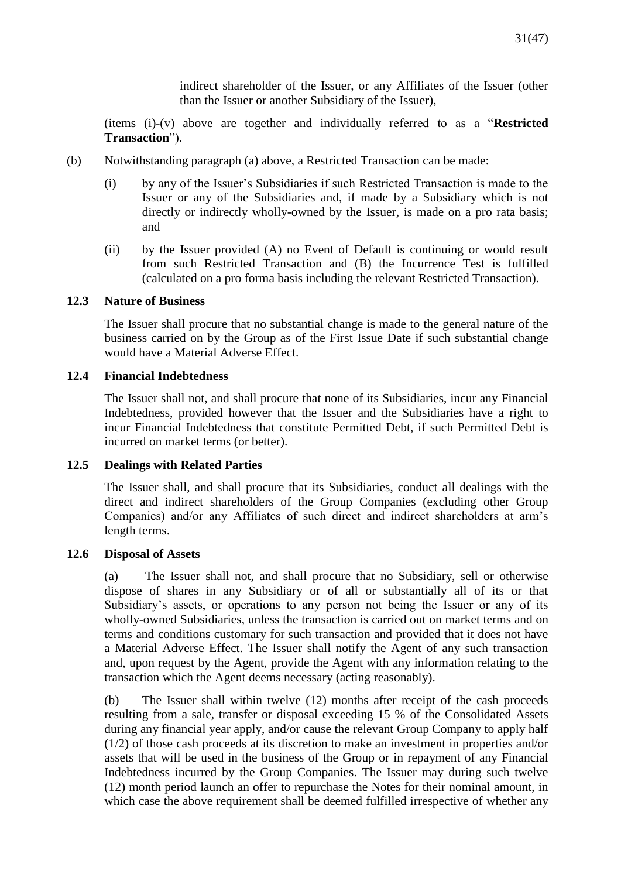indirect shareholder of the Issuer, or any Affiliates of the Issuer (other than the Issuer or another Subsidiary of the Issuer),

(items (i)-(v) above are together and individually referred to as a "**Restricted Transaction**").

(b) Notwithstanding paragraph (a) above, a Restricted Transaction can be made:

(i) by any of the Issuer's Subsidiaries if such Restricted Transaction is made to the Issuer or any of the Subsidiaries and, if made by a Subsidiary which is not directly or indirectly wholly-owned by the Issuer, is made on a pro rata basis; and

(ii) by the Issuer provided (A) no Event of Default is continuing or would result from such Restricted Transaction and (B) the Incurrence Test is fulfilled (calculated on a pro forma basis including the relevant Restricted Transaction).

### 12.3 Nature of Business

The Issuer shall procure that no substantial change is made to the general nature of the business carried on by the Group as of the First Issue Date if such substantial change would have a Material Adverse Effect.

### 12.4 Financial Indebtedness

The Issuer shall not, and shall procure that none of its Subsidiaries, incur any Financial Indebtedness, provided however that the Issuer and the Subsidiaries have a right to incur Financial Indebtedness that constitute Permitted Debt, if such Permitted Debt is incurred on market terms (or better).

### 12.5 Dealings with Related Parties

The Issuer shall, and shall procure that its Subsidiaries, conduct all dealings with the direct and indirect shareholders of the Group Companies (excluding other Group Companies) and/or any Affiliates of such direct and indirect shareholders at arm's length terms.

### 12.6 Disposal of Assets

(a) The Issuer shall not, and shall procure that no Subsidiary, sell or otherwise dispose of shares in any Subsidiary or of all or substantially all of its or that Subsidiary's assets, or operations to any person not being the Issuer or any of its wholly-owned Subsidiaries, unless the transaction is carried out on market terms and on terms and conditions customary for such transaction and provided that it does not have a Material Adverse Effect. The Issuer shall notify the Agent of any such transaction and, upon request by the Agent, provide the Agent with any information relating to the transaction which the Agent deems necessary (acting reasonably).

(b) The Issuer shall within twelve (12) months after receipt of the cash proceeds resulting from a sale, transfer or disposal exceeding 15 % of the Consolidated Assets during any financial year apply, and/or cause the relevant Group Company to apply half (1/2) of those cash proceeds at its discretion to make an investment in properties and/or assets that will be used in the business of the Group or in repayment of any Financial Indebtedness incurred by the Group Companies. The Issuer may during such twelve (12) month period launch an offer to repurchase the Notes for their nominal amount, in which case the above requirement shall be deemed fulfilled irrespective of whether any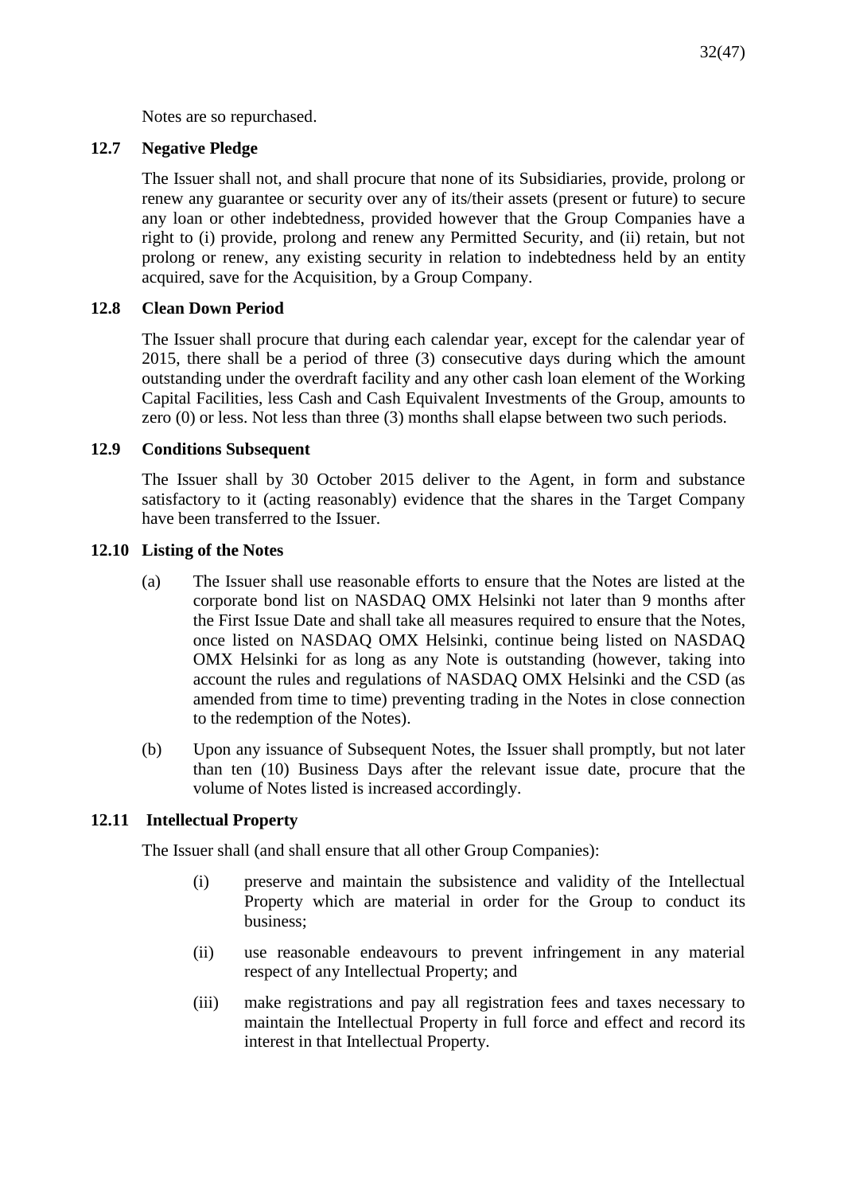Notes are so repurchased.

### 12.7 Negative Pledge

The Issuer shall not, and shall procure that none of its Subsidiaries, provide, prolong or renew any guarantee or security over any of its/their assets (present or future) to secure any loan or other indebtedness, provided however that the Group Companies have a right to (i) provide, prolong and renew any Permitted Security, and (ii) retain, but not prolong or renew, any existing security in relation to indebtedness held by an entity acquired, save for the Acquisition, by a Group Company.

### 12.8 Clean Down Period

The Issuer shall procure that during each calendar year, except for the calendar year of 2015, there shall be a period of three (3) consecutive days during which the amount outstanding under the overdraft facility and any other cash loan element of the Working Capital Facilities, less Cash and Cash Equivalent Investments of the Group, amounts to zero (0) or less. Not less than three (3) months shall elapse between two such periods.

### 12.9 Conditions Subsequent

The Issuer shall by 30 October 2015 deliver to the Agent, in form and substance satisfactory to it (acting reasonably) evidence that the shares in the Target Company have been transferred to the Issuer.

### 12.10 Listing of the Notes

(a) The Issuer shall use reasonable efforts to ensure that the Notes are listed at the corporate bond list on NASDAQ OMX Helsinki not later than 9 months after the First Issue Date and shall take all measures required to ensure that the Notes, once listed on NASDAQ OMX Helsinki, continue being listed on NASDAQ OMX Helsinki for as long as any Note is outstanding (however, taking into account the rules and regulations of NASDAQ OMX Helsinki and the CSD (as amended from time to time) preventing trading in the Notes in close connection to the redemption of the Notes).

(b) Upon any issuance of Subsequent Notes, the Issuer shall promptly, but not later than ten (10) Business Days after the relevant issue date, procure that the volume of Notes listed is increased accordingly.

### 12.11 Intellectual Property

The Issuer shall (and shall ensure that all other Group Companies):

(i) preserve and maintain the subsistence and validity of the Intellectual Property which are material in order for the Group to conduct its business;

(ii) use reasonable endeavours to prevent infringement in any material respect of any Intellectual Property; and

(iii) make registrations and pay all registration fees and taxes necessary to maintain the Intellectual Property in full force and effect and record its interest in that Intellectual Property.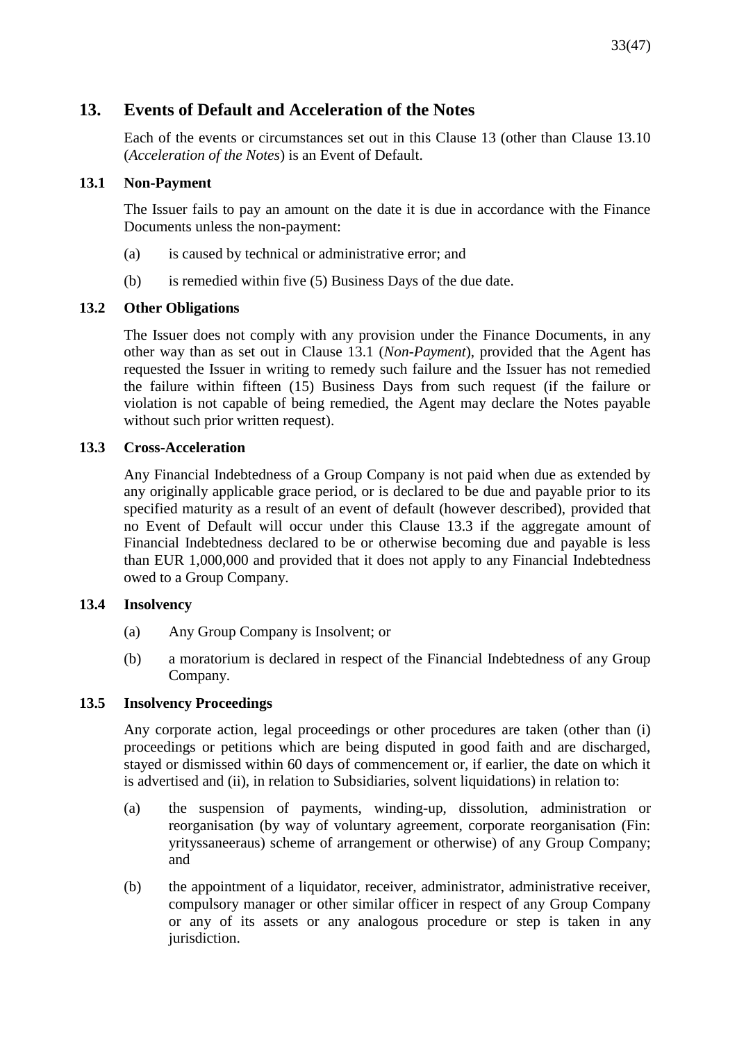## 13. Events of Default and Acceleration of the Notes

Each of the events or circumstances set out in this Clause 13 (other than Clause 13.10 (*Acceleration of the Notes*) is an Event of Default.

### 13.1 Non-Payment

The Issuer fails to pay an amount on the date it is due in accordance with the Finance Documents unless the non-payment:

(a) is caused by technical or administrative error; and

(b) is remedied within five (5) Business Days of the due date.

### 13.2 Other Obligations

The Issuer does not comply with any provision under the Finance Documents, in any other way than as set out in Clause 13.1 (*Non-Payment*), provided that the Agent has requested the Issuer in writing to remedy such failure and the Issuer has not remedied the failure within fifteen (15) Business Days from such request (if the failure or violation is not capable of being remedied, the Agent may declare the Notes payable without such prior written request).

### 13.3 Cross-Acceleration

Any Financial Indebtedness of a Group Company is not paid when due as extended by any originally applicable grace period, or is declared to be due and payable prior to its specified maturity as a result of an event of default (however described), provided that no Event of Default will occur under this Clause 13.3 if the aggregate amount of Financial Indebtedness declared to be or otherwise becoming due and payable is less than EUR 1,000,000 and provided that it does not apply to any Financial Indebtedness owed to a Group Company.

### 13.4 Insolvency

(a) Any Group Company is Insolvent; or

(b) a moratorium is declared in respect of the Financial Indebtedness of any Group Company.

### 13.5 Insolvency Proceedings

Any corporate action, legal proceedings or other procedures are taken (other than (i) proceedings or petitions which are being disputed in good faith and are discharged, stayed or dismissed within 60 days of commencement or, if earlier, the date on which it is advertised and (ii), in relation to Subsidiaries, solvent liquidations) in relation to:

(a) the suspension of payments, winding-up, dissolution, administration or reorganisation (by way of voluntary agreement, corporate reorganisation (Fin: yrityssaneeraus) scheme of arrangement or otherwise) of any Group Company; and

(b) the appointment of a liquidator, receiver, administrator, administrative receiver, compulsory manager or other similar officer in respect of any Group Company or any of its assets or any analogous procedure or step is taken in any jurisdiction.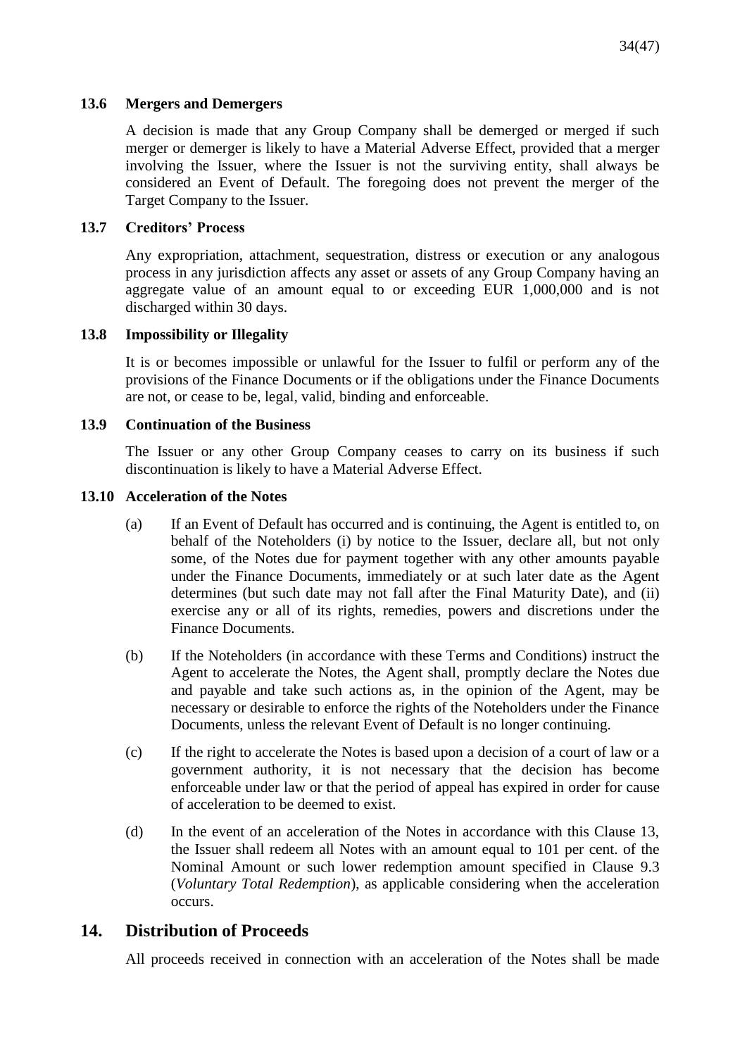### 13.6 Mergers and Demergers

A decision is made that any Group Company shall be demerged or merged if such merger or demerger is likely to have a Material Adverse Effect, provided that a merger involving the Issuer, where the Issuer is not the surviving entity, shall always be considered an Event of Default. The foregoing does not prevent the merger of the Target Company to the Issuer.

### 13.7 Creditors' Process

Any expropriation, attachment, sequestration, distress or execution or any analogous process in any jurisdiction affects any asset or assets of any Group Company having an aggregate value of an amount equal to or exceeding EUR 1,000,000 and is not discharged within 30 days.

### 13.8 Impossibility or Illegality

It is or becomes impossible or unlawful for the Issuer to fulfil or perform any of the provisions of the Finance Documents or if the obligations under the Finance Documents are not, or cease to be, legal, valid, binding and enforceable.

### 13.9 Continuation of the Business

The Issuer or any other Group Company ceases to carry on its business if such discontinuation is likely to have a Material Adverse Effect.

### 13.10 Acceleration of the Notes

(a) If an Event of Default has occurred and is continuing, the Agent is entitled to, on behalf of the Noteholders (i) by notice to the Issuer, declare all, but not only some, of the Notes due for payment together with any other amounts payable under the Finance Documents, immediately or at such later date as the Agent determines (but such date may not fall after the Final Maturity Date), and (ii) exercise any or all of its rights, remedies, powers and discretions under the Finance Documents.

(b) If the Noteholders (in accordance with these Terms and Conditions) instruct the Agent to accelerate the Notes, the Agent shall, promptly declare the Notes due and payable and take such actions as, in the opinion of the Agent, may be necessary or desirable to enforce the rights of the Noteholders under the Finance Documents, unless the relevant Event of Default is no longer continuing.

(c) If the right to accelerate the Notes is based upon a decision of a court of law or a government authority, it is not necessary that the decision has become enforceable under law or that the period of appeal has expired in order for cause of acceleration to be deemed to exist.

(d) In the event of an acceleration of the Notes in accordance with this Clause 13, the Issuer shall redeem all Notes with an amount equal to 101 per cent. of the Nominal Amount or such lower redemption amount specified in Clause 9.3 (*Voluntary Total Redemption*), as applicable considering when the acceleration occurs.

## 14. Distribution of Proceeds

All proceeds received in connection with an acceleration of the Notes shall be made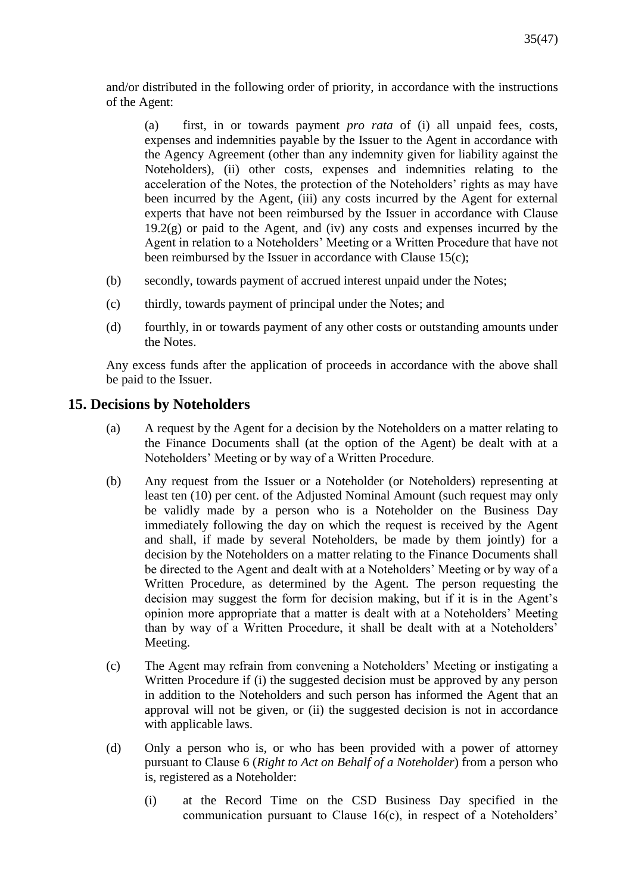and/or distributed in the following order of priority, in accordance with the instructions of the Agent:

(a) first, in or towards payment *pro rata* of (i) all unpaid fees, costs, expenses and indemnities payable by the Issuer to the Agent in accordance with the Agency Agreement (other than any indemnity given for liability against the Noteholders), (ii) other costs, expenses and indemnities relating to the acceleration of the Notes, the protection of the Noteholders' rights as may have been incurred by the Agent, (iii) any costs incurred by the Agent for external experts that have not been reimbursed by the Issuer in accordance with Clause 19.2(g) or paid to the Agent, and (iv) any costs and expenses incurred by the Agent in relation to a Noteholders' Meeting or a Written Procedure that have not been reimbursed by the Issuer in accordance with Clause 15(c);

(b) secondly, towards payment of accrued interest unpaid under the Notes;

(c) thirdly, towards payment of principal under the Notes; and

(d) fourthly, in or towards payment of any other costs or outstanding amounts under the Notes.

Any excess funds after the application of proceeds in accordance with the above shall be paid to the Issuer.

## 15. Decisions by Noteholders

(a) A request by the Agent for a decision by the Noteholders on a matter relating to the Finance Documents shall (at the option of the Agent) be dealt with at a Noteholders' Meeting or by way of a Written Procedure.

(b) Any request from the Issuer or a Noteholder (or Noteholders) representing at least ten (10) per cent. of the Adjusted Nominal Amount (such request may only be validly made by a person who is a Noteholder on the Business Day immediately following the day on which the request is received by the Agent and shall, if made by several Noteholders, be made by them jointly) for a decision by the Noteholders on a matter relating to the Finance Documents shall be directed to the Agent and dealt with at a Noteholders' Meeting or by way of a Written Procedure, as determined by the Agent. The person requesting the decision may suggest the form for decision making, but if it is in the Agent's opinion more appropriate that a matter is dealt with at a Noteholders' Meeting than by way of a Written Procedure, it shall be dealt with at a Noteholders' Meeting.

(c) The Agent may refrain from convening a Noteholders' Meeting or instigating a Written Procedure if (i) the suggested decision must be approved by any person in addition to the Noteholders and such person has informed the Agent that an approval will not be given, or (ii) the suggested decision is not in accordance with applicable laws.

(d) Only a person who is, or who has been provided with a power of attorney pursuant to Clause 6 (*Right to Act on Behalf of a Noteholder*) from a person who is, registered as a Noteholder:

(i) at the Record Time on the CSD Business Day specified in the communication pursuant to Clause 16(c), in respect of a Noteholders'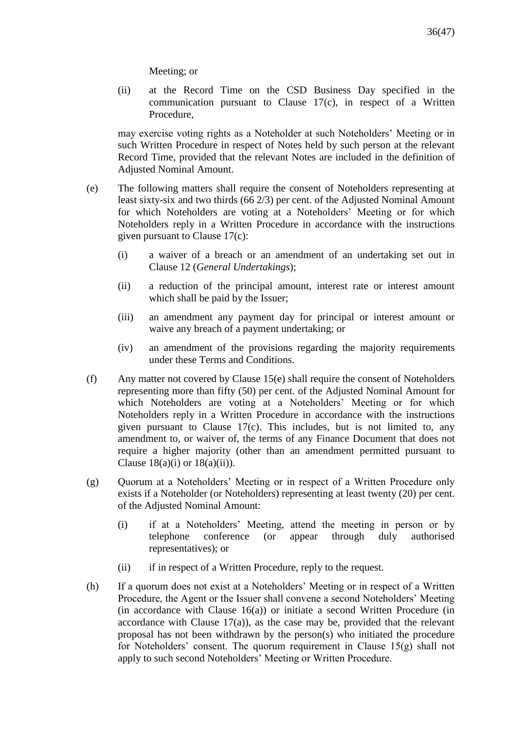Meeting; or

(ii) at the Record Time on the CSD Business Day specified in the communication pursuant to Clause 17(c), in respect of a Written Procedure,

may exercise voting rights as a Noteholder at such Noteholders' Meeting or in such Written Procedure in respect of Notes held by such person at the relevant Record Time, provided that the relevant Notes are included in the definition of Adjusted Nominal Amount.

(e) The following matters shall require the consent of Noteholders representing at least sixty-six and two thirds (66 2/3) per cent. of the Adjusted Nominal Amount for which Noteholders are voting at a Noteholders' Meeting or for which Noteholders reply in a Written Procedure in accordance with the instructions given pursuant to Clause 17(c):

   (i) a waiver of a breach or an amendment of an undertaking set out in Clause 12 (*General Undertakings*);

   (ii) a reduction of the principal amount, interest rate or interest amount which shall be paid by the Issuer;

   (iii) an amendment any payment day for principal or interest amount or waive any breach of a payment undertaking; or

   (iv) an amendment of the provisions regarding the majority requirements under these Terms and Conditions.

(f) Any matter not covered by Clause 15(e) shall require the consent of Noteholders representing more than fifty (50) per cent. of the Adjusted Nominal Amount for which Noteholders are voting at a Noteholders' Meeting or for which Noteholders reply in a Written Procedure in accordance with the instructions given pursuant to Clause 17(c). This includes, but is not limited to, any amendment to, or waiver of, the terms of any Finance Document that does not require a higher majority (other than an amendment permitted pursuant to Clause 18(a)(i) or 18(a)(ii)).

(g) Quorum at a Noteholders' Meeting or in respect of a Written Procedure only exists if a Noteholder (or Noteholders) representing at least twenty (20) per cent. of the Adjusted Nominal Amount:

   (i) if at a Noteholders' Meeting, attend the meeting in person or by telephone conference (or appear through duly authorised representatives); or

   (ii) if in respect of a Written Procedure, reply to the request.

(h) If a quorum does not exist at a Noteholders' Meeting or in respect of a Written Procedure, the Agent or the Issuer shall convene a second Noteholders' Meeting (in accordance with Clause 16(a)) or initiate a second Written Procedure (in accordance with Clause 17(a)), as the case may be, provided that the relevant proposal has not been withdrawn by the person(s) who initiated the procedure for Noteholders' consent. The quorum requirement in Clause 15(g) shall not apply to such second Noteholders' Meeting or Written Procedure.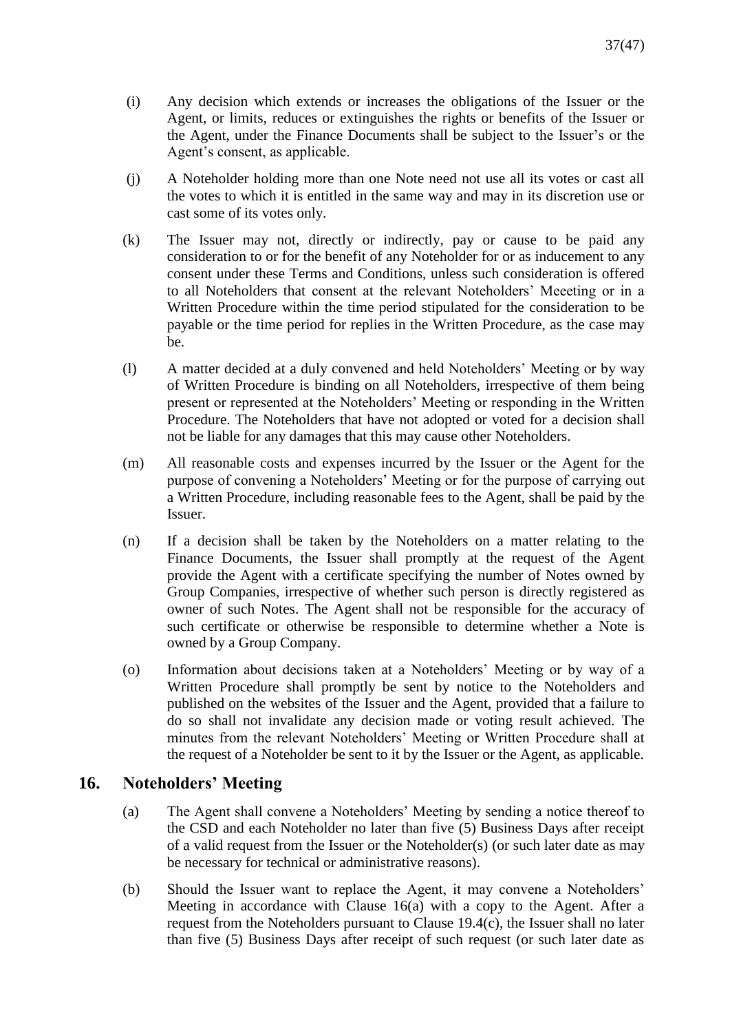(i) Any decision which extends or increases the obligations of the Issuer or the Agent, or limits, reduces or extinguishes the rights or benefits of the Issuer or the Agent, under the Finance Documents shall be subject to the Issuer's or the Agent's consent, as applicable.

(j) A Noteholder holding more than one Note need not use all its votes or cast all the votes to which it is entitled in the same way and may in its discretion use or cast some of its votes only.

(k) The Issuer may not, directly or indirectly, pay or cause to be paid any consideration to or for the benefit of any Noteholder for or as inducement to any consent under these Terms and Conditions, unless such consideration is offered to all Noteholders that consent at the relevant Noteholders' Meeeting or in a Written Procedure within the time period stipulated for the consideration to be payable or the time period for replies in the Written Procedure, as the case may be.

(l) A matter decided at a duly convened and held Noteholders' Meeting or by way of Written Procedure is binding on all Noteholders, irrespective of them being present or represented at the Noteholders' Meeting or responding in the Written Procedure. The Noteholders that have not adopted or voted for a decision shall not be liable for any damages that this may cause other Noteholders.

(m) All reasonable costs and expenses incurred by the Issuer or the Agent for the purpose of convening a Noteholders' Meeting or for the purpose of carrying out a Written Procedure, including reasonable fees to the Agent, shall be paid by the Issuer.

(n) If a decision shall be taken by the Noteholders on a matter relating to the Finance Documents, the Issuer shall promptly at the request of the Agent provide the Agent with a certificate specifying the number of Notes owned by Group Companies, irrespective of whether such person is directly registered as owner of such Notes. The Agent shall not be responsible for the accuracy of such certificate or otherwise be responsible to determine whether a Note is owned by a Group Company.

(o) Information about decisions taken at a Noteholders' Meeting or by way of a Written Procedure shall promptly be sent by notice to the Noteholders and published on the websites of the Issuer and the Agent, provided that a failure to do so shall not invalidate any decision made or voting result achieved. The minutes from the relevant Noteholders' Meeting or Written Procedure shall at the request of a Noteholder be sent to it by the Issuer or the Agent, as applicable.

## 16. Noteholders' Meeting

(a) The Agent shall convene a Noteholders' Meeting by sending a notice thereof to the CSD and each Noteholder no later than five (5) Business Days after receipt of a valid request from the Issuer or the Noteholder(s) (or such later date as may be necessary for technical or administrative reasons).

(b) Should the Issuer want to replace the Agent, it may convene a Noteholders' Meeting in accordance with Clause 16(a) with a copy to the Agent. After a request from the Noteholders pursuant to Clause 19.4(c), the Issuer shall no later than five (5) Business Days after receipt of such request (or such later date as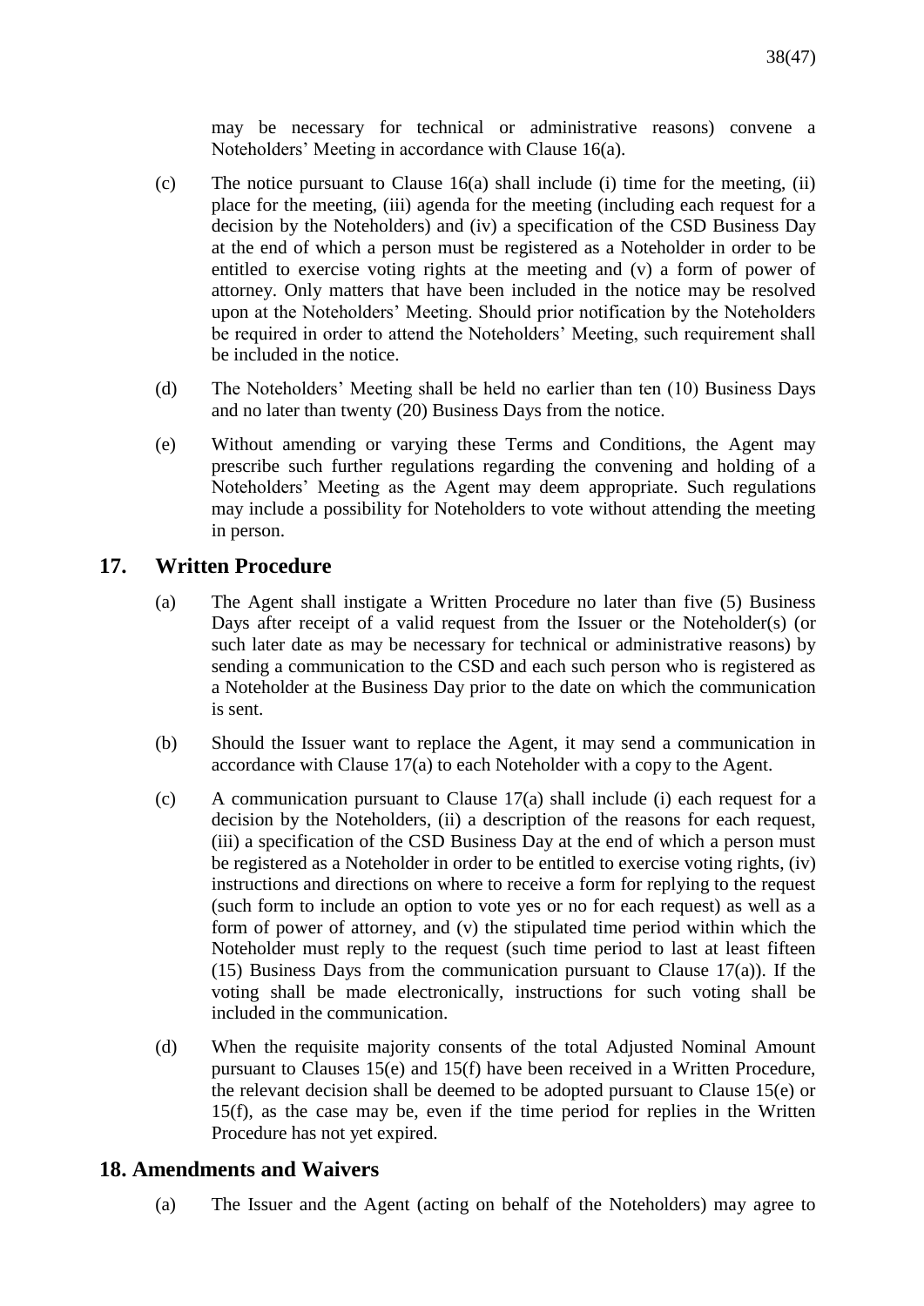may be necessary for technical or administrative reasons) convene a Noteholders' Meeting in accordance with Clause 16(a).

(c) The notice pursuant to Clause 16(a) shall include (i) time for the meeting, (ii) place for the meeting, (iii) agenda for the meeting (including each request for a decision by the Noteholders) and (iv) a specification of the CSD Business Day at the end of which a person must be registered as a Noteholder in order to be entitled to exercise voting rights at the meeting and (v) a form of power of attorney. Only matters that have been included in the notice may be resolved upon at the Noteholders' Meeting. Should prior notification by the Noteholders be required in order to attend the Noteholders' Meeting, such requirement shall be included in the notice.

(d) The Noteholders' Meeting shall be held no earlier than ten (10) Business Days and no later than twenty (20) Business Days from the notice.

(e) Without amending or varying these Terms and Conditions, the Agent may prescribe such further regulations regarding the convening and holding of a Noteholders' Meeting as the Agent may deem appropriate. Such regulations may include a possibility for Noteholders to vote without attending the meeting in person.

## 17. Written Procedure

(a) The Agent shall instigate a Written Procedure no later than five (5) Business Days after receipt of a valid request from the Issuer or the Noteholder(s) (or such later date as may be necessary for technical or administrative reasons) by sending a communication to the CSD and each such person who is registered as a Noteholder at the Business Day prior to the date on which the communication is sent.

(b) Should the Issuer want to replace the Agent, it may send a communication in accordance with Clause 17(a) to each Noteholder with a copy to the Agent.

(c) A communication pursuant to Clause 17(a) shall include (i) each request for a decision by the Noteholders, (ii) a description of the reasons for each request, (iii) a specification of the CSD Business Day at the end of which a person must be registered as a Noteholder in order to be entitled to exercise voting rights, (iv) instructions and directions on where to receive a form for replying to the request (such form to include an option to vote yes or no for each request) as well as a form of power of attorney, and (v) the stipulated time period within which the Noteholder must reply to the request (such time period to last at least fifteen (15) Business Days from the communication pursuant to Clause 17(a)). If the voting shall be made electronically, instructions for such voting shall be included in the communication.

(d) When the requisite majority consents of the total Adjusted Nominal Amount pursuant to Clauses 15(e) and 15(f) have been received in a Written Procedure, the relevant decision shall be deemed to be adopted pursuant to Clause 15(e) or 15(f), as the case may be, even if the time period for replies in the Written Procedure has not yet expired.

## 18. Amendments and Waivers

(a) The Issuer and the Agent (acting on behalf of the Noteholders) may agree to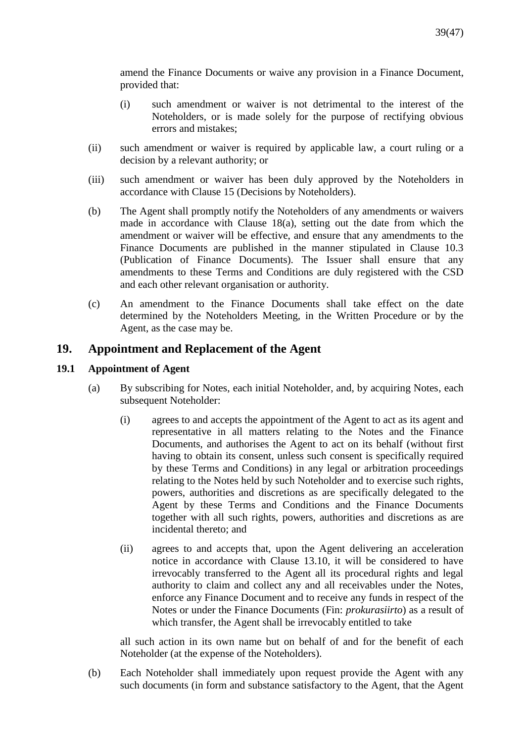amend the Finance Documents or waive any provision in a Finance Document, provided that:

(i) such amendment or waiver is not detrimental to the interest of the Noteholders, or is made solely for the purpose of rectifying obvious errors and mistakes;

(ii) such amendment or waiver is required by applicable law, a court ruling or a decision by a relevant authority; or

(iii) such amendment or waiver has been duly approved by the Noteholders in accordance with Clause 15 (Decisions by Noteholders).

(b) The Agent shall promptly notify the Noteholders of any amendments or waivers made in accordance with Clause 18(a), setting out the date from which the amendment or waiver will be effective, and ensure that any amendments to the Finance Documents are published in the manner stipulated in Clause 10.3 (Publication of Finance Documents). The Issuer shall ensure that any amendments to these Terms and Conditions are duly registered with the CSD and each other relevant organisation or authority.

(c) An amendment to the Finance Documents shall take effect on the date determined by the Noteholders Meeting, in the Written Procedure or by the Agent, as the case may be.

## 19. Appointment and Replacement of the Agent

### 19.1 Appointment of Agent

(a) By subscribing for Notes, each initial Noteholder, and, by acquiring Notes, each subsequent Noteholder:

(i) agrees to and accepts the appointment of the Agent to act as its agent and representative in all matters relating to the Notes and the Finance Documents, and authorises the Agent to act on its behalf (without first having to obtain its consent, unless such consent is specifically required by these Terms and Conditions) in any legal or arbitration proceedings relating to the Notes held by such Noteholder and to exercise such rights, powers, authorities and discretions as are specifically delegated to the Agent by these Terms and Conditions and the Finance Documents together with all such rights, powers, authorities and discretions as are incidental thereto; and

(ii) agrees to and accepts that, upon the Agent delivering an acceleration notice in accordance with Clause 13.10, it will be considered to have irrevocably transferred to the Agent all its procedural rights and legal authority to claim and collect any and all receivables under the Notes, enforce any Finance Document and to receive any funds in respect of the Notes or under the Finance Documents (Fin: *prokurasiirto*) as a result of which transfer, the Agent shall be irrevocably entitled to take

all such action in its own name but on behalf of and for the benefit of each Noteholder (at the expense of the Noteholders).

(b) Each Noteholder shall immediately upon request provide the Agent with any such documents (in form and substance satisfactory to the Agent, that the Agent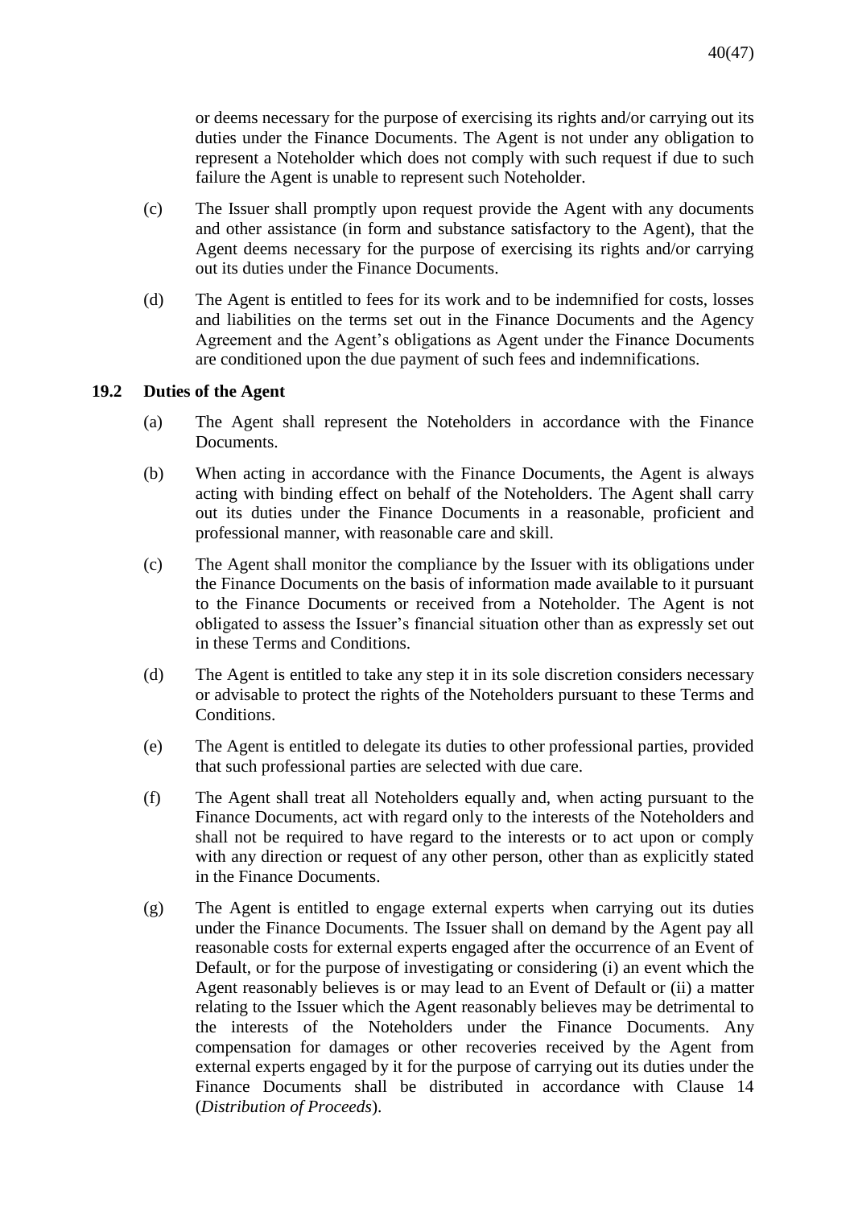or deems necessary for the purpose of exercising its rights and/or carrying out its duties under the Finance Documents. The Agent is not under any obligation to represent a Noteholder which does not comply with such request if due to such failure the Agent is unable to represent such Noteholder.

(c) The Issuer shall promptly upon request provide the Agent with any documents and other assistance (in form and substance satisfactory to the Agent), that the Agent deems necessary for the purpose of exercising its rights and/or carrying out its duties under the Finance Documents.

(d) The Agent is entitled to fees for its work and to be indemnified for costs, losses and liabilities on the terms set out in the Finance Documents and the Agency Agreement and the Agent's obligations as Agent under the Finance Documents are conditioned upon the due payment of such fees and indemnifications.

### 19.2 Duties of the Agent

(a) The Agent shall represent the Noteholders in accordance with the Finance Documents.

(b) When acting in accordance with the Finance Documents, the Agent is always acting with binding effect on behalf of the Noteholders. The Agent shall carry out its duties under the Finance Documents in a reasonable, proficient and professional manner, with reasonable care and skill.

(c) The Agent shall monitor the compliance by the Issuer with its obligations under the Finance Documents on the basis of information made available to it pursuant to the Finance Documents or received from a Noteholder. The Agent is not obligated to assess the Issuer's financial situation other than as expressly set out in these Terms and Conditions.

(d) The Agent is entitled to take any step it in its sole discretion considers necessary or advisable to protect the rights of the Noteholders pursuant to these Terms and Conditions.

(e) The Agent is entitled to delegate its duties to other professional parties, provided that such professional parties are selected with due care.

(f) The Agent shall treat all Noteholders equally and, when acting pursuant to the Finance Documents, act with regard only to the interests of the Noteholders and shall not be required to have regard to the interests or to act upon or comply with any direction or request of any other person, other than as explicitly stated in the Finance Documents.

(g) The Agent is entitled to engage external experts when carrying out its duties under the Finance Documents. The Issuer shall on demand by the Agent pay all reasonable costs for external experts engaged after the occurrence of an Event of Default, or for the purpose of investigating or considering (i) an event which the Agent reasonably believes is or may lead to an Event of Default or (ii) a matter relating to the Issuer which the Agent reasonably believes may be detrimental to the interests of the Noteholders under the Finance Documents. Any compensation for damages or other recoveries received by the Agent from external experts engaged by it for the purpose of carrying out its duties under the Finance Documents shall be distributed in accordance with Clause 14 (*Distribution of Proceeds*).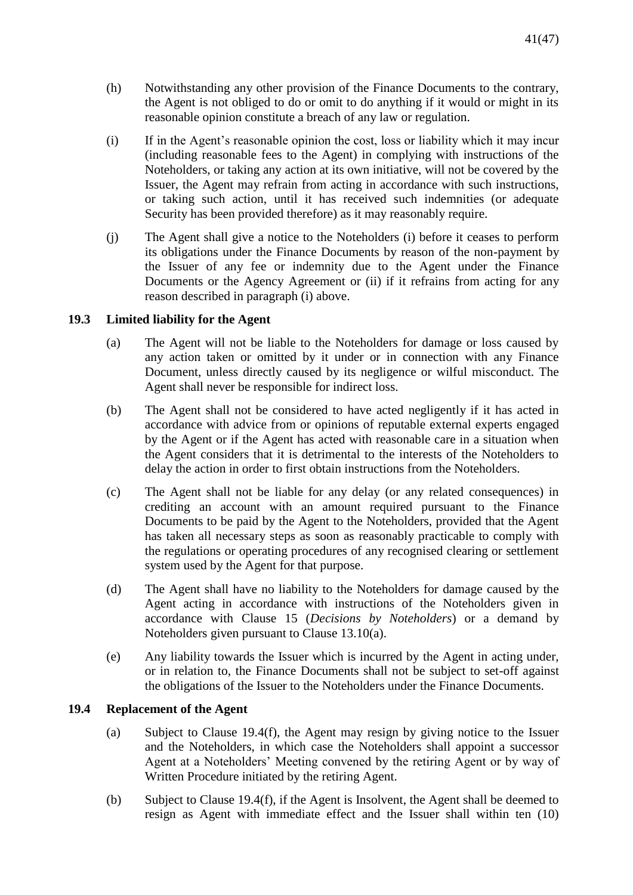(h) Notwithstanding any other provision of the Finance Documents to the contrary, the Agent is not obliged to do or omit to do anything if it would or might in its reasonable opinion constitute a breach of any law or regulation.

(i) If in the Agent's reasonable opinion the cost, loss or liability which it may incur (including reasonable fees to the Agent) in complying with instructions of the Noteholders, or taking any action at its own initiative, will not be covered by the Issuer, the Agent may refrain from acting in accordance with such instructions, or taking such action, until it has received such indemnities (or adequate Security has been provided therefore) as it may reasonably require.

(j) The Agent shall give a notice to the Noteholders (i) before it ceases to perform its obligations under the Finance Documents by reason of the non-payment by the Issuer of any fee or indemnity due to the Agent under the Finance Documents or the Agency Agreement or (ii) if it refrains from acting for any reason described in paragraph (i) above.

### 19.3 Limited liability for the Agent

(a) The Agent will not be liable to the Noteholders for damage or loss caused by any action taken or omitted by it under or in connection with any Finance Document, unless directly caused by its negligence or wilful misconduct. The Agent shall never be responsible for indirect loss.

(b) The Agent shall not be considered to have acted negligently if it has acted in accordance with advice from or opinions of reputable external experts engaged by the Agent or if the Agent has acted with reasonable care in a situation when the Agent considers that it is detrimental to the interests of the Noteholders to delay the action in order to first obtain instructions from the Noteholders.

(c) The Agent shall not be liable for any delay (or any related consequences) in crediting an account with an amount required pursuant to the Finance Documents to be paid by the Agent to the Noteholders, provided that the Agent has taken all necessary steps as soon as reasonably practicable to comply with the regulations or operating procedures of any recognised clearing or settlement system used by the Agent for that purpose.

(d) The Agent shall have no liability to the Noteholders for damage caused by the Agent acting in accordance with instructions of the Noteholders given in accordance with Clause 15 (*Decisions by Noteholders*) or a demand by Noteholders given pursuant to Clause 13.10(a).

(e) Any liability towards the Issuer which is incurred by the Agent in acting under, or in relation to, the Finance Documents shall not be subject to set-off against the obligations of the Issuer to the Noteholders under the Finance Documents.

### 19.4 Replacement of the Agent

(a) Subject to Clause 19.4(f), the Agent may resign by giving notice to the Issuer and the Noteholders, in which case the Noteholders shall appoint a successor Agent at a Noteholders' Meeting convened by the retiring Agent or by way of Written Procedure initiated by the retiring Agent.

(b) Subject to Clause 19.4(f), if the Agent is Insolvent, the Agent shall be deemed to resign as Agent with immediate effect and the Issuer shall within ten (10)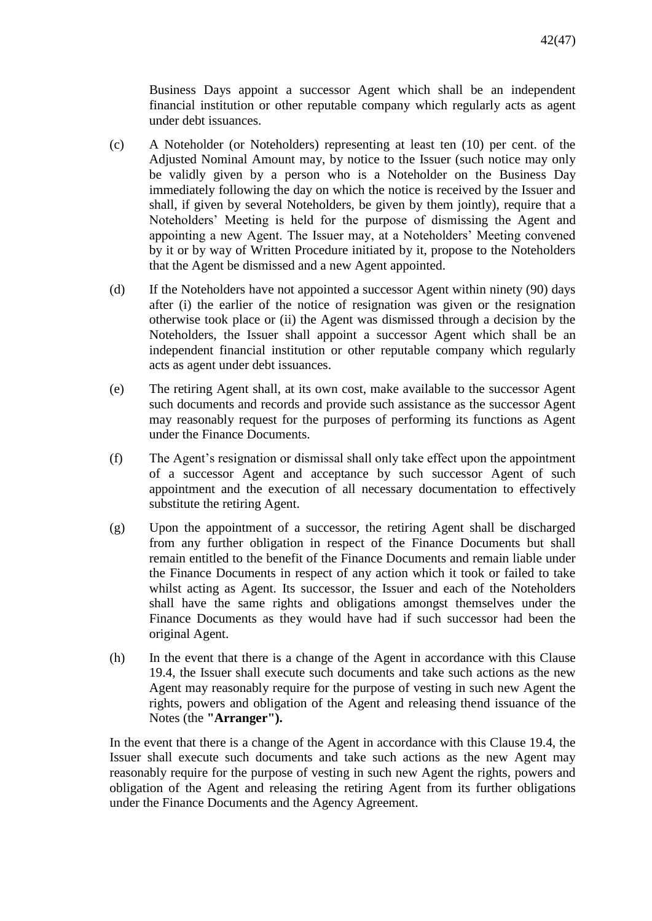Business Days appoint a successor Agent which shall be an independent financial institution or other reputable company which regularly acts as agent under debt issuances.

(c) A Noteholder (or Noteholders) representing at least ten (10) per cent. of the Adjusted Nominal Amount may, by notice to the Issuer (such notice may only be validly given by a person who is a Noteholder on the Business Day immediately following the day on which the notice is received by the Issuer and shall, if given by several Noteholders, be given by them jointly), require that a Noteholders' Meeting is held for the purpose of dismissing the Agent and appointing a new Agent. The Issuer may, at a Noteholders' Meeting convened by it or by way of Written Procedure initiated by it, propose to the Noteholders that the Agent be dismissed and a new Agent appointed.

(d) If the Noteholders have not appointed a successor Agent within ninety (90) days after (i) the earlier of the notice of resignation was given or the resignation otherwise took place or (ii) the Agent was dismissed through a decision by the Noteholders, the Issuer shall appoint a successor Agent which shall be an independent financial institution or other reputable company which regularly acts as agent under debt issuances.

(e) The retiring Agent shall, at its own cost, make available to the successor Agent such documents and records and provide such assistance as the successor Agent may reasonably request for the purposes of performing its functions as Agent under the Finance Documents.

(f) The Agent's resignation or dismissal shall only take effect upon the appointment of a successor Agent and acceptance by such successor Agent of such appointment and the execution of all necessary documentation to effectively substitute the retiring Agent.

(g) Upon the appointment of a successor, the retiring Agent shall be discharged from any further obligation in respect of the Finance Documents but shall remain entitled to the benefit of the Finance Documents and remain liable under the Finance Documents in respect of any action which it took or failed to take whilst acting as Agent. Its successor, the Issuer and each of the Noteholders shall have the same rights and obligations amongst themselves under the Finance Documents as they would have had if such successor had been the original Agent.

(h) In the event that there is a change of the Agent in accordance with this Clause 19.4, the Issuer shall execute such documents and take such actions as the new Agent may reasonably require for the purpose of vesting in such new Agent the rights, powers and obligation of the Agent and releasing thend issuance of the Notes (the **"Arranger").**

In the event that there is a change of the Agent in accordance with this Clause 19.4, the Issuer shall execute such documents and take such actions as the new Agent may reasonably require for the purpose of vesting in such new Agent the rights, powers and obligation of the Agent and releasing the retiring Agent from its further obligations under the Finance Documents and the Agency Agreement.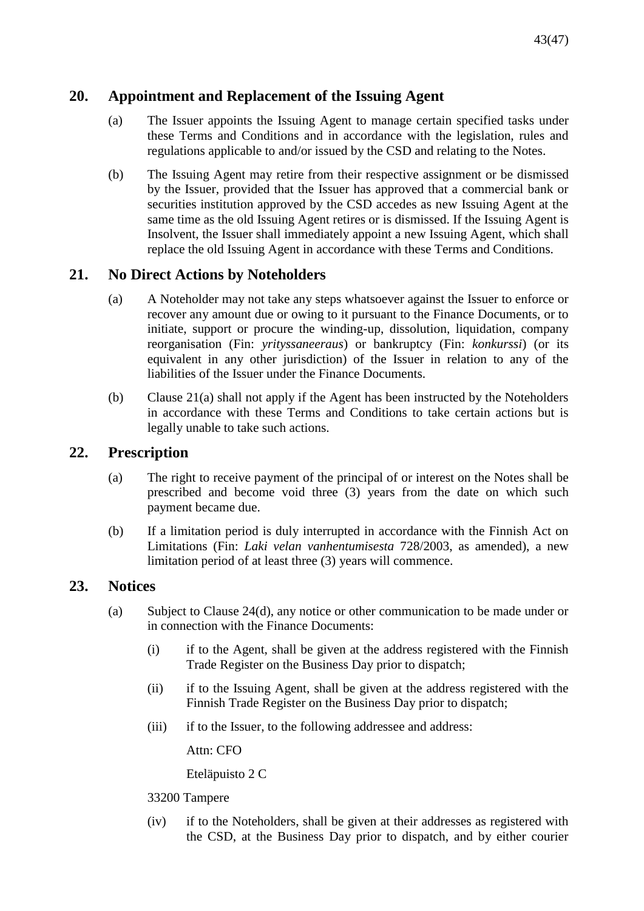## 20. Appointment and Replacement of the Issuing Agent

(a) The Issuer appoints the Issuing Agent to manage certain specified tasks under these Terms and Conditions and in accordance with the legislation, rules and regulations applicable to and/or issued by the CSD and relating to the Notes.

(b) The Issuing Agent may retire from their respective assignment or be dismissed by the Issuer, provided that the Issuer has approved that a commercial bank or securities institution approved by the CSD accedes as new Issuing Agent at the same time as the old Issuing Agent retires or is dismissed. If the Issuing Agent is Insolvent, the Issuer shall immediately appoint a new Issuing Agent, which shall replace the old Issuing Agent in accordance with these Terms and Conditions.

## 21. No Direct Actions by Noteholders

(a) A Noteholder may not take any steps whatsoever against the Issuer to enforce or recover any amount due or owing to it pursuant to the Finance Documents, or to initiate, support or procure the winding-up, dissolution, liquidation, company reorganisation (Fin: *yrityssaneeraus*) or bankruptcy (Fin: *konkurssi*) (or its equivalent in any other jurisdiction) of the Issuer in relation to any of the liabilities of the Issuer under the Finance Documents.

(b) Clause 21(a) shall not apply if the Agent has been instructed by the Noteholders in accordance with these Terms and Conditions to take certain actions but is legally unable to take such actions.

## 22. Prescription

(a) The right to receive payment of the principal of or interest on the Notes shall be prescribed and become void three (3) years from the date on which such payment became due.

(b) If a limitation period is duly interrupted in accordance with the Finnish Act on Limitations (Fin: *Laki velan vanhentumisesta* 728/2003, as amended), a new limitation period of at least three (3) years will commence.

## 23. Notices

(a) Subject to Clause 24(d), any notice or other communication to be made under or in connection with the Finance Documents:

(i) if to the Agent, shall be given at the address registered with the Finnish Trade Register on the Business Day prior to dispatch;

(ii) if to the Issuing Agent, shall be given at the address registered with the Finnish Trade Register on the Business Day prior to dispatch;

(iii) if to the Issuer, to the following addressee and address:

Attn: CFO

Eteläpuisto 2 C

33200 Tampere

(iv) if to the Noteholders, shall be given at their addresses as registered with the CSD, at the Business Day prior to dispatch, and by either courier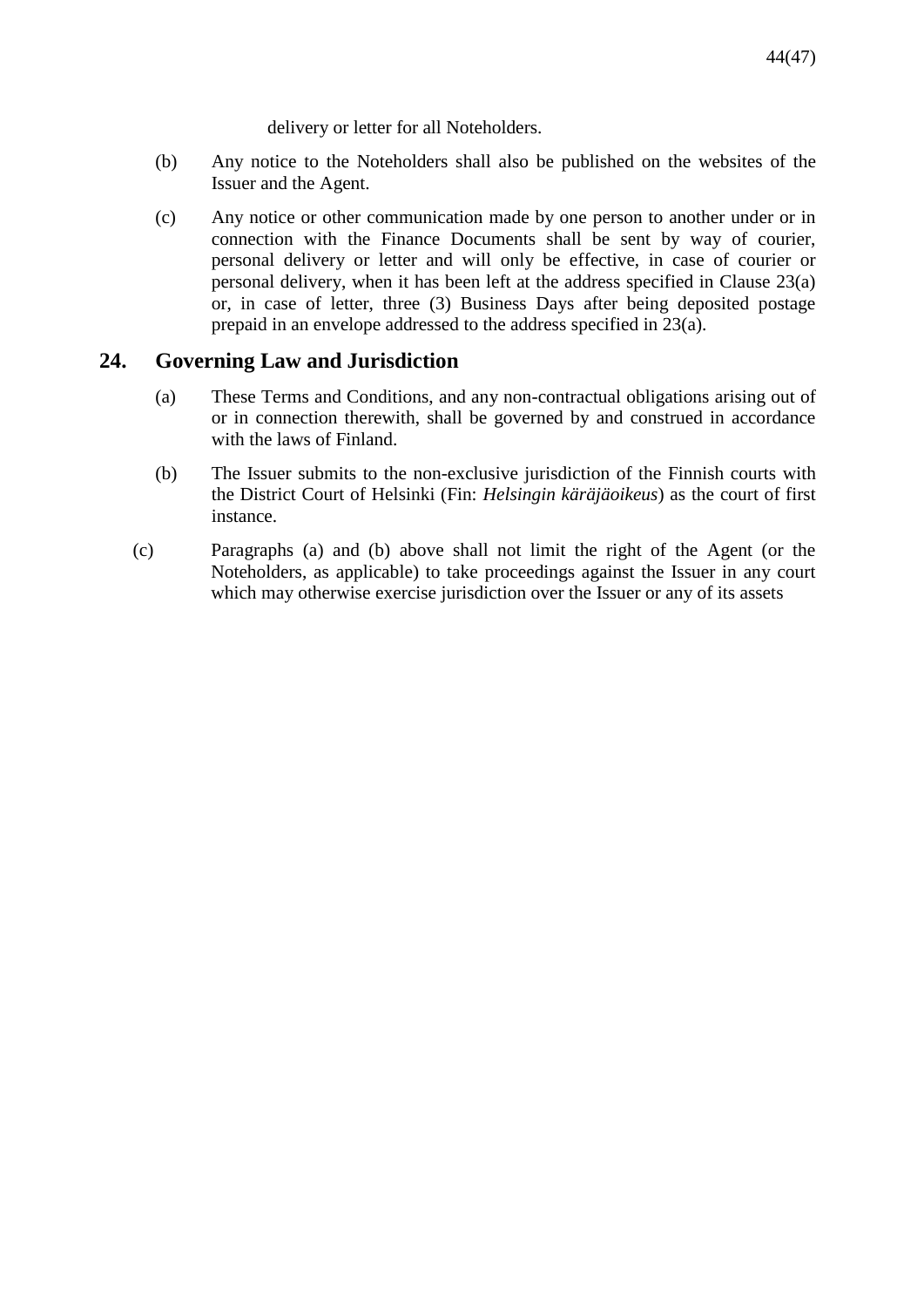delivery or letter for all Noteholders.

(b) Any notice to the Noteholders shall also be published on the websites of the Issuer and the Agent.

(c) Any notice or other communication made by one person to another under or in connection with the Finance Documents shall be sent by way of courier, personal delivery or letter and will only be effective, in case of courier or personal delivery, when it has been left at the address specified in Clause 23(a) or, in case of letter, three (3) Business Days after being deposited postage prepaid in an envelope addressed to the address specified in 23(a).

## 24. Governing Law and Jurisdiction

(a) These Terms and Conditions, and any non-contractual obligations arising out of or in connection therewith, shall be governed by and construed in accordance with the laws of Finland.

(b) The Issuer submits to the non-exclusive jurisdiction of the Finnish courts with the District Court of Helsinki (Fin: *Helsingin käräjäoikeus*) as the court of first instance.

(c) Paragraphs (a) and (b) above shall not limit the right of the Agent (or the Noteholders, as applicable) to take proceedings against the Issuer in any court which may otherwise exercise jurisdiction over the Issuer or any of its assets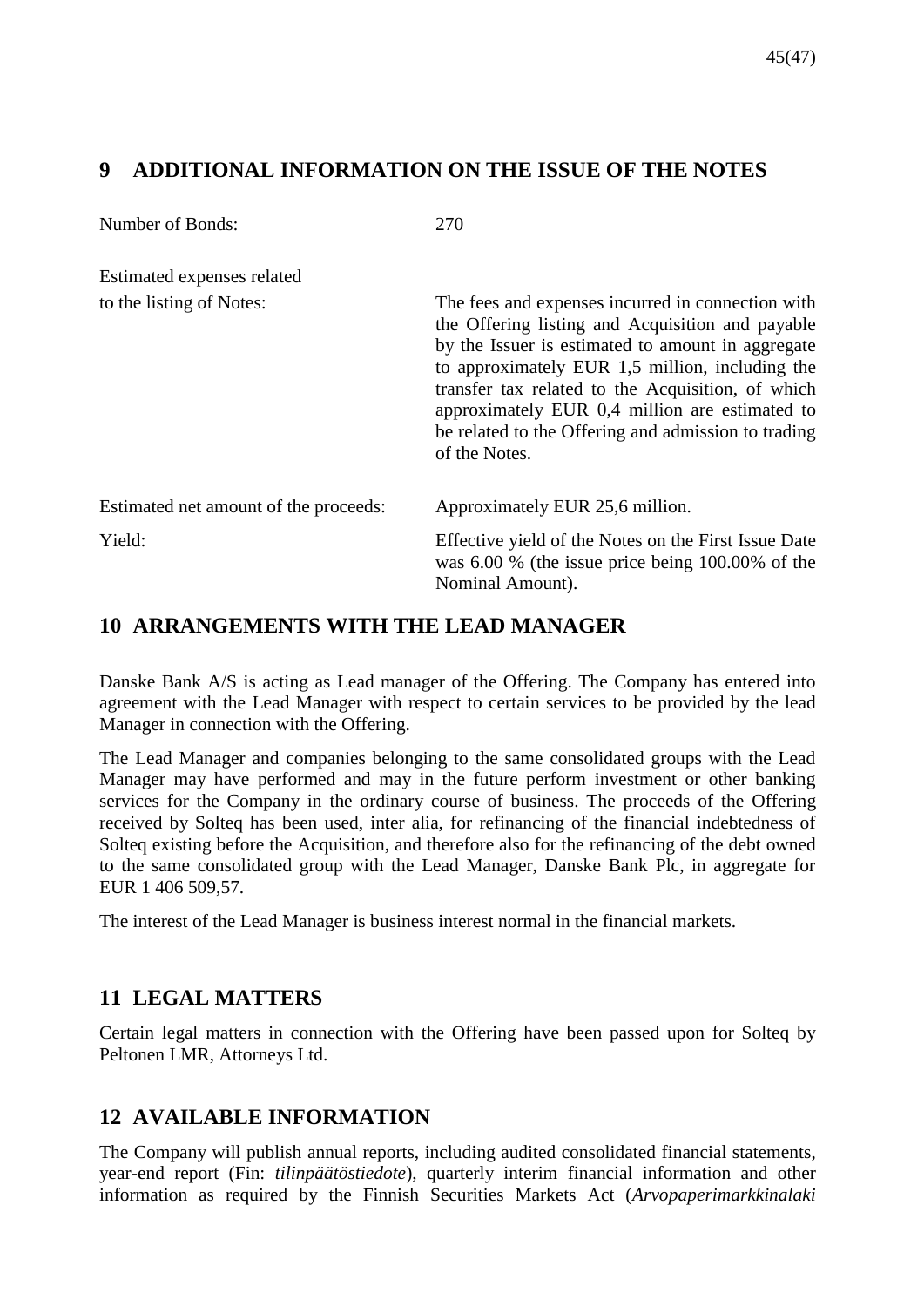## 9 ADDITIONAL INFORMATION ON THE ISSUE OF THE NOTES

| | |
|---|---|
| Number of Bonds: | 270 |
| Estimated expenses related to the listing of Notes: | The fees and expenses incurred in connection with the Offering listing and Acquisition and payable by the Issuer is estimated to amount in aggregate to approximately EUR 1,5 million, including the transfer tax related to the Acquisition, of which approximately EUR 0,4 million are estimated to be related to the Offering and admission to trading of the Notes. |
| Estimated net amount of the proceeds: | Approximately EUR 25,6 million. |
| Yield: | Effective yield of the Notes on the First Issue Date was 6.00 % (the issue price being 100.00% of the Nominal Amount). |

## 10 ARRANGEMENTS WITH THE LEAD MANAGER

Danske Bank A/S is acting as Lead manager of the Offering. The Company has entered into agreement with the Lead Manager with respect to certain services to be provided by the lead Manager in connection with the Offering.

The Lead Manager and companies belonging to the same consolidated groups with the Lead Manager may have performed and may in the future perform investment or other banking services for the Company in the ordinary course of business. The proceeds of the Offering received by Solteq has been used, inter alia, for refinancing of the financial indebtedness of Solteq existing before the Acquisition, and therefore also for the refinancing of the debt owned to the same consolidated group with the Lead Manager, Danske Bank Plc, in aggregate for EUR 1 406 509,57.

The interest of the Lead Manager is business interest normal in the financial markets.

## 11 LEGAL MATTERS

Certain legal matters in connection with the Offering have been passed upon for Solteq by Peltonen LMR, Attorneys Ltd.

## 12 AVAILABLE INFORMATION

The Company will publish annual reports, including audited consolidated financial statements, year-end report (Fin: *tilinpäätöstiedote*), quarterly interim financial information and other information as required by the Finnish Securities Markets Act (*Arvopaperimarkkinalaki*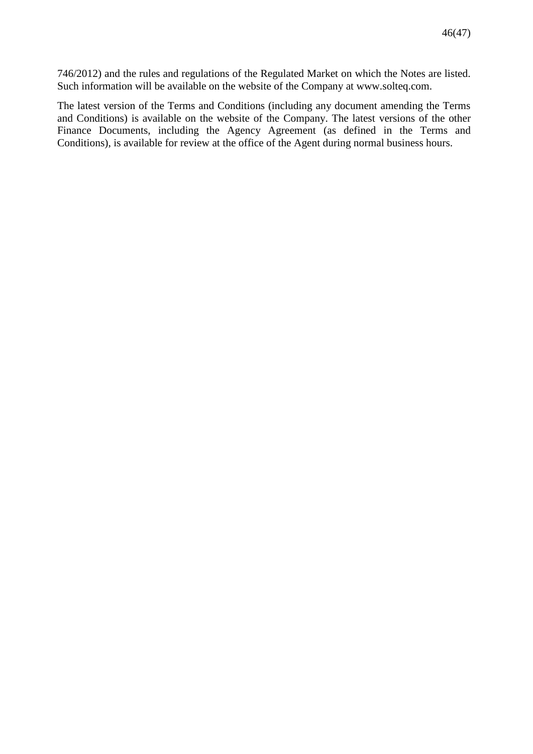746/2012) and the rules and regulations of the Regulated Market on which the Notes are listed. Such information will be available on the website of the Company at www.solteq.com.

The latest version of the Terms and Conditions (including any document amending the Terms and Conditions) is available on the website of the Company. The latest versions of the other Finance Documents, including the Agency Agreement (as defined in the Terms and Conditions), is available for review at the office of the Agent during normal business hours.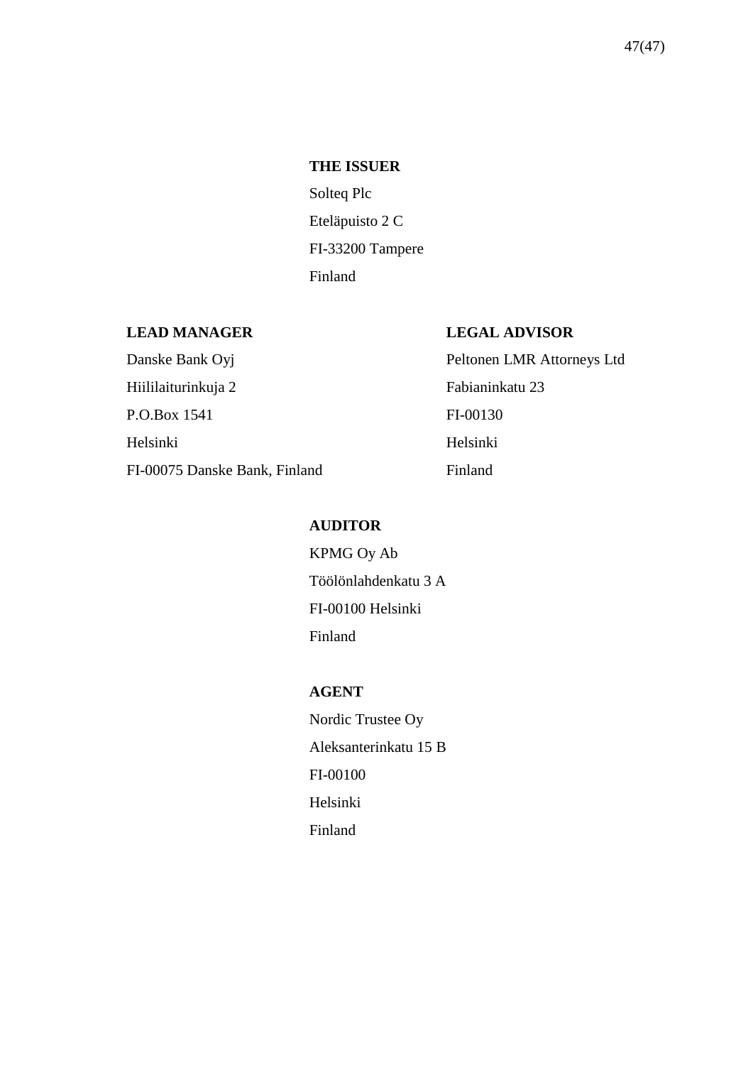**THE ISSUER**

Solteq Plc

Eteläpuisto 2 C

FI-33200 Tampere

Finland

**LEAD MANAGER**

Danske Bank Oyj

Hiililaiturinkuja 2

P.O.Box 1541

Helsinki

FI-00075 Danske Bank, Finland

**LEGAL ADVISOR**

Peltonen LMR Attorneys Ltd

Fabianinkatu 23

FI-00130

Helsinki

Finland

**AUDITOR**

KPMG Oy Ab

Töölönlahdenkatu 3 A

FI-00100 Helsinki

Finland

**AGENT**

Nordic Trustee Oy

Aleksanterinkatu 15 B

FI-00100

Helsinki

Finland